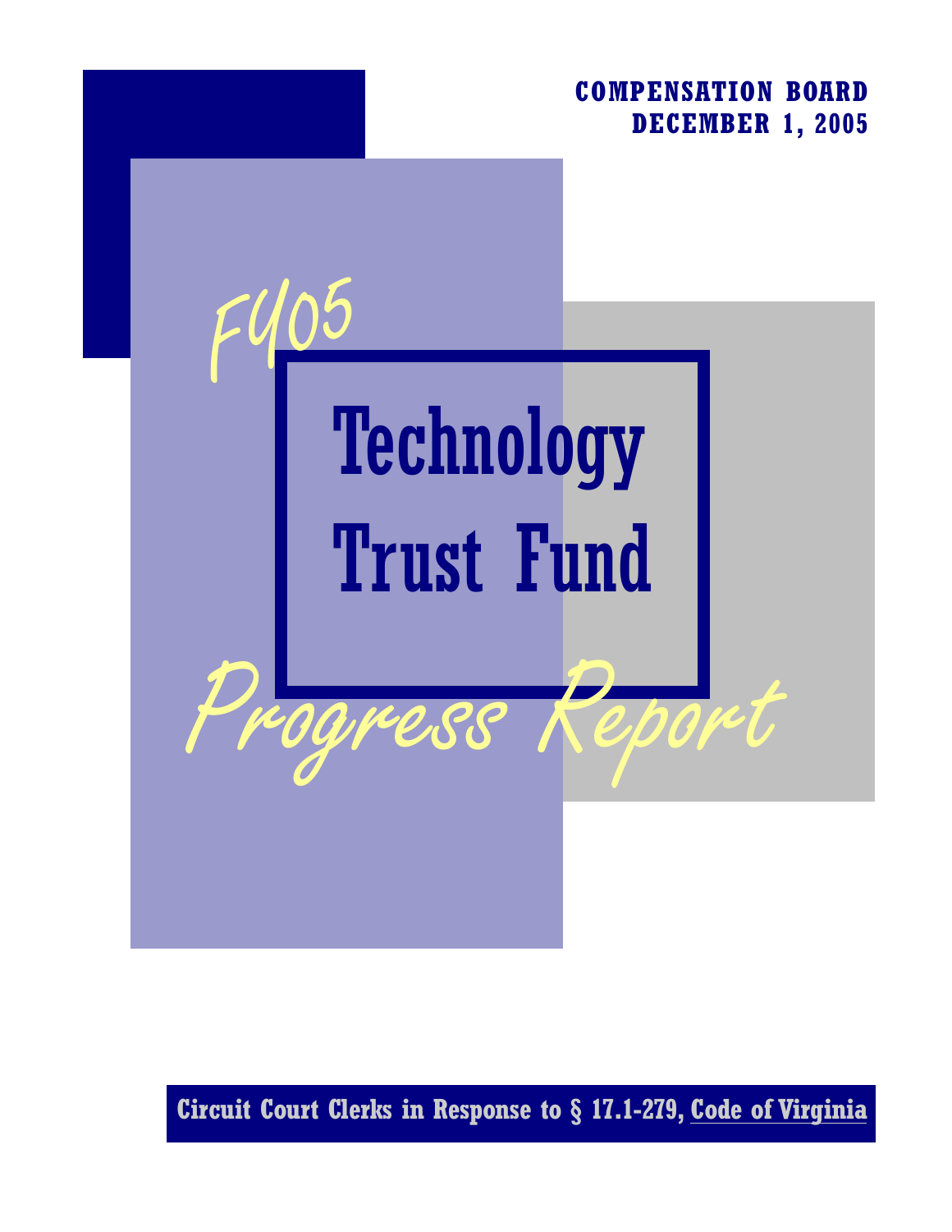**COMPENSATION BOARD**
**DECEMBER 1, 2005**

*FY05*

# Technology Trust Fund

*Progress Report*

**Circuit Court Clerks in Response to § 17.1-279, Code of Virginia**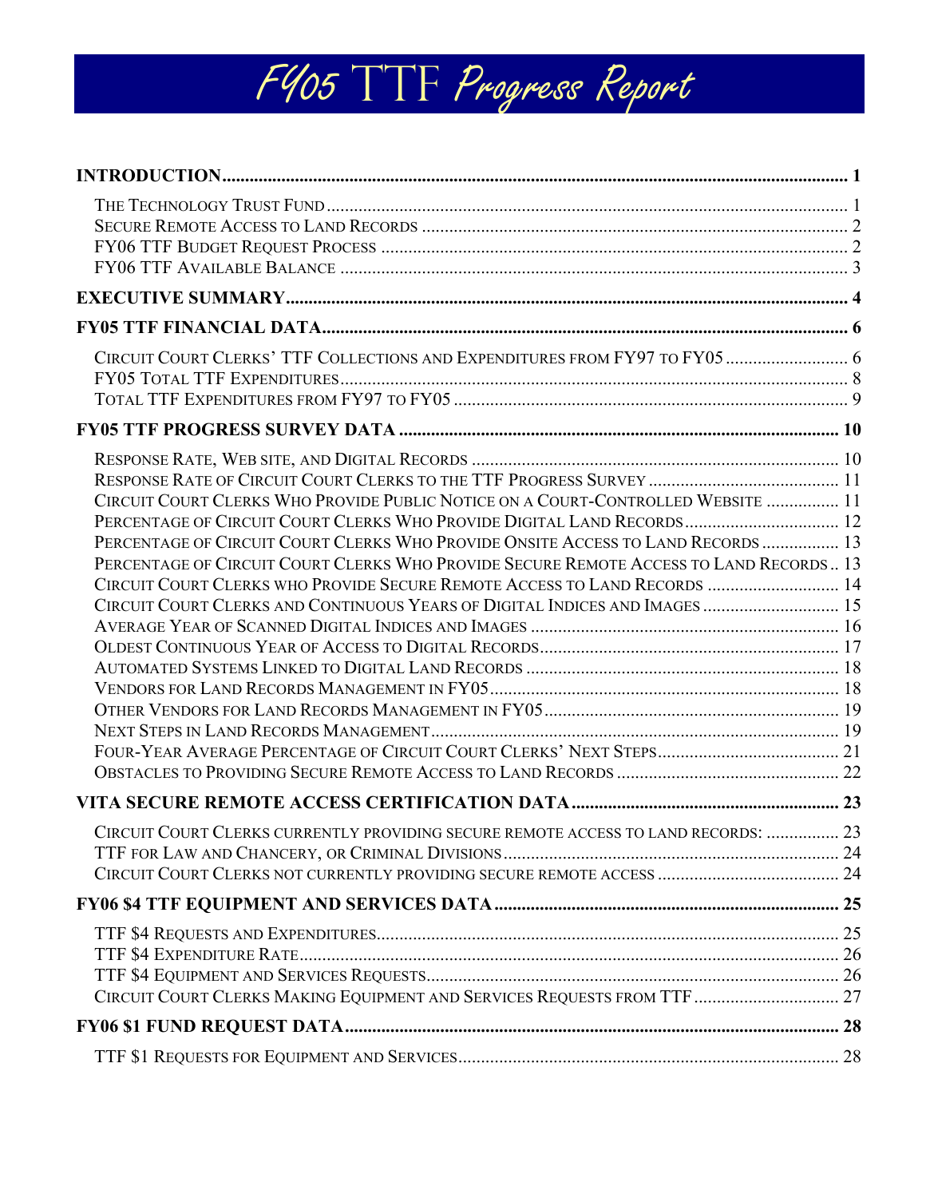# FY05 TTF Progress Report

**INTRODUCTION** ..... 1

- The Technology Trust Fund ..... 1
- Secure Remote Access to Land Records ..... 2
- FY06 TTF Budget Request Process ..... 2
- FY06 TTF Available Balance ..... 3

**EXECUTIVE SUMMARY** ..... 4

**FY05 TTF FINANCIAL DATA** ..... 6

- Circuit Court Clerks' TTF Collections and Expenditures from FY97 to FY05 ..... 6
- FY05 Total TTF Expenditures ..... 8
- Total TTF Expenditures from FY97 to FY05 ..... 9

**FY05 TTF PROGRESS SURVEY DATA** ..... 10

- Response Rate, Web site, and Digital Records ..... 10
- Response Rate of Circuit Court Clerks to the TTF Progress Survey ..... 11
- Circuit Court Clerks Who Provide Public Notice on a Court-Controlled Website ..... 11
- Percentage of Circuit Court Clerks Who Provide Digital Land Records ..... 12
- Percentage of Circuit Court Clerks Who Provide Onsite Access to Land Records ..... 13
- Percentage of Circuit Court Clerks Who Provide Secure Remote Access to Land Records ..... 13
- Circuit Court Clerks who Provide Secure Remote Access to Land Records ..... 14
- Circuit Court Clerks and Continuous Years of Digital Indices and Images ..... 15
- Average Year of Scanned Digital Indices and Images ..... 16
- Oldest Continuous Year of Access to Digital Records ..... 17
- Automated Systems Linked to Digital Land Records ..... 18
- Vendors for Land Records Management in FY05 ..... 18
- Other Vendors for Land Records Management in FY05 ..... 19
- Next Steps in Land Records Management ..... 19
- Four-Year Average Percentage of Circuit Court Clerks' Next Steps ..... 21
- Obstacles to Providing Secure Remote Access to Land Records ..... 22

**VITA SECURE REMOTE ACCESS CERTIFICATION DATA** ..... 23

- Circuit Court Clerks currently providing secure remote access to land records: ..... 23
- TTF for Law and Chancery, or Criminal Divisions ..... 24
- Circuit Court Clerks not currently providing secure remote access ..... 24

**FY06 $4 TTF EQUIPMENT AND SERVICES DATA** ..... 25

- TTF $4 Requests and Expenditures ..... 25
- TTF $4 Expenditure Rate ..... 26
- TTF $4 Equipment and Services Requests ..... 26
- Circuit Court Clerks Making Equipment and Services Requests from TTF ..... 27

**FY06 $1 FUND REQUEST DATA** ..... 28

- TTF $1 Requests for Equipment and Services ..... 28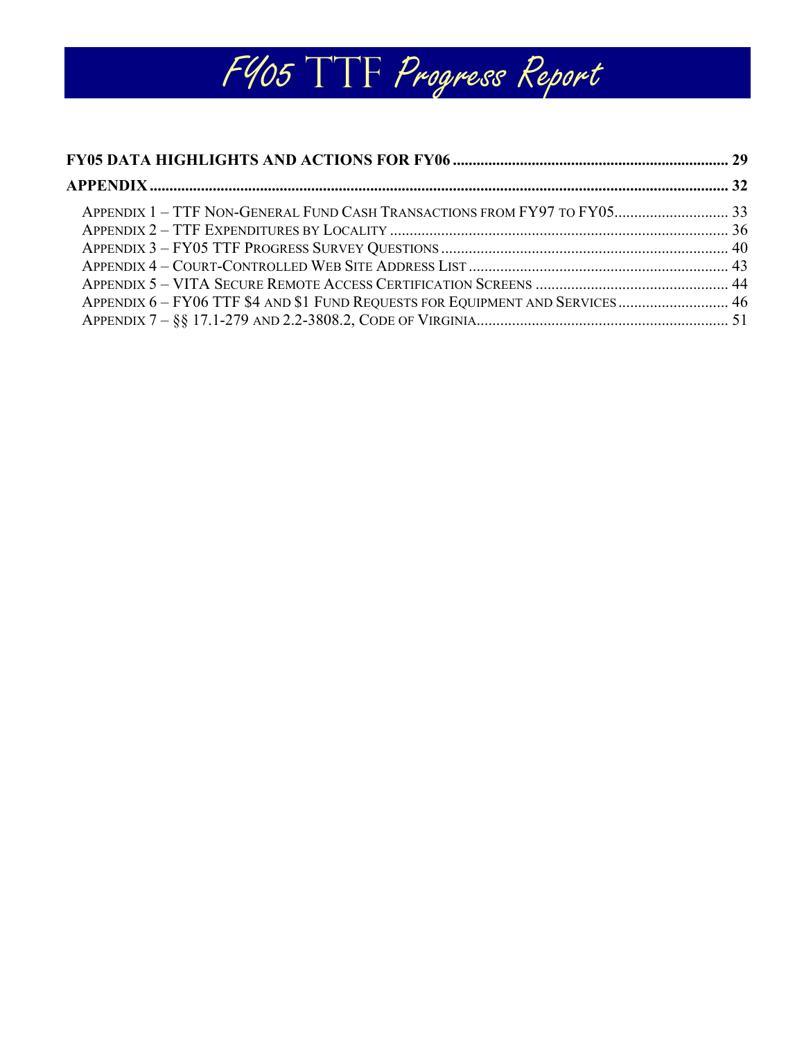**FY05 DATA HIGHLIGHTS AND ACTIONS FOR FY06** ..................................................................... 29

**APPENDIX** ..................................................................................................................................................... 32

- APPENDIX 1 – TTF NON-GENERAL FUND CASH TRANSACTIONS FROM FY97 TO FY05 ............................ 33
- APPENDIX 2 – TTF EXPENDITURES BY LOCALITY ...................................................................................... 36
- APPENDIX 3 – FY05 TTF PROGRESS SURVEY QUESTIONS .......................................................................... 40
- APPENDIX 4 – COURT-CONTROLLED WEB SITE ADDRESS LIST .................................................................. 43
- APPENDIX 5 – VITA SECURE REMOTE ACCESS CERTIFICATION SCREENS ................................................. 44
- APPENDIX 6 – FY06 TTF $4 AND $1 FUND REQUESTS FOR EQUIPMENT AND SERVICES ............................ 46
- APPENDIX 7 – §§ 17.1-279 AND 2.2-3808.2, CODE OF VIRGINIA ................................................................. 51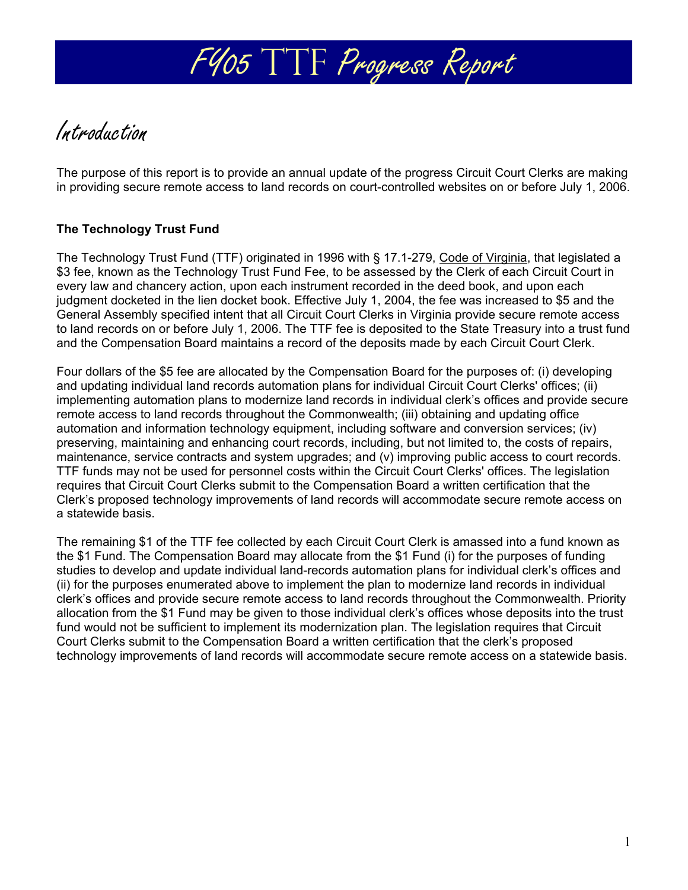# FY05 TTF Progress Report

## Introduction

The purpose of this report is to provide an annual update of the progress Circuit Court Clerks are making in providing secure remote access to land records on court-controlled websites on or before July 1, 2006.

### The Technology Trust Fund

The Technology Trust Fund (TTF) originated in 1996 with § 17.1-279, Code of Virginia, that legislated a $3 fee, known as the Technology Trust Fund Fee, to be assessed by the Clerk of each Circuit Court in every law and chancery action, upon each instrument recorded in the deed book, and upon each judgment docketed in the lien docket book. Effective July 1, 2004, the fee was increased to $5 and the General Assembly specified intent that all Circuit Court Clerks in Virginia provide secure remote access to land records on or before July 1, 2006. The TTF fee is deposited to the State Treasury into a trust fund and the Compensation Board maintains a record of the deposits made by each Circuit Court Clerk.

Four dollars of the $5 fee are allocated by the Compensation Board for the purposes of: (i) developing and updating individual land records automation plans for individual Circuit Court Clerks' offices; (ii) implementing automation plans to modernize land records in individual clerk's offices and provide secure remote access to land records throughout the Commonwealth; (iii) obtaining and updating office automation and information technology equipment, including software and conversion services; (iv) preserving, maintaining and enhancing court records, including, but not limited to, the costs of repairs, maintenance, service contracts and system upgrades; and (v) improving public access to court records. TTF funds may not be used for personnel costs within the Circuit Court Clerks' offices. The legislation requires that Circuit Court Clerks submit to the Compensation Board a written certification that the Clerk's proposed technology improvements of land records will accommodate secure remote access on a statewide basis.

The remaining $1 of the TTF fee collected by each Circuit Court Clerk is amassed into a fund known as the $1 Fund. The Compensation Board may allocate from the $1 Fund (i) for the purposes of funding studies to develop and update individual land-records automation plans for individual clerk's offices and (ii) for the purposes enumerated above to implement the plan to modernize land records in individual clerk's offices and provide secure remote access to land records throughout the Commonwealth. Priority allocation from the $1 Fund may be given to those individual clerk's offices whose deposits into the trust fund would not be sufficient to implement its modernization plan. The legislation requires that Circuit Court Clerks submit to the Compensation Board a written certification that the clerk's proposed technology improvements of land records will accommodate secure remote access on a statewide basis.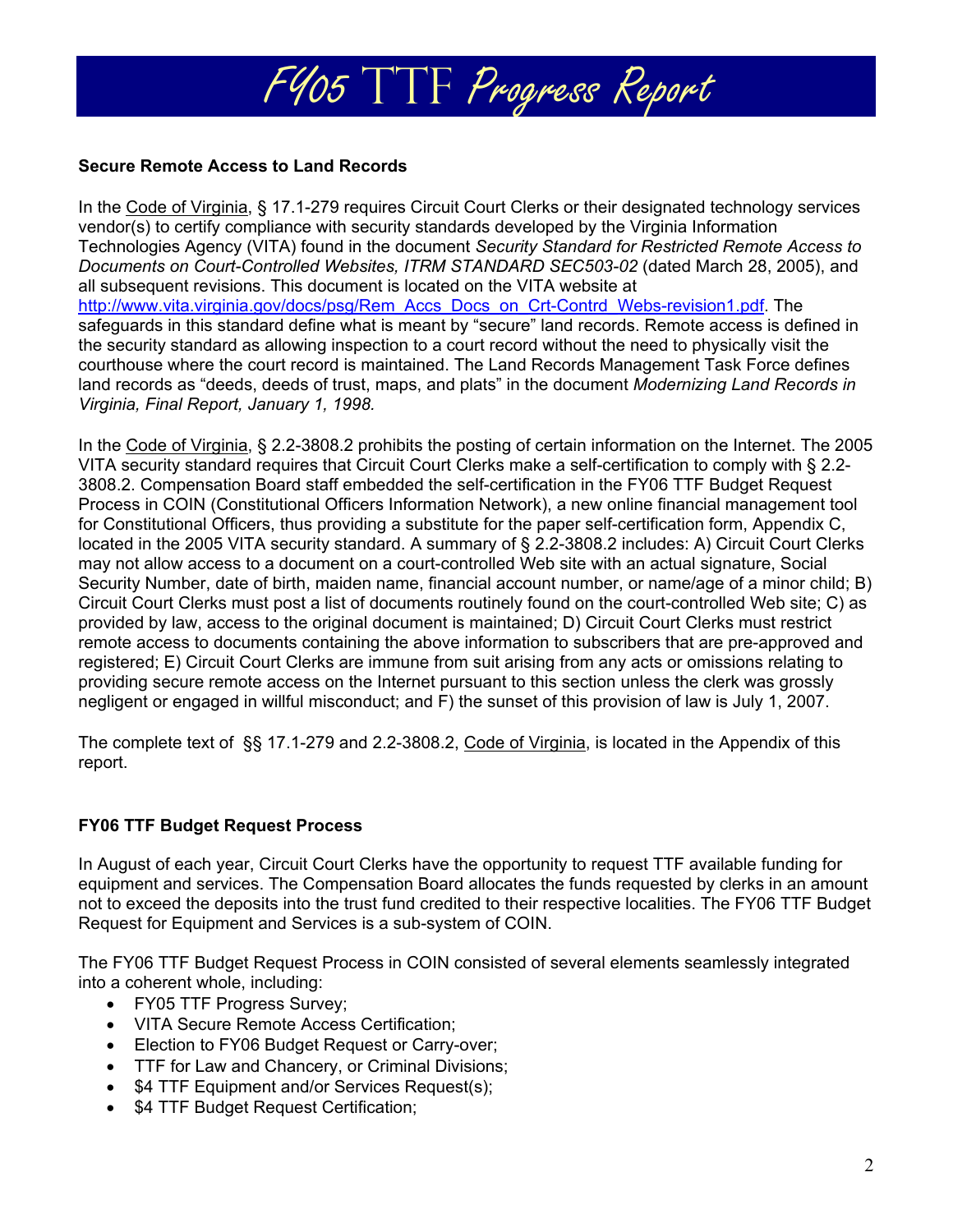# FY05 TTF Progress Report

**Secure Remote Access to Land Records**

In the Code of Virginia, § 17.1-279 requires Circuit Court Clerks or their designated technology services vendor(s) to certify compliance with security standards developed by the Virginia Information Technologies Agency (VITA) found in the document *Security Standard for Restricted Remote Access to Documents on Court-Controlled Websites, ITRM STANDARD SEC503-02* (dated March 28, 2005), and all subsequent revisions. This document is located on the VITA website at http://www.vita.virginia.gov/docs/psg/Rem_Accs_Docs_on_Crt-Contrd_Webs-revision1.pdf. The safeguards in this standard define what is meant by "secure" land records. Remote access is defined in the security standard as allowing inspection to a court record without the need to physically visit the courthouse where the court record is maintained. The Land Records Management Task Force defines land records as "deeds, deeds of trust, maps, and plats" in the document *Modernizing Land Records in Virginia, Final Report, January 1, 1998.*

In the Code of Virginia, § 2.2-3808.2 prohibits the posting of certain information on the Internet. The 2005 VITA security standard requires that Circuit Court Clerks make a self-certification to comply with § 2.2-3808.2. Compensation Board staff embedded the self-certification in the FY06 TTF Budget Request Process in COIN (Constitutional Officers Information Network), a new online financial management tool for Constitutional Officers, thus providing a substitute for the paper self-certification form, Appendix C, located in the 2005 VITA security standard. A summary of § 2.2-3808.2 includes: A) Circuit Court Clerks may not allow access to a document on a court-controlled Web site with an actual signature, Social Security Number, date of birth, maiden name, financial account number, or name/age of a minor child; B) Circuit Court Clerks must post a list of documents routinely found on the court-controlled Web site; C) as provided by law, access to the original document is maintained; D) Circuit Court Clerks must restrict remote access to documents containing the above information to subscribers that are pre-approved and registered; E) Circuit Court Clerks are immune from suit arising from any acts or omissions relating to providing secure remote access on the Internet pursuant to this section unless the clerk was grossly negligent or engaged in willful misconduct; and F) the sunset of this provision of law is July 1, 2007.

The complete text of §§ 17.1-279 and 2.2-3808.2, Code of Virginia, is located in the Appendix of this report.

**FY06 TTF Budget Request Process**

In August of each year, Circuit Court Clerks have the opportunity to request TTF available funding for equipment and services. The Compensation Board allocates the funds requested by clerks in an amount not to exceed the deposits into the trust fund credited to their respective localities. The FY06 TTF Budget Request for Equipment and Services is a sub-system of COIN.

The FY06 TTF Budget Request Process in COIN consisted of several elements seamlessly integrated into a coherent whole, including:

- FY05 TTF Progress Survey;
- VITA Secure Remote Access Certification;
- Election to FY06 Budget Request or Carry-over;
- TTF for Law and Chancery, or Criminal Divisions;
- $4 TTF Equipment and/or Services Request(s);
- $4 TTF Budget Request Certification;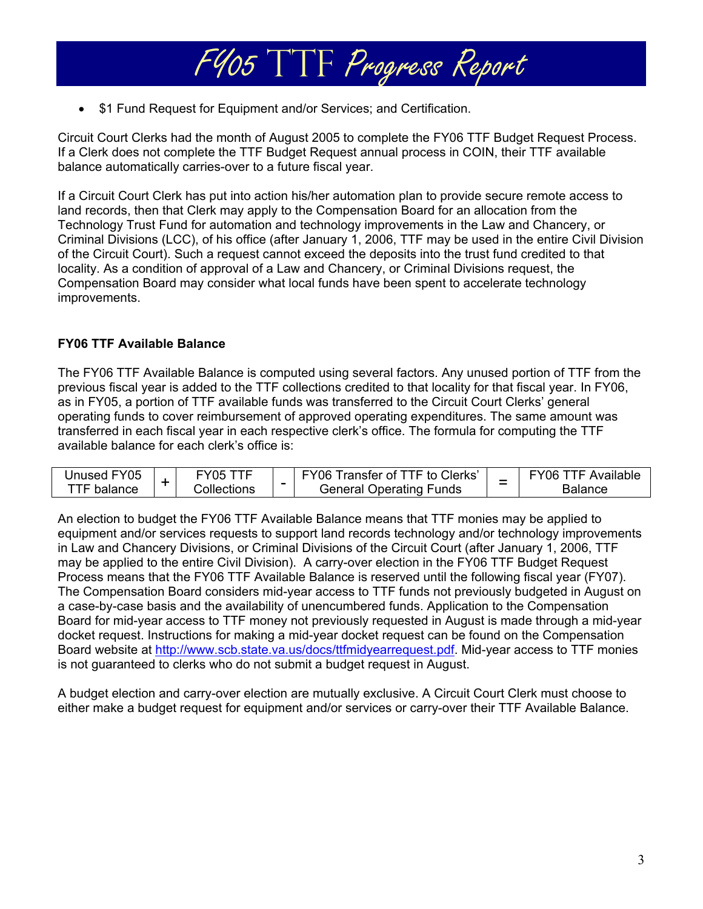- $1 Fund Request for Equipment and/or Services; and Certification.

Circuit Court Clerks had the month of August 2005 to complete the FY06 TTF Budget Request Process. If a Clerk does not complete the TTF Budget Request annual process in COIN, their TTF available balance automatically carries-over to a future fiscal year.

If a Circuit Court Clerk has put into action his/her automation plan to provide secure remote access to land records, then that Clerk may apply to the Compensation Board for an allocation from the Technology Trust Fund for automation and technology improvements in the Law and Chancery, or Criminal Divisions (LCC), of his office (after January 1, 2006, TTF may be used in the entire Civil Division of the Circuit Court). Such a request cannot exceed the deposits into the trust fund credited to that locality. As a condition of approval of a Law and Chancery, or Criminal Divisions request, the Compensation Board may consider what local funds have been spent to accelerate technology improvements.

**FY06 TTF Available Balance**

The FY06 TTF Available Balance is computed using several factors. Any unused portion of TTF from the previous fiscal year is added to the TTF collections credited to that locality for that fiscal year. In FY06, as in FY05, a portion of TTF available funds was transferred to the Circuit Court Clerks' general operating funds to cover reimbursement of approved operating expenditures. The same amount was transferred in each fiscal year in each respective clerk's office. The formula for computing the TTF available balance for each clerk's office is:

| Unused FY05 TTF balance | + | FY05 TTF Collections | - | FY06 Transfer of TTF to Clerks' General Operating Funds | = | FY06 TTF Available Balance |
|---|---|---|---|---|---|---|

An election to budget the FY06 TTF Available Balance means that TTF monies may be applied to equipment and/or services requests to support land records technology and/or technology improvements in Law and Chancery Divisions, or Criminal Divisions of the Circuit Court (after January 1, 2006, TTF may be applied to the entire Civil Division). A carry-over election in the FY06 TTF Budget Request Process means that the FY06 TTF Available Balance is reserved until the following fiscal year (FY07). The Compensation Board considers mid-year access to TTF funds not previously budgeted in August on a case-by-case basis and the availability of unencumbered funds. Application to the Compensation Board for mid-year access to TTF money not previously requested in August is made through a mid-year docket request. Instructions for making a mid-year docket request can be found on the Compensation Board website at http://www.scb.state.va.us/docs/ttfmidyearrequest.pdf. Mid-year access to TTF monies is not guaranteed to clerks who do not submit a budget request in August.

A budget election and carry-over election are mutually exclusive. A Circuit Court Clerk must choose to either make a budget request for equipment and/or services or carry-over their TTF Available Balance.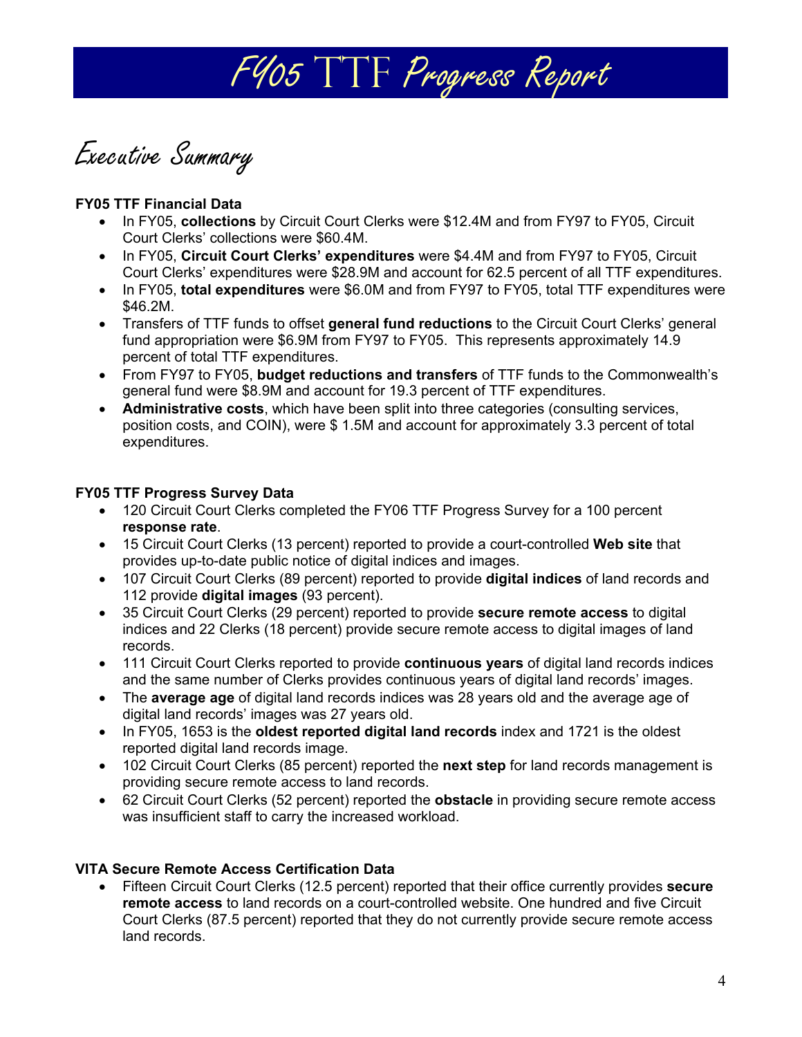# FY05 TTF Progress Report

## Executive Summary

**FY05 TTF Financial Data**

- In FY05, **collections** by Circuit Court Clerks were $12.4M and from FY97 to FY05, Circuit Court Clerks' collections were $60.4M.
- In FY05, **Circuit Court Clerks' expenditures** were $4.4M and from FY97 to FY05, Circuit Court Clerks' expenditures were $28.9M and account for 62.5 percent of all TTF expenditures.
- In FY05, **total expenditures** were $6.0M and from FY97 to FY05, total TTF expenditures were $46.2M.
- Transfers of TTF funds to offset **general fund reductions** to the Circuit Court Clerks' general fund appropriation were $6.9M from FY97 to FY05. This represents approximately 14.9 percent of total TTF expenditures.
- From FY97 to FY05, **budget reductions and transfers** of TTF funds to the Commonwealth's general fund were $8.9M and account for 19.3 percent of TTF expenditures.
- **Administrative costs**, which have been split into three categories (consulting services, position costs, and COIN), were $ 1.5M and account for approximately 3.3 percent of total expenditures.

**FY05 TTF Progress Survey Data**

- 120 Circuit Court Clerks completed the FY06 TTF Progress Survey for a 100 percent **response rate**.
- 15 Circuit Court Clerks (13 percent) reported to provide a court-controlled **Web site** that provides up-to-date public notice of digital indices and images.
- 107 Circuit Court Clerks (89 percent) reported to provide **digital indices** of land records and 112 provide **digital images** (93 percent).
- 35 Circuit Court Clerks (29 percent) reported to provide **secure remote access** to digital indices and 22 Clerks (18 percent) provide secure remote access to digital images of land records.
- 111 Circuit Court Clerks reported to provide **continuous years** of digital land records indices and the same number of Clerks provides continuous years of digital land records' images.
- The **average age** of digital land records indices was 28 years old and the average age of digital land records' images was 27 years old.
- In FY05, 1653 is the **oldest reported digital land records** index and 1721 is the oldest reported digital land records image.
- 102 Circuit Court Clerks (85 percent) reported the **next step** for land records management is providing secure remote access to land records.
- 62 Circuit Court Clerks (52 percent) reported the **obstacle** in providing secure remote access was insufficient staff to carry the increased workload.

**VITA Secure Remote Access Certification Data**

- Fifteen Circuit Court Clerks (12.5 percent) reported that their office currently provides **secure remote access** to land records on a court-controlled website. One hundred and five Circuit Court Clerks (87.5 percent) reported that they do not currently provide secure remote access land records.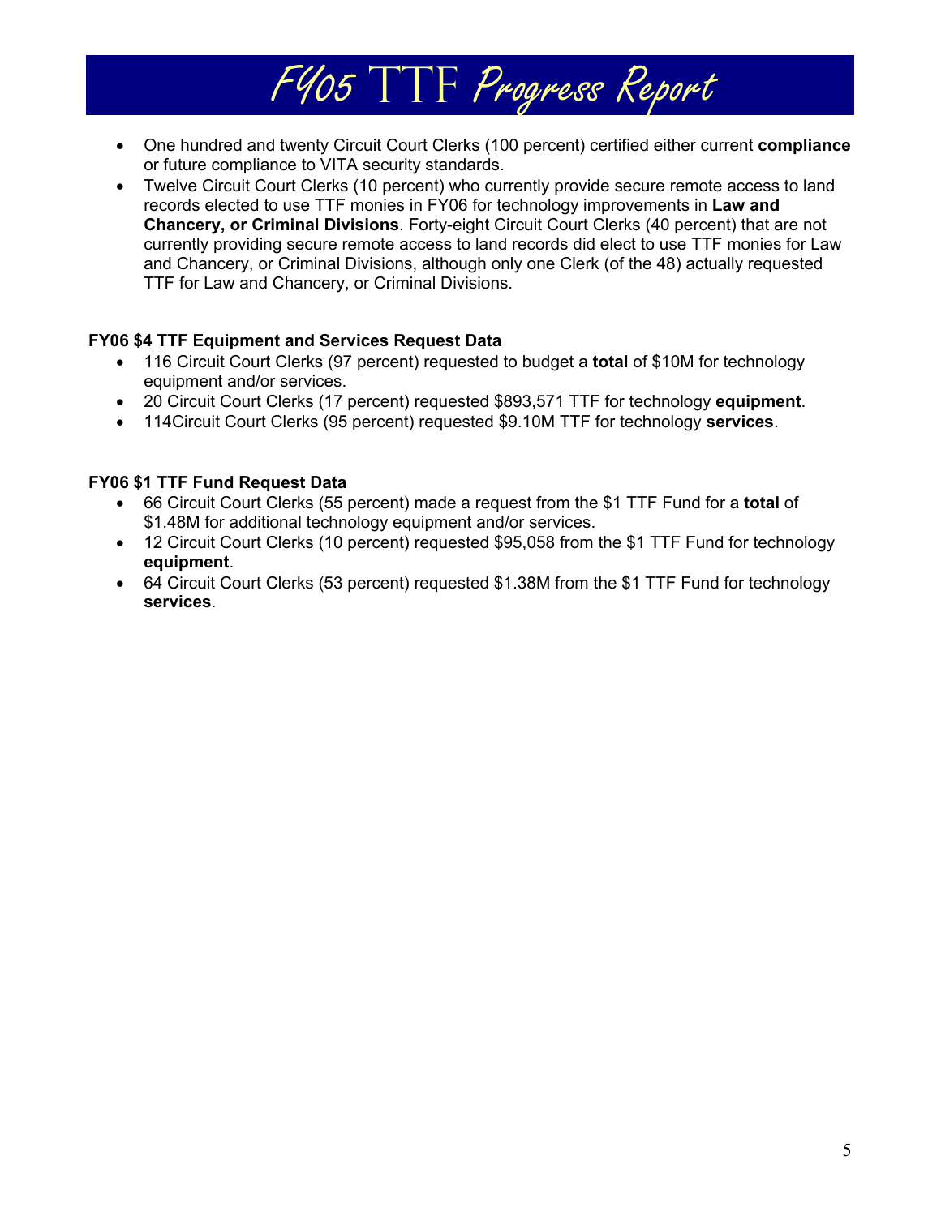- One hundred and twenty Circuit Court Clerks (100 percent) certified either current **compliance** or future compliance to VITA security standards.
- Twelve Circuit Court Clerks (10 percent) who currently provide secure remote access to land records elected to use TTF monies in FY06 for technology improvements in **Law and Chancery, or Criminal Divisions**. Forty-eight Circuit Court Clerks (40 percent) that are not currently providing secure remote access to land records did elect to use TTF monies for Law and Chancery, or Criminal Divisions, although only one Clerk (of the 48) actually requested TTF for Law and Chancery, or Criminal Divisions.

**FY06 $4 TTF Equipment and Services Request Data**

- 116 Circuit Court Clerks (97 percent) requested to budget a **total** of $10M for technology equipment and/or services.
- 20 Circuit Court Clerks (17 percent) requested $893,571 TTF for technology **equipment**.
- 114Circuit Court Clerks (95 percent) requested $9.10M TTF for technology **services**.

**FY06 $1 TTF Fund Request Data**

- 66 Circuit Court Clerks (55 percent) made a request from the $1 TTF Fund for a **total** of $1.48M for additional technology equipment and/or services.
- 12 Circuit Court Clerks (10 percent) requested $95,058 from the $1 TTF Fund for technology **equipment**.
- 64 Circuit Court Clerks (53 percent) requested $1.38M from the $1 TTF Fund for technology **services**.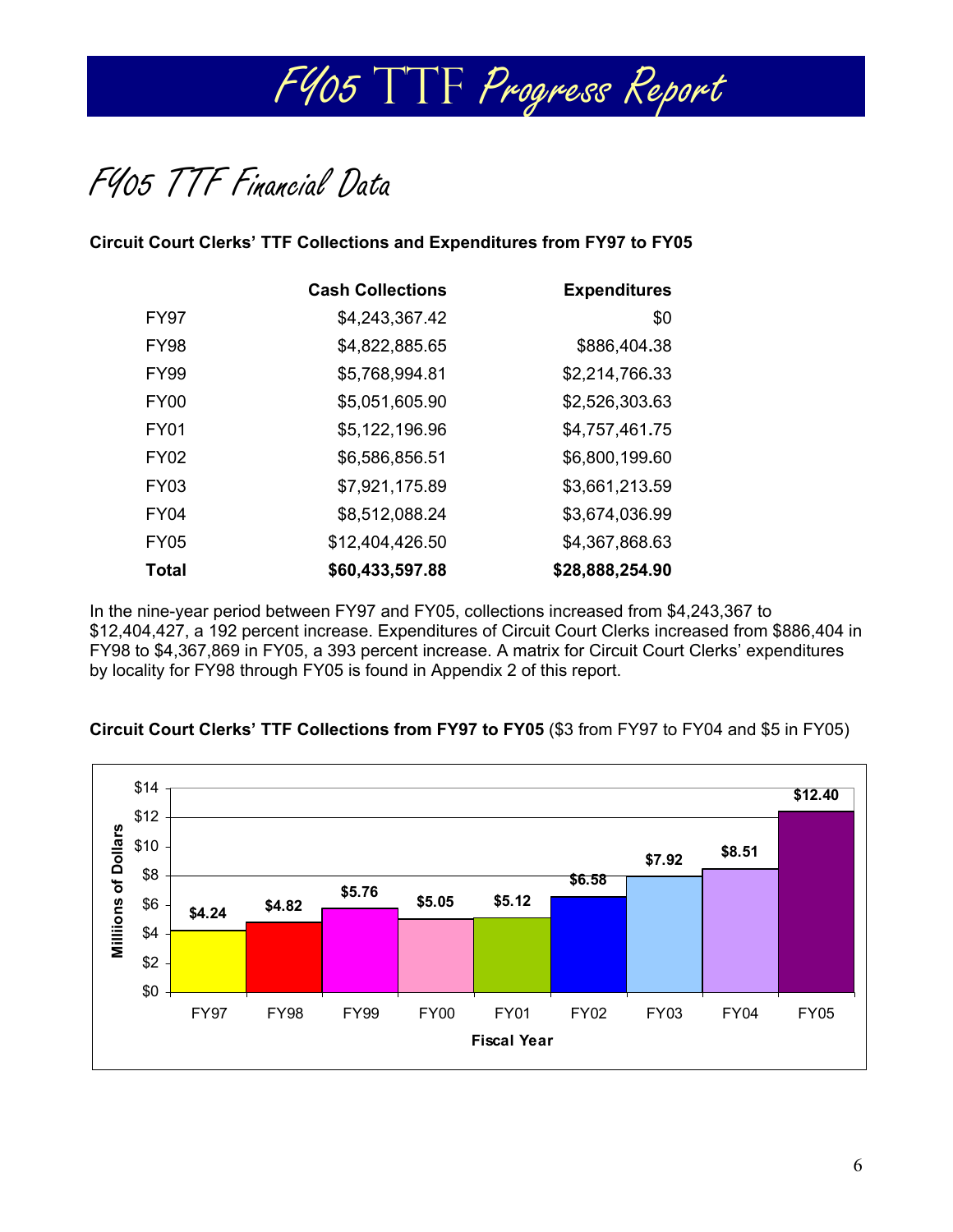## FY05 TTF Financial Data

**Circuit Court Clerks' TTF Collections and Expenditures from FY97 to FY05**

| | Cash Collections | Expenditures |
|---|---|---|
| FY97 | $4,243,367.42 | $0 |
| FY98 | $4,822,885.65 | $886,404.38 |
| FY99 | $5,768,994.81 | $2,214,766.33 |
| FY00 | $5,051,605.90 | $2,526,303.63 |
| FY01 | $5,122,196.96 | $4,757,461.75 |
| FY02 | $6,586,856.51 | $6,800,199.60 |
| FY03 | $7,921,175.89 | $3,661,213.59 |
| FY04 | $8,512,088.24 | $3,674,036.99 |
| FY05 | $12,404,426.50 | $4,367,868.63 |
| **Total** | **$60,433,597.88** | **$28,888,254.90** |

In the nine-year period between FY97 and FY05, collections increased from $4,243,367 to $12,404,427, a 192 percent increase. Expenditures of Circuit Court Clerks increased from $886,404 in FY98 to $4,367,869 in FY05, a 393 percent increase. A matrix for Circuit Court Clerks' expenditures by locality for FY98 through FY05 is found in Appendix 2 of this report.

**Circuit Court Clerks' TTF Collections from FY97 to FY05** ($3 from FY97 to FY04 and $5 in FY05)

| Fiscal Year | Millions of Dollars |
|---|---|
| FY97 | $4.24 |
| FY98 | $4.82 |
| FY99 | $5.76 |
| FY00 | $5.05 |
| FY01 | $5.12 |
| FY02 | $6.58 |
| FY03 | $7.92 |
| FY04 | $8.51 |
| FY05 | $12.40 |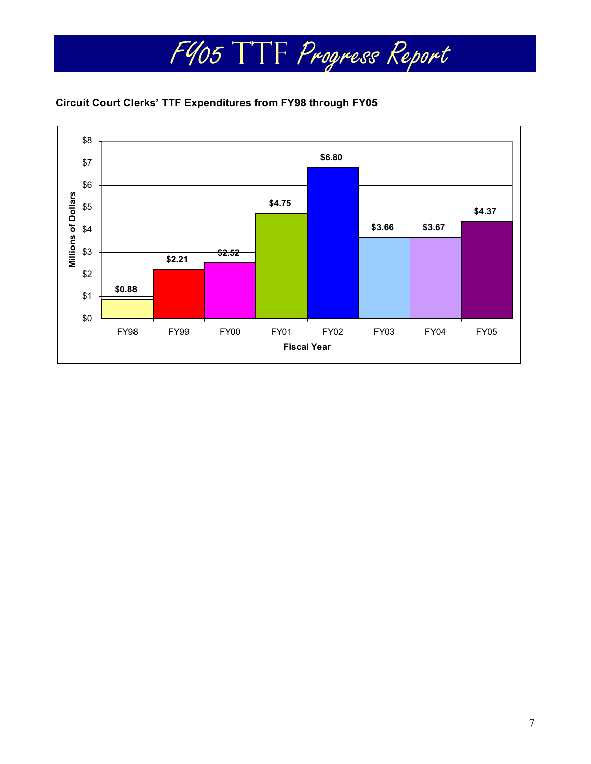# FY05 TTF Progress Report

**Circuit Court Clerks' TTF Expenditures from FY98 through FY05**

| Fiscal Year | Millions of Dollars |
|---|---|
| FY98 | $0.88 |
| FY99 | $2.21 |
| FY00 | $2.52 |
| FY01 | $4.75 |
| FY02 | $6.80 |
| FY03 | $3.66 |
| FY04 | $3.67 |
| FY05 | $4.37 |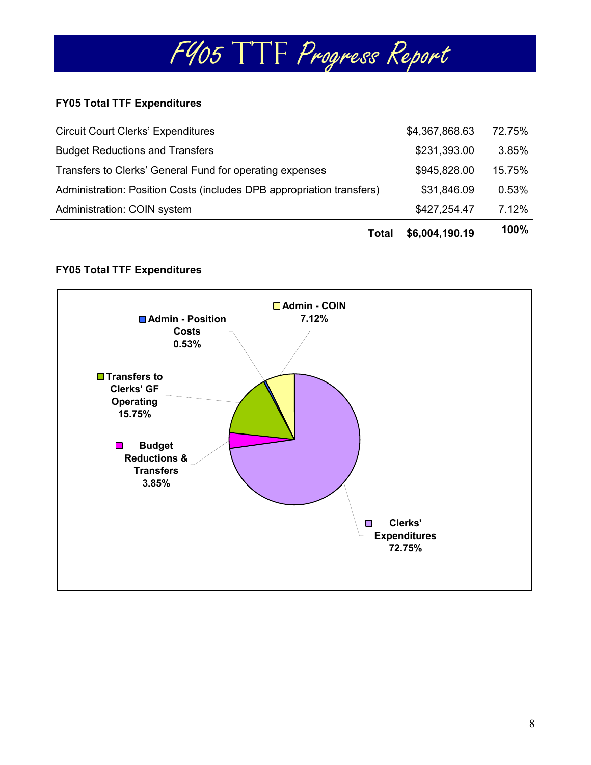# FY05 TTF Progress Report

**FY05 Total TTF Expenditures**

| | | |
|---|---|---|
| Circuit Court Clerks' Expenditures | $4,367,868.63 | 72.75% |
| Budget Reductions and Transfers | $231,393.00 | 3.85% |
| Transfers to Clerks' General Fund for operating expenses | $945,828.00 | 15.75% |
| Administration: Position Costs (includes DPB appropriation transfers) | $31,846.09 | 0.53% |
| Administration: COIN system | $427,254.47 | 7.12% |
| **Total** | **$6,004,190.19** | **100%** |

**FY05 Total TTF Expenditures**

- Clerks' Expenditures 72.75%
- Budget Reductions & Transfers 3.85%
- Transfers to Clerks' GF Operating 15.75%
- Admin - Position Costs 0.53%
- Admin - COIN 7.12%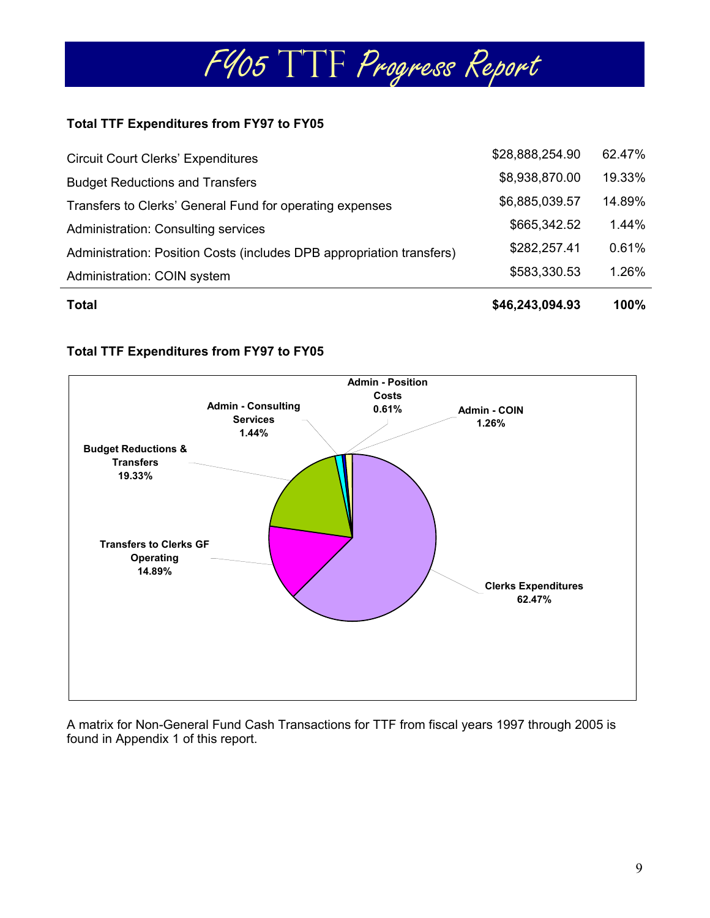# FY05 TTF Progress Report

**Total TTF Expenditures from FY97 to FY05**

| | | |
|---|---|---|
| Circuit Court Clerks' Expenditures | $28,888,254.90 | 62.47% |
| Budget Reductions and Transfers | $8,938,870.00 | 19.33% |
| Transfers to Clerks' General Fund for operating expenses | $6,885,039.57 | 14.89% |
| Administration: Consulting services | $665,342.52 | 1.44% |
| Administration: Position Costs (includes DPB appropriation transfers) | $282,257.41 | 0.61% |
| Administration: COIN system | $583,330.53 | 1.26% |
| **Total** | **$46,243,094.93** | **100%** |

**Total TTF Expenditures from FY97 to FY05**

Admin - Position Costs 0.61%
Admin - Consulting Services 1.44%
Admin - COIN 1.26%
Budget Reductions & Transfers 19.33%
Transfers to Clerks GF Operating 14.89%
Clerks Expenditures 62.47%

A matrix for Non-General Fund Cash Transactions for TTF from fiscal years 1997 through 2005 is found in Appendix 1 of this report.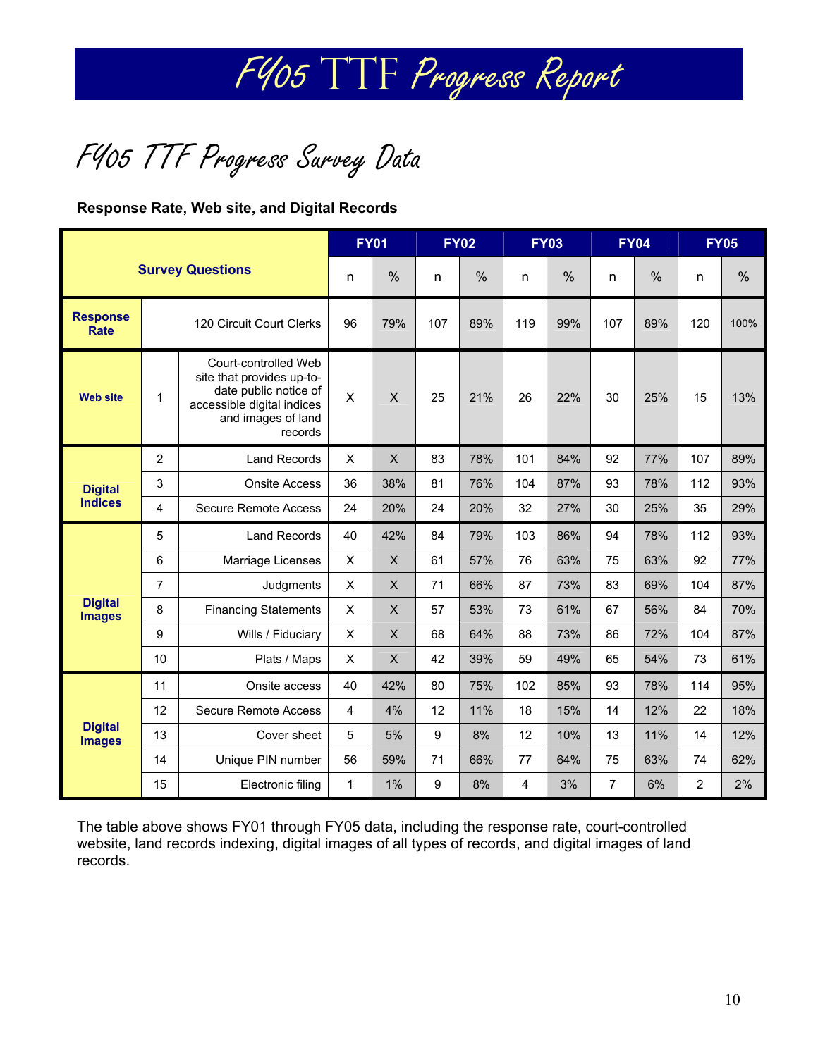# FY05 TTF Progress Report

## FY05 TTF Progress Survey Data

**Response Rate, Web site, and Digital Records**

| Survey Questions | | | FY01 | | FY02 | | FY03 | | FY04 | | FY05 | |
|---|---|---|---|---|---|---|---|---|---|---|---|---|
| | | | n | % | n | % | n | % | n | % | n | % |
| **Response Rate** | | 120 Circuit Court Clerks | 96 | 79% | 107 | 89% | 119 | 99% | 107 | 89% | 120 | 100% |
| **Web site** | 1 | Court-controlled Web site that provides up-to-date public notice of accessible digital indices and images of land records | X | X | 25 | 21% | 26 | 22% | 30 | 25% | 15 | 13% |
| **Digital Indices** | 2 | Land Records | X | X | 83 | 78% | 101 | 84% | 92 | 77% | 107 | 89% |
| | 3 | Onsite Access | 36 | 38% | 81 | 76% | 104 | 87% | 93 | 78% | 112 | 93% |
| | 4 | Secure Remote Access | 24 | 20% | 24 | 20% | 32 | 27% | 30 | 25% | 35 | 29% |
| **Digital Images** | 5 | Land Records | 40 | 42% | 84 | 79% | 103 | 86% | 94 | 78% | 112 | 93% |
| | 6 | Marriage Licenses | X | X | 61 | 57% | 76 | 63% | 75 | 63% | 92 | 77% |
| | 7 | Judgments | X | X | 71 | 66% | 87 | 73% | 83 | 69% | 104 | 87% |
| | 8 | Financing Statements | X | X | 57 | 53% | 73 | 61% | 67 | 56% | 84 | 70% |
| | 9 | Wills / Fiduciary | X | X | 68 | 64% | 88 | 73% | 86 | 72% | 104 | 87% |
| | 10 | Plats / Maps | X | X | 42 | 39% | 59 | 49% | 65 | 54% | 73 | 61% |
| **Digital Images** | 11 | Onsite access | 40 | 42% | 80 | 75% | 102 | 85% | 93 | 78% | 114 | 95% |
| | 12 | Secure Remote Access | 4 | 4% | 12 | 11% | 18 | 15% | 14 | 12% | 22 | 18% |
| | 13 | Cover sheet | 5 | 5% | 9 | 8% | 12 | 10% | 13 | 11% | 14 | 12% |
| | 14 | Unique PIN number | 56 | 59% | 71 | 66% | 77 | 64% | 75 | 63% | 74 | 62% |
| | 15 | Electronic filing | 1 | 1% | 9 | 8% | 4 | 3% | 7 | 6% | 2 | 2% |

The table above shows FY01 through FY05 data, including the response rate, court-controlled website, land records indexing, digital images of all types of records, and digital images of land records.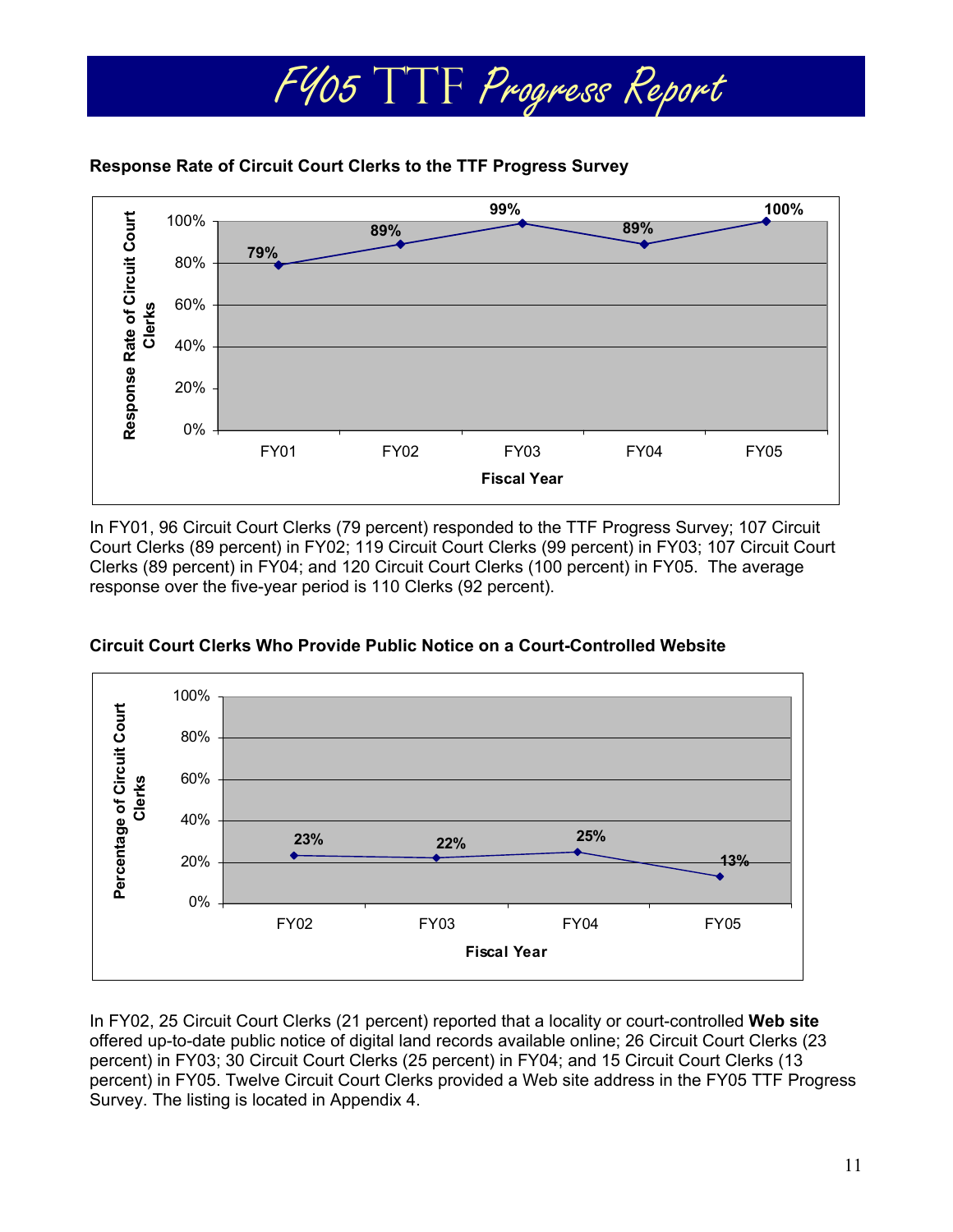# FY05 TTF Progress Report

**Response Rate of Circuit Court Clerks to the TTF Progress Survey**

| Fiscal Year | Response Rate of Circuit Court Clerks |
|---|---|
| FY01 | 79% |
| FY02 | 89% |
| FY03 | 99% |
| FY04 | 89% |
| FY05 | 100% |

In FY01, 96 Circuit Court Clerks (79 percent) responded to the TTF Progress Survey; 107 Circuit Court Clerks (89 percent) in FY02; 119 Circuit Court Clerks (99 percent) in FY03; 107 Circuit Court Clerks (89 percent) in FY04; and 120 Circuit Court Clerks (100 percent) in FY05. The average response over the five-year period is 110 Clerks (92 percent).

**Circuit Court Clerks Who Provide Public Notice on a Court-Controlled Website**

| Fiscal Year | Percentage of Circuit Court Clerks |
|---|---|
| FY02 | 23% |
| FY03 | 22% |
| FY04 | 25% |
| FY05 | 13% |

In FY02, 25 Circuit Court Clerks (21 percent) reported that a locality or court-controlled **Web site** offered up-to-date public notice of digital land records available online; 26 Circuit Court Clerks (23 percent) in FY03; 30 Circuit Court Clerks (25 percent) in FY04; and 15 Circuit Court Clerks (13 percent) in FY05. Twelve Circuit Court Clerks provided a Web site address in the FY05 TTF Progress Survey. The listing is located in Appendix 4.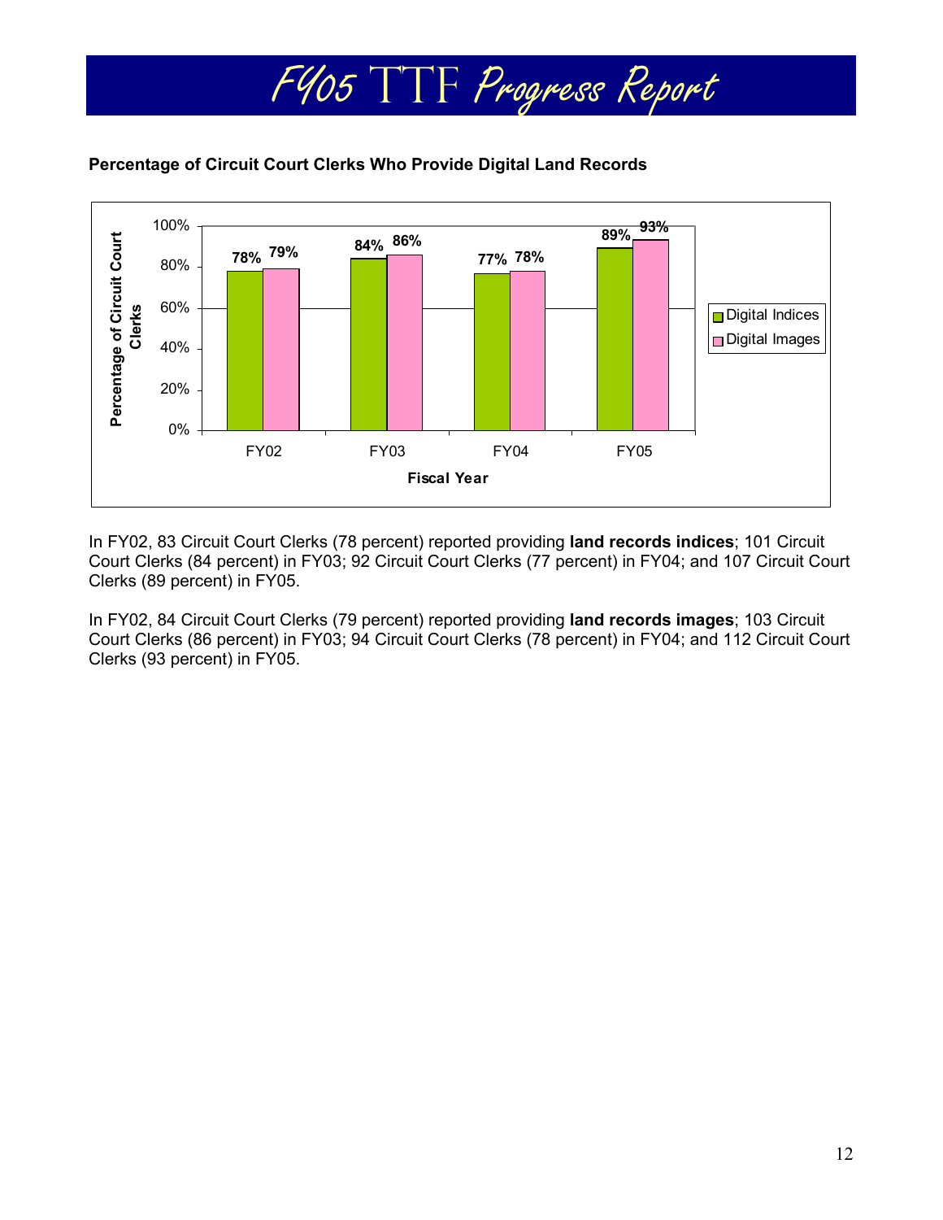**Percentage of Circuit Court Clerks Who Provide Digital Land Records**

| Fiscal Year | Digital Indices | Digital Images |
|---|---|---|
| FY02 | 78% | 79% |
| FY03 | 84% | 86% |
| FY04 | 77% | 78% |
| FY05 | 89% | 93% |

In FY02, 83 Circuit Court Clerks (78 percent) reported providing **land records indices**; 101 Circuit Court Clerks (84 percent) in FY03; 92 Circuit Court Clerks (77 percent) in FY04; and 107 Circuit Court Clerks (89 percent) in FY05.

In FY02, 84 Circuit Court Clerks (79 percent) reported providing **land records images**; 103 Circuit Court Clerks (86 percent) in FY03; 94 Circuit Court Clerks (78 percent) in FY04; and 112 Circuit Court Clerks (93 percent) in FY05.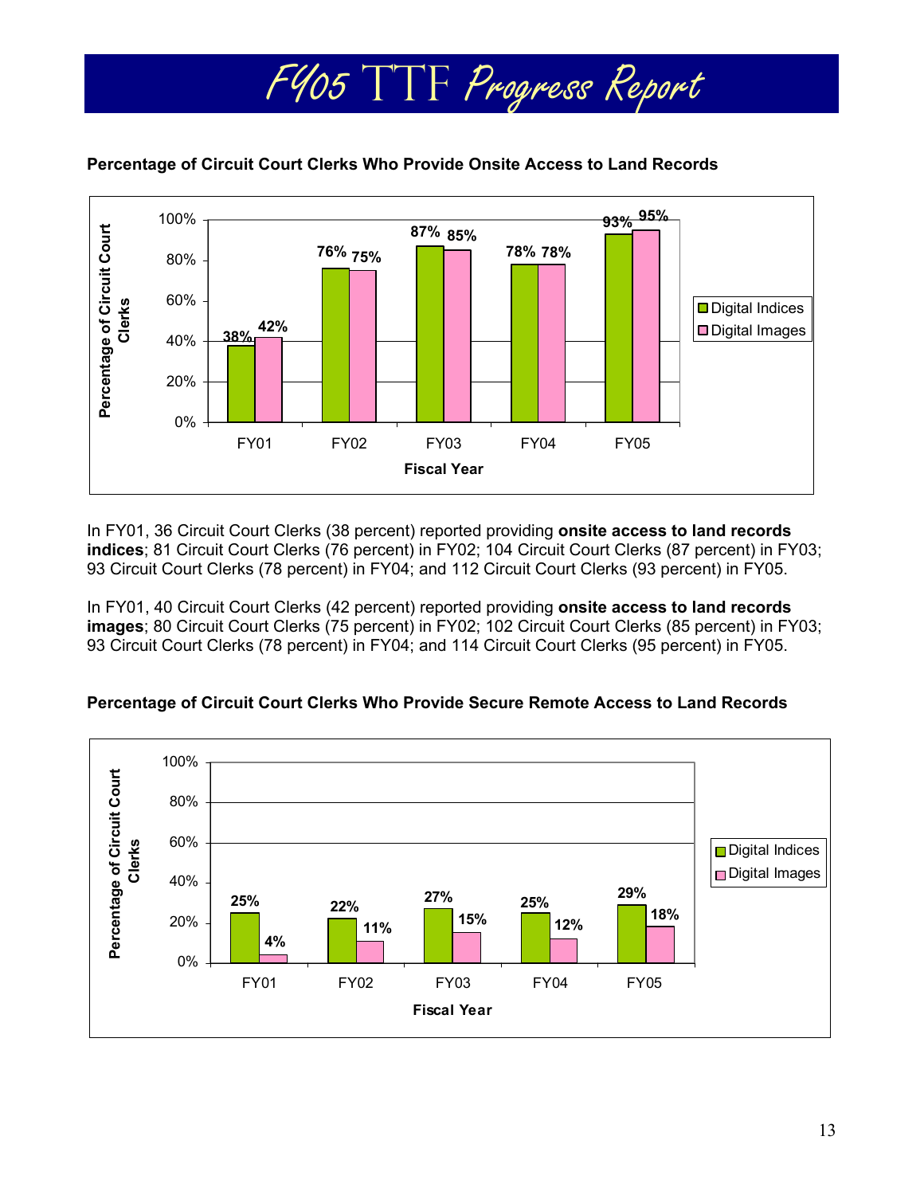# FY05 TTF Progress Report

**Percentage of Circuit Court Clerks Who Provide Onsite Access to Land Records**

| Fiscal Year | Digital Indices | Digital Images |
|---|---|---|
| FY01 | 38% | 42% |
| FY02 | 76% | 75% |
| FY03 | 87% | 85% |
| FY04 | 78% | 78% |
| FY05 | 93% | 95% |

In FY01, 36 Circuit Court Clerks (38 percent) reported providing **onsite access to land records indices**; 81 Circuit Court Clerks (76 percent) in FY02; 104 Circuit Court Clerks (87 percent) in FY03; 93 Circuit Court Clerks (78 percent) in FY04; and 112 Circuit Court Clerks (93 percent) in FY05.

In FY01, 40 Circuit Court Clerks (42 percent) reported providing **onsite access to land records images**; 80 Circuit Court Clerks (75 percent) in FY02; 102 Circuit Court Clerks (85 percent) in FY03; 93 Circuit Court Clerks (78 percent) in FY04; and 114 Circuit Court Clerks (95 percent) in FY05.

**Percentage of Circuit Court Clerks Who Provide Secure Remote Access to Land Records**

| Fiscal Year | Digital Indices | Digital Images |
|---|---|---|
| FY01 | 25% | 4% |
| FY02 | 22% | 11% |
| FY03 | 27% | 15% |
| FY04 | 25% | 12% |
| FY05 | 29% | 18% |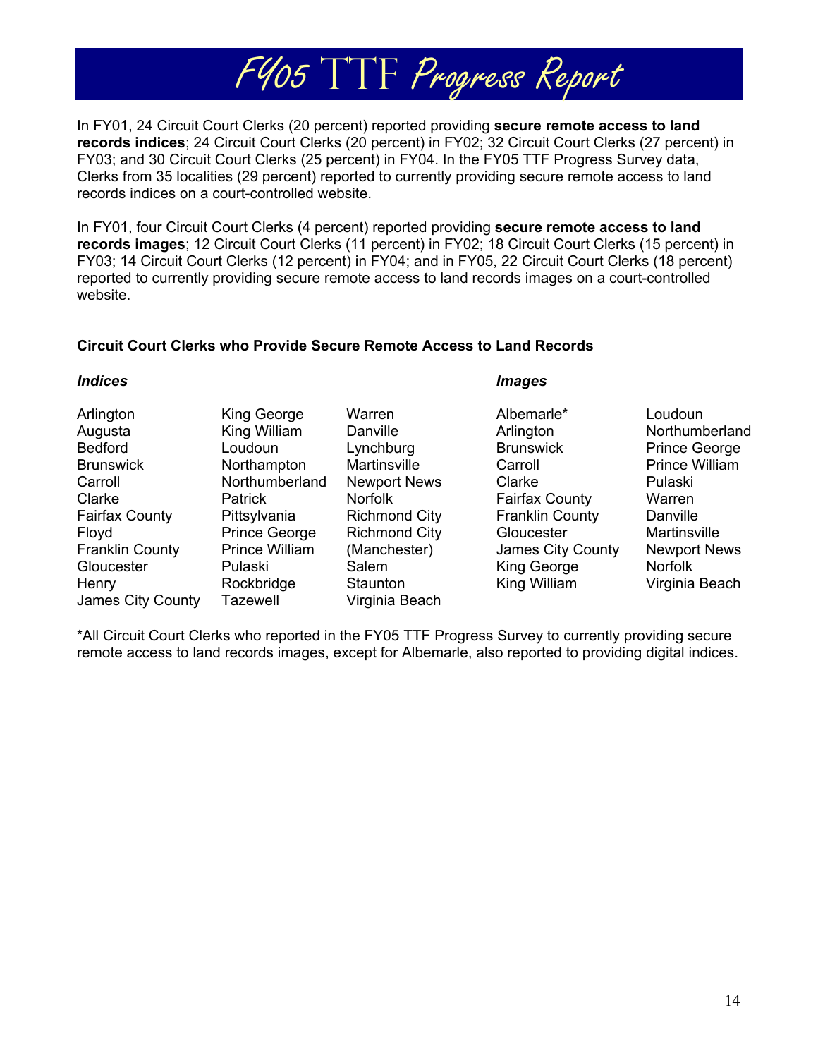# FY05 TTF Progress Report

In FY01, 24 Circuit Court Clerks (20 percent) reported providing **secure remote access to land records indices**; 24 Circuit Court Clerks (20 percent) in FY02; 32 Circuit Court Clerks (27 percent) in FY03; and 30 Circuit Court Clerks (25 percent) in FY04. In the FY05 TTF Progress Survey data, Clerks from 35 localities (29 percent) reported to currently providing secure remote access to land records indices on a court-controlled website.

In FY01, four Circuit Court Clerks (4 percent) reported providing **secure remote access to land records images**; 12 Circuit Court Clerks (11 percent) in FY02; 18 Circuit Court Clerks (15 percent) in FY03; 14 Circuit Court Clerks (12 percent) in FY04; and in FY05, 22 Circuit Court Clerks (18 percent) reported to currently providing secure remote access to land records images on a court-controlled website.

**Circuit Court Clerks who Provide Secure Remote Access to Land Records**

***Indices***

Arlington
Augusta
Bedford
Brunswick
Carroll
Clarke
Fairfax County
Floyd
Franklin County
Gloucester
Henry
James City County
King George
King William
Loudoun
Northampton
Northumberland
Patrick
Pittsylvania
Prince George
Prince William
Pulaski
Rockbridge
Tazewell
Warren
Danville
Lynchburg
Martinsville
Newport News
Norfolk
Richmond City
Richmond City (Manchester)
Salem
Staunton
Virginia Beach

***Images***

Albemarle*
Arlington
Brunswick
Carroll
Clarke
Fairfax County
Franklin County
Gloucester
James City County
King George
King William
Loudoun
Northumberland
Prince George
Prince William
Pulaski
Warren
Danville
Martinsville
Newport News
Norfolk
Virginia Beach

*All Circuit Court Clerks who reported in the FY05 TTF Progress Survey to currently providing secure remote access to land records images, except for Albemarle, also reported to providing digital indices.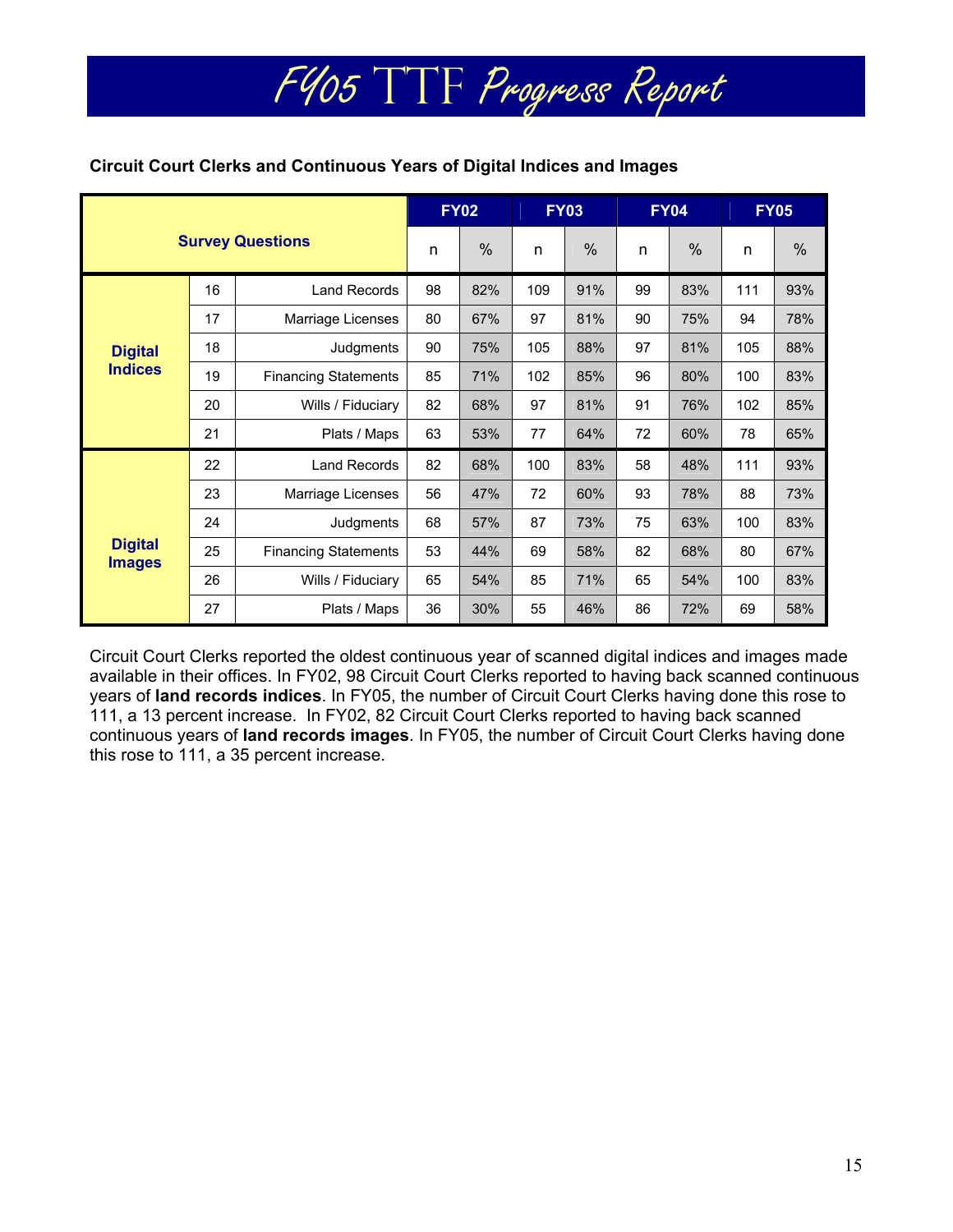# FY05 TTF Progress Report

**Circuit Court Clerks and Continuous Years of Digital Indices and Images**

| Survey Questions | | | FY02 | | FY03 | | FY04 | | FY05 | |
|---|---|---|---|---|---|---|---|---|---|---|
| | | | n | % | n | % | n | % | n | % |
| **Digital Indices** | 16 | Land Records | 98 | 82% | 109 | 91% | 99 | 83% | 111 | 93% |
| | 17 | Marriage Licenses | 80 | 67% | 97 | 81% | 90 | 75% | 94 | 78% |
| | 18 | Judgments | 90 | 75% | 105 | 88% | 97 | 81% | 105 | 88% |
| | 19 | Financing Statements | 85 | 71% | 102 | 85% | 96 | 80% | 100 | 83% |
| | 20 | Wills / Fiduciary | 82 | 68% | 97 | 81% | 91 | 76% | 102 | 85% |
| | 21 | Plats / Maps | 63 | 53% | 77 | 64% | 72 | 60% | 78 | 65% |
| **Digital Images** | 22 | Land Records | 82 | 68% | 100 | 83% | 58 | 48% | 111 | 93% |
| | 23 | Marriage Licenses | 56 | 47% | 72 | 60% | 93 | 78% | 88 | 73% |
| | 24 | Judgments | 68 | 57% | 87 | 73% | 75 | 63% | 100 | 83% |
| | 25 | Financing Statements | 53 | 44% | 69 | 58% | 82 | 68% | 80 | 67% |
| | 26 | Wills / Fiduciary | 65 | 54% | 85 | 71% | 65 | 54% | 100 | 83% |
| | 27 | Plats / Maps | 36 | 30% | 55 | 46% | 86 | 72% | 69 | 58% |

Circuit Court Clerks reported the oldest continuous year of scanned digital indices and images made available in their offices. In FY02, 98 Circuit Court Clerks reported to having back scanned continuous years of **land records indices**. In FY05, the number of Circuit Court Clerks having done this rose to 111, a 13 percent increase. In FY02, 82 Circuit Court Clerks reported to having back scanned continuous years of **land records images**. In FY05, the number of Circuit Court Clerks having done this rose to 111, a 35 percent increase.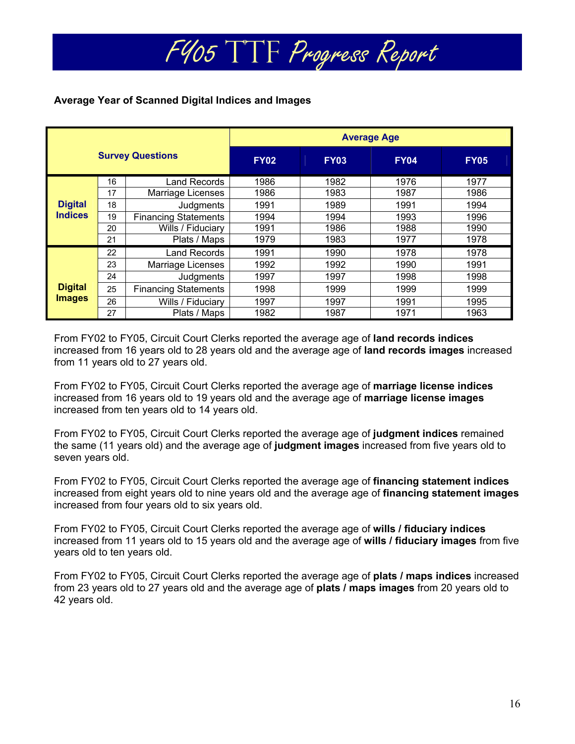**Average Year of Scanned Digital Indices and Images**

| Survey Questions | | | Average Age | | | |
|---|---|---|---|---|---|---|
| | | | FY02 | FY03 | FY04 | FY05 |
| Digital Indices | 16 | Land Records | 1986 | 1982 | 1976 | 1977 |
| | 17 | Marriage Licenses | 1986 | 1983 | 1987 | 1986 |
| | 18 | Judgments | 1991 | 1989 | 1991 | 1994 |
| | 19 | Financing Statements | 1994 | 1994 | 1993 | 1996 |
| | 20 | Wills / Fiduciary | 1991 | 1986 | 1988 | 1990 |
| | 21 | Plats / Maps | 1979 | 1983 | 1977 | 1978 |
| Digital Images | 22 | Land Records | 1991 | 1990 | 1978 | 1978 |
| | 23 | Marriage Licenses | 1992 | 1992 | 1990 | 1991 |
| | 24 | Judgments | 1997 | 1997 | 1998 | 1998 |
| | 25 | Financing Statements | 1998 | 1999 | 1999 | 1999 |
| | 26 | Wills / Fiduciary | 1997 | 1997 | 1991 | 1995 |
| | 27 | Plats / Maps | 1982 | 1987 | 1971 | 1963 |

From FY02 to FY05, Circuit Court Clerks reported the average age of **land records indices** increased from 16 years old to 28 years old and the average age of **land records images** increased from 11 years old to 27 years old.

From FY02 to FY05, Circuit Court Clerks reported the average age of **marriage license indices** increased from 16 years old to 19 years old and the average age of **marriage license images** increased from ten years old to 14 years old.

From FY02 to FY05, Circuit Court Clerks reported the average age of **judgment indices** remained the same (11 years old) and the average age of **judgment images** increased from five years old to seven years old.

From FY02 to FY05, Circuit Court Clerks reported the average age of **financing statement indices** increased from eight years old to nine years old and the average age of **financing statement images** increased from four years old to six years old.

From FY02 to FY05, Circuit Court Clerks reported the average age of **wills / fiduciary indices** increased from 11 years old to 15 years old and the average age of **wills / fiduciary images** from five years old to ten years old.

From FY02 to FY05, Circuit Court Clerks reported the average age of **plats / maps indices** increased from 23 years old to 27 years old and the average age of **plats / maps images** from 20 years old to 42 years old.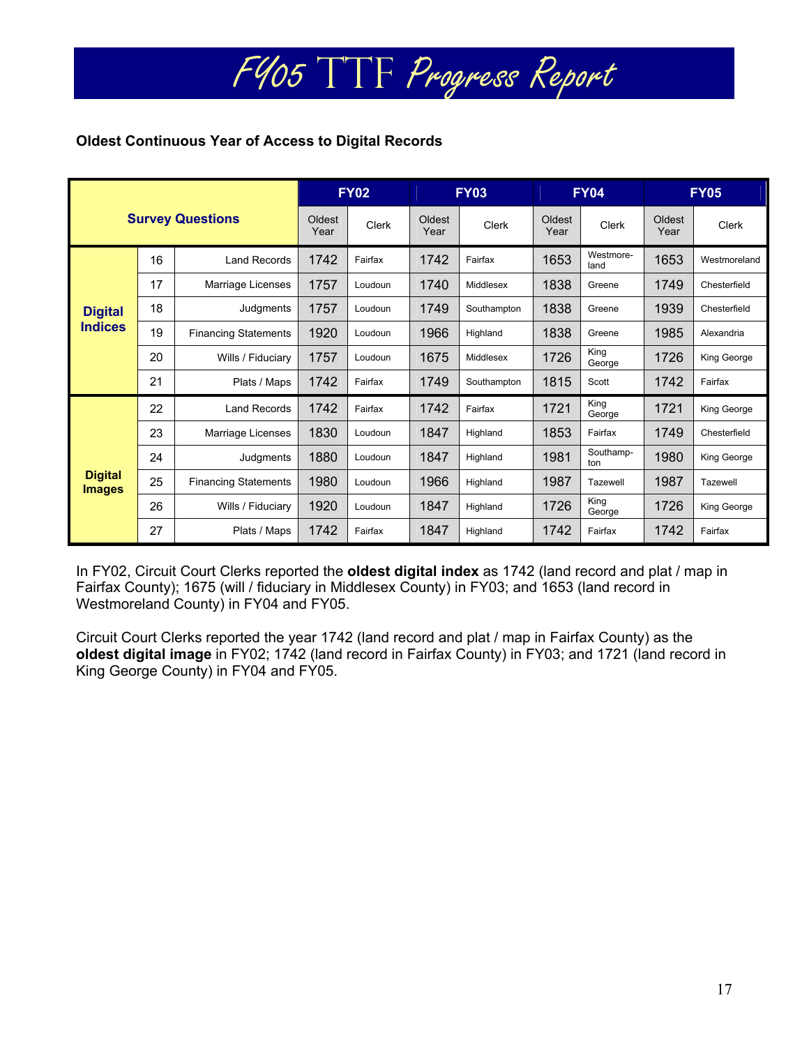# FY05 TTF Progress Report

**Oldest Continuous Year of Access to Digital Records**

| Survey Questions | | | FY02 | | FY03 | | FY04 | | FY05 | |
|---|---|---|---|---|---|---|---|---|---|---|
| | | | Oldest Year | Clerk | Oldest Year | Clerk | Oldest Year | Clerk | Oldest Year | Clerk |
| Digital Indices | 16 | Land Records | 1742 | Fairfax | 1742 | Fairfax | 1653 | Westmore-land | 1653 | Westmoreland |
| | 17 | Marriage Licenses | 1757 | Loudoun | 1740 | Middlesex | 1838 | Greene | 1749 | Chesterfield |
| | 18 | Judgments | 1757 | Loudoun | 1749 | Southampton | 1838 | Greene | 1939 | Chesterfield |
| | 19 | Financing Statements | 1920 | Loudoun | 1966 | Highland | 1838 | Greene | 1985 | Alexandria |
| | 20 | Wills / Fiduciary | 1757 | Loudoun | 1675 | Middlesex | 1726 | King George | 1726 | King George |
| | 21 | Plats / Maps | 1742 | Fairfax | 1749 | Southampton | 1815 | Scott | 1742 | Fairfax |
| Digital Images | 22 | Land Records | 1742 | Fairfax | 1742 | Fairfax | 1721 | King George | 1721 | King George |
| | 23 | Marriage Licenses | 1830 | Loudoun | 1847 | Highland | 1853 | Fairfax | 1749 | Chesterfield |
| | 24 | Judgments | 1880 | Loudoun | 1847 | Highland | 1981 | Southamp-ton | 1980 | King George |
| | 25 | Financing Statements | 1980 | Loudoun | 1966 | Highland | 1987 | Tazewell | 1987 | Tazewell |
| | 26 | Wills / Fiduciary | 1920 | Loudoun | 1847 | Highland | 1726 | King George | 1726 | King George |
| | 27 | Plats / Maps | 1742 | Fairfax | 1847 | Highland | 1742 | Fairfax | 1742 | Fairfax |

In FY02, Circuit Court Clerks reported the **oldest digital index** as 1742 (land record and plat / map in Fairfax County); 1675 (will / fiduciary in Middlesex County) in FY03; and 1653 (land record in Westmoreland County) in FY04 and FY05.

Circuit Court Clerks reported the year 1742 (land record and plat / map in Fairfax County) as the **oldest digital image** in FY02; 1742 (land record in Fairfax County) in FY03; and 1721 (land record in King George County) in FY04 and FY05.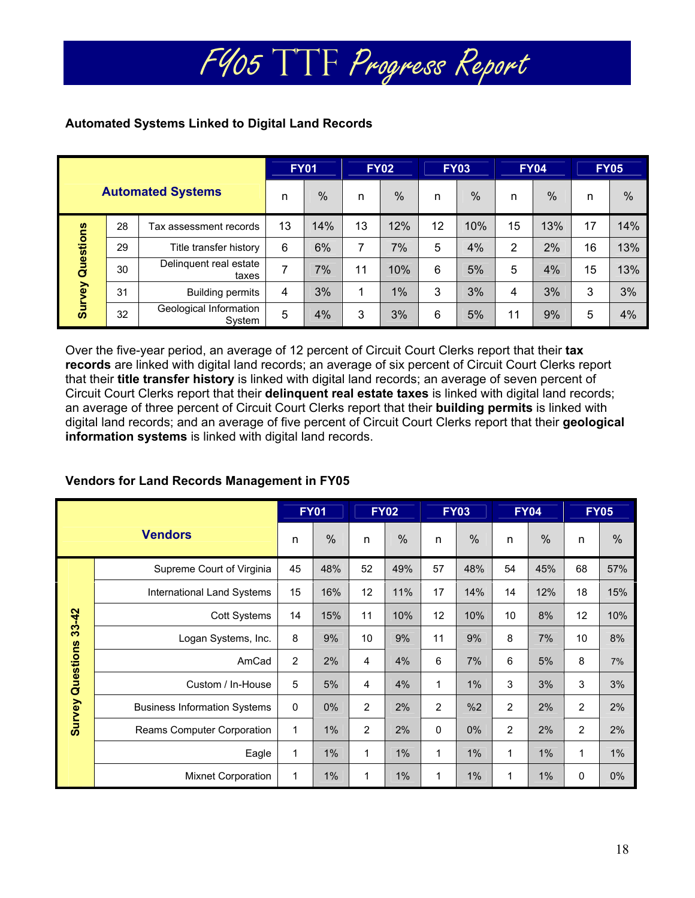### Automated Systems Linked to Digital Land Records

| Automated Systems | | | FY01 | | FY02 | | FY03 | | FY04 | | FY05 | |
|---|---|---|---|---|---|---|---|---|---|---|---|---|
| | | | n | % | n | % | n | % | n | % | n | % |
| Survey Questions | 28 | Tax assessment records | 13 | 14% | 13 | 12% | 12 | 10% | 15 | 13% | 17 | 14% |
| | 29 | Title transfer history | 6 | 6% | 7 | 7% | 5 | 4% | 2 | 2% | 16 | 13% |
| | 30 | Delinquent real estate taxes | 7 | 7% | 11 | 10% | 6 | 5% | 5 | 4% | 15 | 13% |
| | 31 | Building permits | 4 | 3% | 1 | 1% | 3 | 3% | 4 | 3% | 3 | 3% |
| | 32 | Geological Information System | 5 | 4% | 3 | 3% | 6 | 5% | 11 | 9% | 5 | 4% |

Over the five-year period, an average of 12 percent of Circuit Court Clerks report that their **tax records** are linked with digital land records; an average of six percent of Circuit Court Clerks report that their **title transfer history** is linked with digital land records; an average of seven percent of Circuit Court Clerks report that their **delinquent real estate taxes** is linked with digital land records; an average of three percent of Circuit Court Clerks report that their **building permits** is linked with digital land records; and an average of five percent of Circuit Court Clerks report that their **geological information systems** is linked with digital land records.

### Vendors for Land Records Management in FY05

| Vendors | | FY01 | | FY02 | | FY03 | | FY04 | | FY05 | |
|---|---|---|---|---|---|---|---|---|---|---|---|
| | | n | % | n | % | n | % | n | % | n | % |
| Survey Questions 33-42 | Supreme Court of Virginia | 45 | 48% | 52 | 49% | 57 | 48% | 54 | 45% | 68 | 57% |
| | International Land Systems | 15 | 16% | 12 | 11% | 17 | 14% | 14 | 12% | 18 | 15% |
| | Cott Systems | 14 | 15% | 11 | 10% | 12 | 10% | 10 | 8% | 12 | 10% |
| | Logan Systems, Inc. | 8 | 9% | 10 | 9% | 11 | 9% | 8 | 7% | 10 | 8% |
| | AmCad | 2 | 2% | 4 | 4% | 6 | 7% | 6 | 5% | 8 | 7% |
| | Custom / In-House | 5 | 5% | 4 | 4% | 1 | 1% | 3 | 3% | 3 | 3% |
| | Business Information Systems | 0 | 0% | 2 | 2% | 2 | %2 | 2 | 2% | 2 | 2% |
| | Reams Computer Corporation | 1 | 1% | 2 | 2% | 0 | 0% | 2 | 2% | 2 | 2% |
| | Eagle | 1 | 1% | 1 | 1% | 1 | 1% | 1 | 1% | 1 | 1% |
| | Mixnet Corporation | 1 | 1% | 1 | 1% | 1 | 1% | 1 | 1% | 0 | 0% |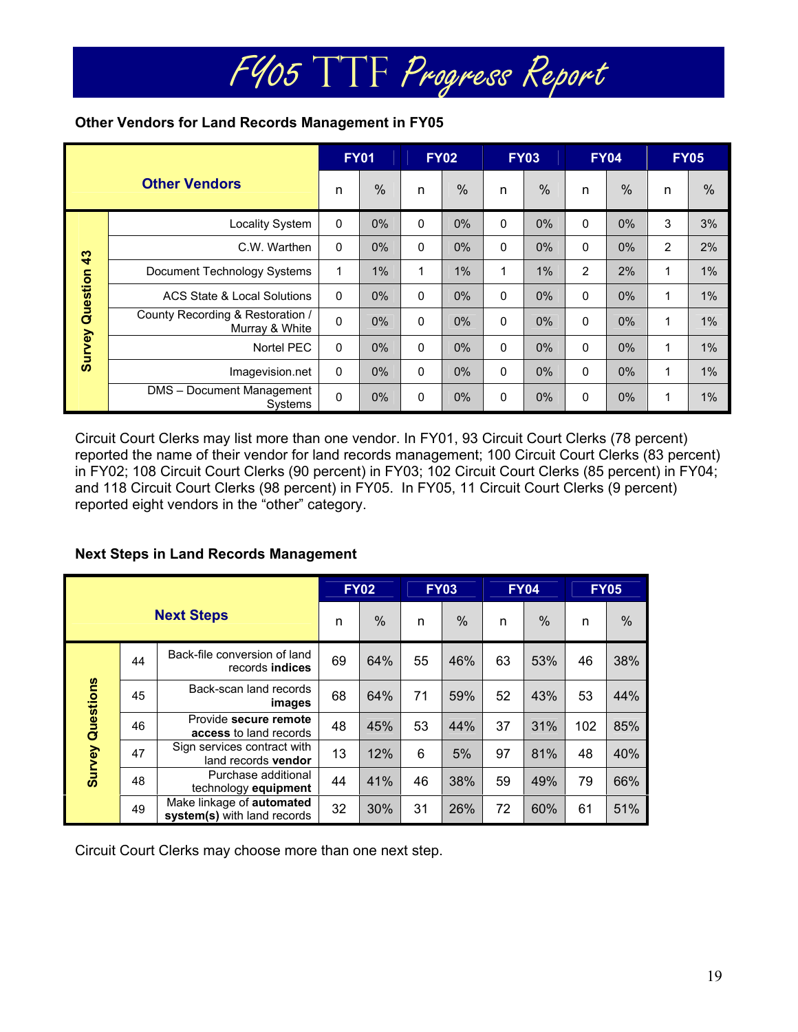# FY05 TTF Progress Report

**Other Vendors for Land Records Management in FY05**

| Other Vendors | | FY01 | | FY02 | | FY03 | | FY04 | | FY05 | |
|---|---|---|---|---|---|---|---|---|---|---|---|
| | | n | % | n | % | n | % | n | % | n | % |
| Survey Question 43 | Locality System | 0 | 0% | 0 | 0% | 0 | 0% | 0 | 0% | 3 | 3% |
| | C.W. Warthen | 0 | 0% | 0 | 0% | 0 | 0% | 0 | 0% | 2 | 2% |
| | Document Technology Systems | 1 | 1% | 1 | 1% | 1 | 1% | 2 | 2% | 1 | 1% |
| | ACS State & Local Solutions | 0 | 0% | 0 | 0% | 0 | 0% | 0 | 0% | 1 | 1% |
| | County Recording & Restoration / Murray & White | 0 | 0% | 0 | 0% | 0 | 0% | 0 | 0% | 1 | 1% |
| | Nortel PEC | 0 | 0% | 0 | 0% | 0 | 0% | 0 | 0% | 1 | 1% |
| | Imagevision.net | 0 | 0% | 0 | 0% | 0 | 0% | 0 | 0% | 1 | 1% |
| | DMS – Document Management Systems | 0 | 0% | 0 | 0% | 0 | 0% | 0 | 0% | 1 | 1% |

Circuit Court Clerks may list more than one vendor. In FY01, 93 Circuit Court Clerks (78 percent) reported the name of their vendor for land records management; 100 Circuit Court Clerks (83 percent) in FY02; 108 Circuit Court Clerks (90 percent) in FY03; 102 Circuit Court Clerks (85 percent) in FY04; and 118 Circuit Court Clerks (98 percent) in FY05. In FY05, 11 Circuit Court Clerks (9 percent) reported eight vendors in the "other" category.

**Next Steps in Land Records Management**

| Next Steps | | | FY02 | | FY03 | | FY04 | | FY05 | |
|---|---|---|---|---|---|---|---|---|---|---|
| | | | n | % | n | % | n | % | n | % |
| Survey Questions | 44 | Back-file conversion of land records **indices** | 69 | 64% | 55 | 46% | 63 | 53% | 46 | 38% |
| | 45 | Back-scan land records **images** | 68 | 64% | 71 | 59% | 52 | 43% | 53 | 44% |
| | 46 | Provide **secure remote access** to land records | 48 | 45% | 53 | 44% | 37 | 31% | 102 | 85% |
| | 47 | Sign services contract with land records **vendor** | 13 | 12% | 6 | 5% | 97 | 81% | 48 | 40% |
| | 48 | Purchase additional technology **equipment** | 44 | 41% | 46 | 38% | 59 | 49% | 79 | 66% |
| | 49 | Make linkage of **automated system(s)** with land records | 32 | 30% | 31 | 26% | 72 | 60% | 61 | 51% |

Circuit Court Clerks may choose more than one next step.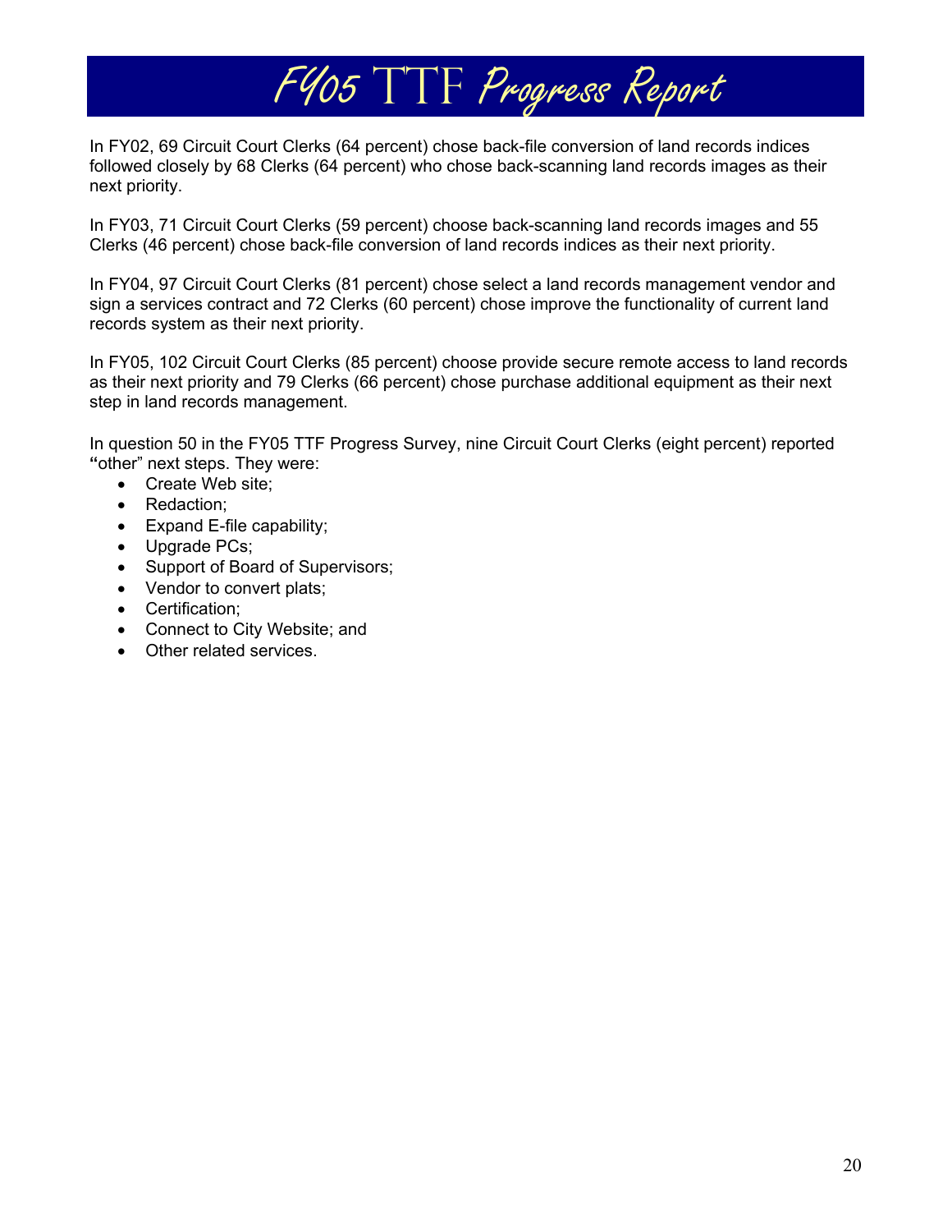In FY02, 69 Circuit Court Clerks (64 percent) chose back-file conversion of land records indices followed closely by 68 Clerks (64 percent) who chose back-scanning land records images as their next priority.

In FY03, 71 Circuit Court Clerks (59 percent) choose back-scanning land records images and 55 Clerks (46 percent) chose back-file conversion of land records indices as their next priority.

In FY04, 97 Circuit Court Clerks (81 percent) chose select a land records management vendor and sign a services contract and 72 Clerks (60 percent) chose improve the functionality of current land records system as their next priority.

In FY05, 102 Circuit Court Clerks (85 percent) choose provide secure remote access to land records as their next priority and 79 Clerks (66 percent) chose purchase additional equipment as their next step in land records management.

In question 50 in the FY05 TTF Progress Survey, nine Circuit Court Clerks (eight percent) reported "other" next steps. They were:

- Create Web site;
- Redaction;
- Expand E-file capability;
- Upgrade PCs;
- Support of Board of Supervisors;
- Vendor to convert plats;
- Certification;
- Connect to City Website; and
- Other related services.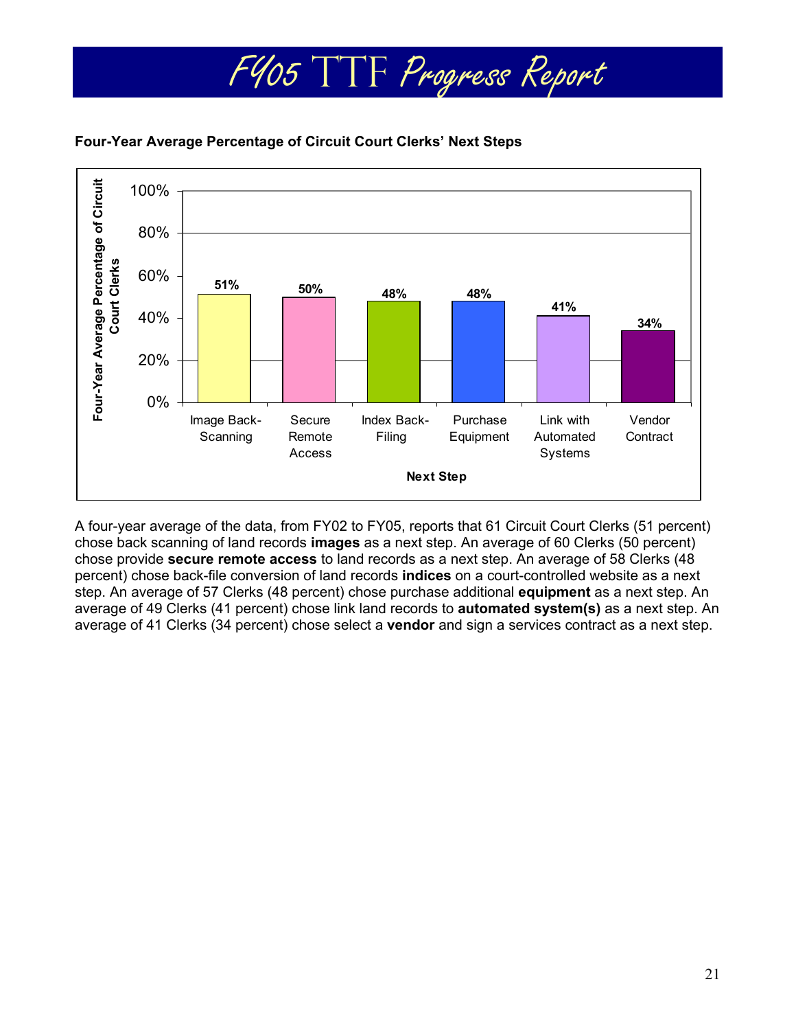**Four-Year Average Percentage of Circuit Court Clerks' Next Steps**

| Next Step | Four-Year Average Percentage of Circuit Court Clerks |
|---|---|
| Image Back-Scanning | 51% |
| Secure Remote Access | 50% |
| Index Back-Filing | 48% |
| Purchase Equipment | 48% |
| Link with Automated Systems | 41% |
| Vendor Contract | 34% |

A four-year average of the data, from FY02 to FY05, reports that 61 Circuit Court Clerks (51 percent) chose back scanning of land records **images** as a next step. An average of 60 Clerks (50 percent) chose provide **secure remote access** to land records as a next step. An average of 58 Clerks (48 percent) chose back-file conversion of land records **indices** on a court-controlled website as a next step. An average of 57 Clerks (48 percent) chose purchase additional **equipment** as a next step. An average of 49 Clerks (41 percent) chose link land records to **automated system(s)** as a next step. An average of 41 Clerks (34 percent) chose select a **vendor** and sign a services contract as a next step.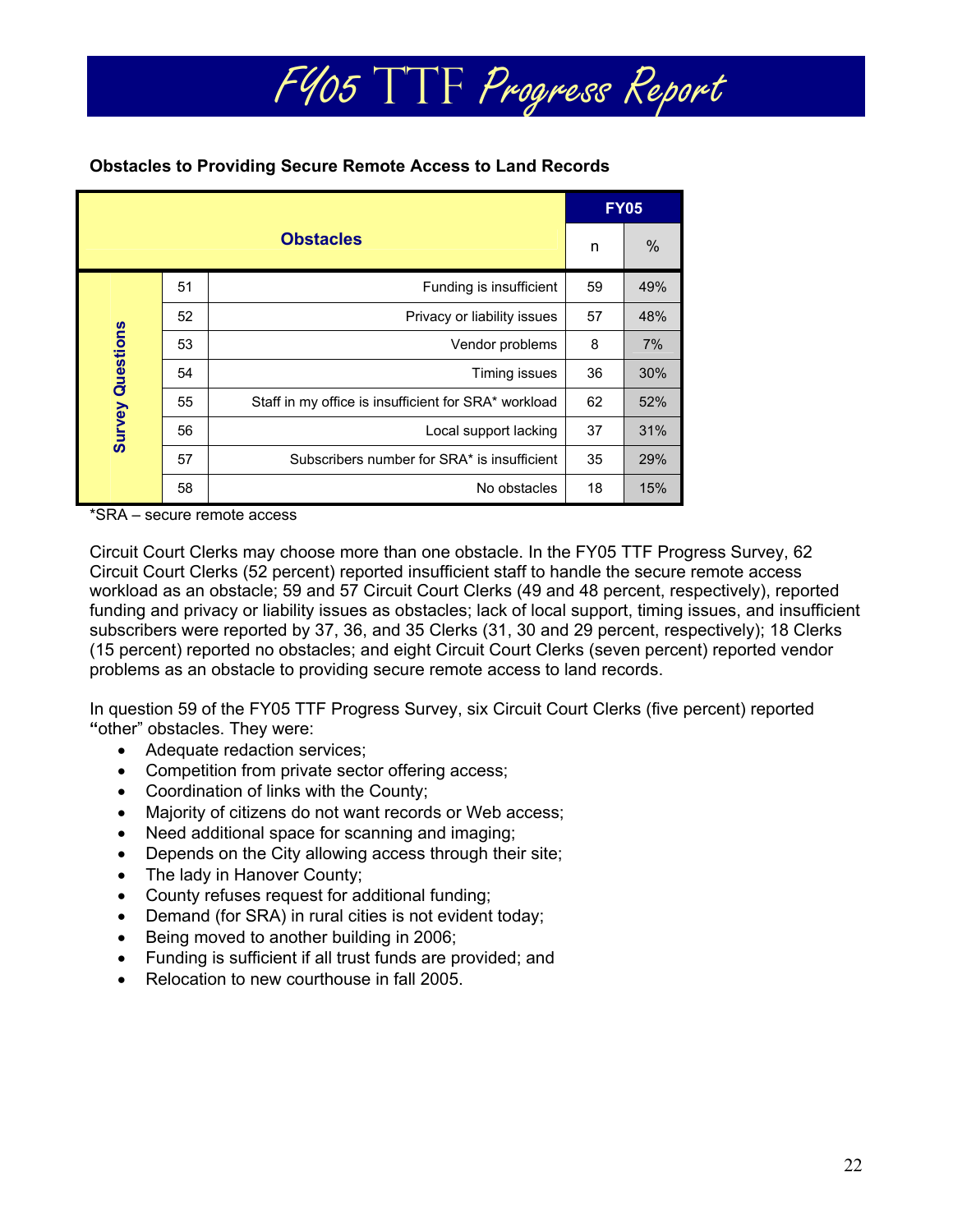**Obstacles to Providing Secure Remote Access to Land Records**

| | | Obstacles | FY05 | |
|---|---|---|---|---|
| | | | n | % |
| Survey Questions | 51 | Funding is insufficient | 59 | 49% |
| | 52 | Privacy or liability issues | 57 | 48% |
| | 53 | Vendor problems | 8 | 7% |
| | 54 | Timing issues | 36 | 30% |
| | 55 | Staff in my office is insufficient for SRA* workload | 62 | 52% |
| | 56 | Local support lacking | 37 | 31% |
| | 57 | Subscribers number for SRA* is insufficient | 35 | 29% |
| | 58 | No obstacles | 18 | 15% |

*SRA – secure remote access

Circuit Court Clerks may choose more than one obstacle. In the FY05 TTF Progress Survey, 62 Circuit Court Clerks (52 percent) reported insufficient staff to handle the secure remote access workload as an obstacle; 59 and 57 Circuit Court Clerks (49 and 48 percent, respectively), reported funding and privacy or liability issues as obstacles; lack of local support, timing issues, and insufficient subscribers were reported by 37, 36, and 35 Clerks (31, 30 and 29 percent, respectively); 18 Clerks (15 percent) reported no obstacles; and eight Circuit Court Clerks (seven percent) reported vendor problems as an obstacle to providing secure remote access to land records.

In question 59 of the FY05 TTF Progress Survey, six Circuit Court Clerks (five percent) reported "other" obstacles. They were:

- Adequate redaction services;
- Competition from private sector offering access;
- Coordination of links with the County;
- Majority of citizens do not want records or Web access;
- Need additional space for scanning and imaging;
- Depends on the City allowing access through their site;
- The lady in Hanover County;
- County refuses request for additional funding;
- Demand (for SRA) in rural cities is not evident today;
- Being moved to another building in 2006;
- Funding is sufficient if all trust funds are provided; and
- Relocation to new courthouse in fall 2005.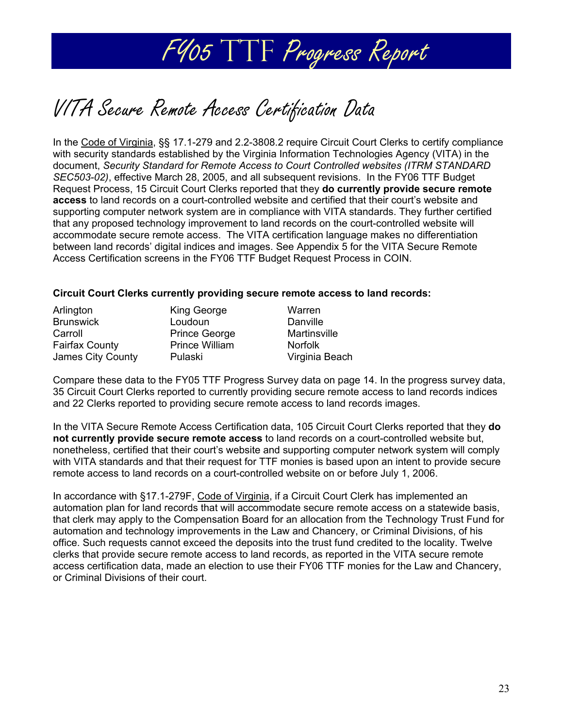## VITA Secure Remote Access Certification Data

In the Code of Virginia, §§ 17.1-279 and 2.2-3808.2 require Circuit Court Clerks to certify compliance with security standards established by the Virginia Information Technologies Agency (VITA) in the document, *Security Standard for Remote Access to Court Controlled websites (ITRM STANDARD SEC503-02)*, effective March 28, 2005, and all subsequent revisions. In the FY06 TTF Budget Request Process, 15 Circuit Court Clerks reported that they **do currently provide secure remote access** to land records on a court-controlled website and certified that their court's website and supporting computer network system are in compliance with VITA standards. They further certified that any proposed technology improvement to land records on the court-controlled website will accommodate secure remote access. The VITA certification language makes no differentiation between land records' digital indices and images. See Appendix 5 for the VITA Secure Remote Access Certification screens in the FY06 TTF Budget Request Process in COIN.

**Circuit Court Clerks currently providing secure remote access to land records:**

| | | |
|---|---|---|
| Arlington | King George | Warren |
| Brunswick | Loudoun | Danville |
| Carroll | Prince George | Martinsville |
| Fairfax County | Prince William | Norfolk |
| James City County | Pulaski | Virginia Beach |

Compare these data to the FY05 TTF Progress Survey data on page 14. In the progress survey data, 35 Circuit Court Clerks reported to currently providing secure remote access to land records indices and 22 Clerks reported to providing secure remote access to land records images.

In the VITA Secure Remote Access Certification data, 105 Circuit Court Clerks reported that they **do not currently provide secure remote access** to land records on a court-controlled website but, nonetheless, certified that their court's website and supporting computer network system will comply with VITA standards and that their request for TTF monies is based upon an intent to provide secure remote access to land records on a court-controlled website on or before July 1, 2006.

In accordance with §17.1-279F, Code of Virginia, if a Circuit Court Clerk has implemented an automation plan for land records that will accommodate secure remote access on a statewide basis, that clerk may apply to the Compensation Board for an allocation from the Technology Trust Fund for automation and technology improvements in the Law and Chancery, or Criminal Divisions, of his office. Such requests cannot exceed the deposits into the trust fund credited to the locality. Twelve clerks that provide secure remote access to land records, as reported in the VITA secure remote access certification data, made an election to use their FY06 TTF monies for the Law and Chancery, or Criminal Divisions of their court.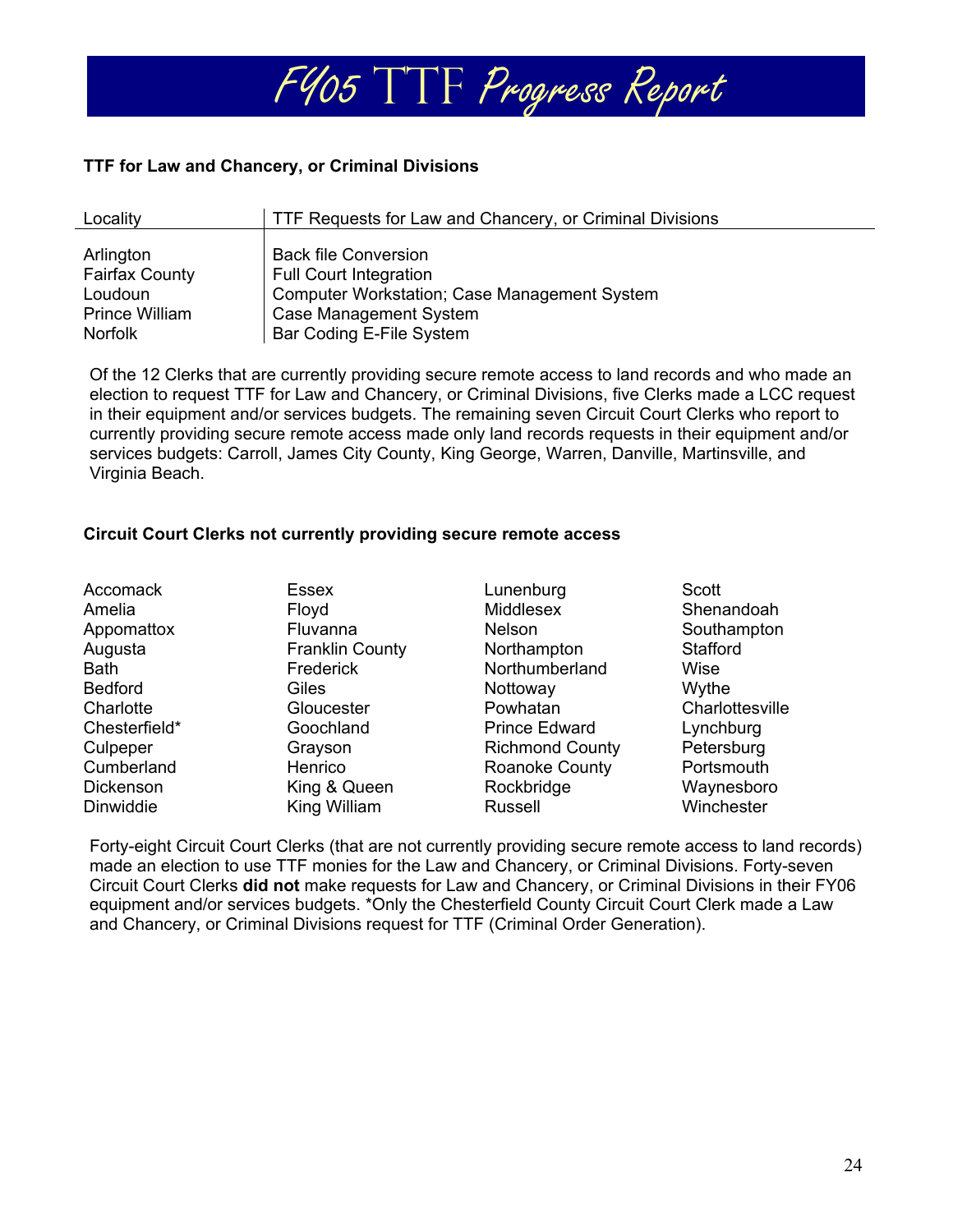# FY05 TTF Progress Report

**TTF for Law and Chancery, or Criminal Divisions**

| Locality | TTF Requests for Law and Chancery, or Criminal Divisions |
|---|---|
| Arlington | Back file Conversion |
| Fairfax County | Full Court Integration |
| Loudoun | Computer Workstation; Case Management System |
| Prince William | Case Management System |
| Norfolk | Bar Coding E-File System |

Of the 12 Clerks that are currently providing secure remote access to land records and who made an election to request TTF for Law and Chancery, or Criminal Divisions, five Clerks made a LCC request in their equipment and/or services budgets. The remaining seven Circuit Court Clerks who report to currently providing secure remote access made only land records requests in their equipment and/or services budgets: Carroll, James City County, King George, Warren, Danville, Martinsville, and Virginia Beach.

**Circuit Court Clerks not currently providing secure remote access**

| | | | |
|---|---|---|---|
| Accomack | Essex | Lunenburg | Scott |
| Amelia | Floyd | Middlesex | Shenandoah |
| Appomattox | Fluvanna | Nelson | Southampton |
| Augusta | Franklin County | Northampton | Stafford |
| Bath | Frederick | Northumberland | Wise |
| Bedford | Giles | Nottoway | Wythe |
| Charlotte | Gloucester | Powhatan | Charlottesville |
| Chesterfield* | Goochland | Prince Edward | Lynchburg |
| Culpeper | Grayson | Richmond County | Petersburg |
| Cumberland | Henrico | Roanoke County | Portsmouth |
| Dickenson | King & Queen | Rockbridge | Waynesboro |
| Dinwiddie | King William | Russell | Winchester |

Forty-eight Circuit Court Clerks (that are not currently providing secure remote access to land records) made an election to use TTF monies for the Law and Chancery, or Criminal Divisions. Forty-seven Circuit Court Clerks **did not** make requests for Law and Chancery, or Criminal Divisions in their FY06 equipment and/or services budgets. *Only the Chesterfield County Circuit Court Clerk made a Law and Chancery, or Criminal Divisions request for TTF (Criminal Order Generation).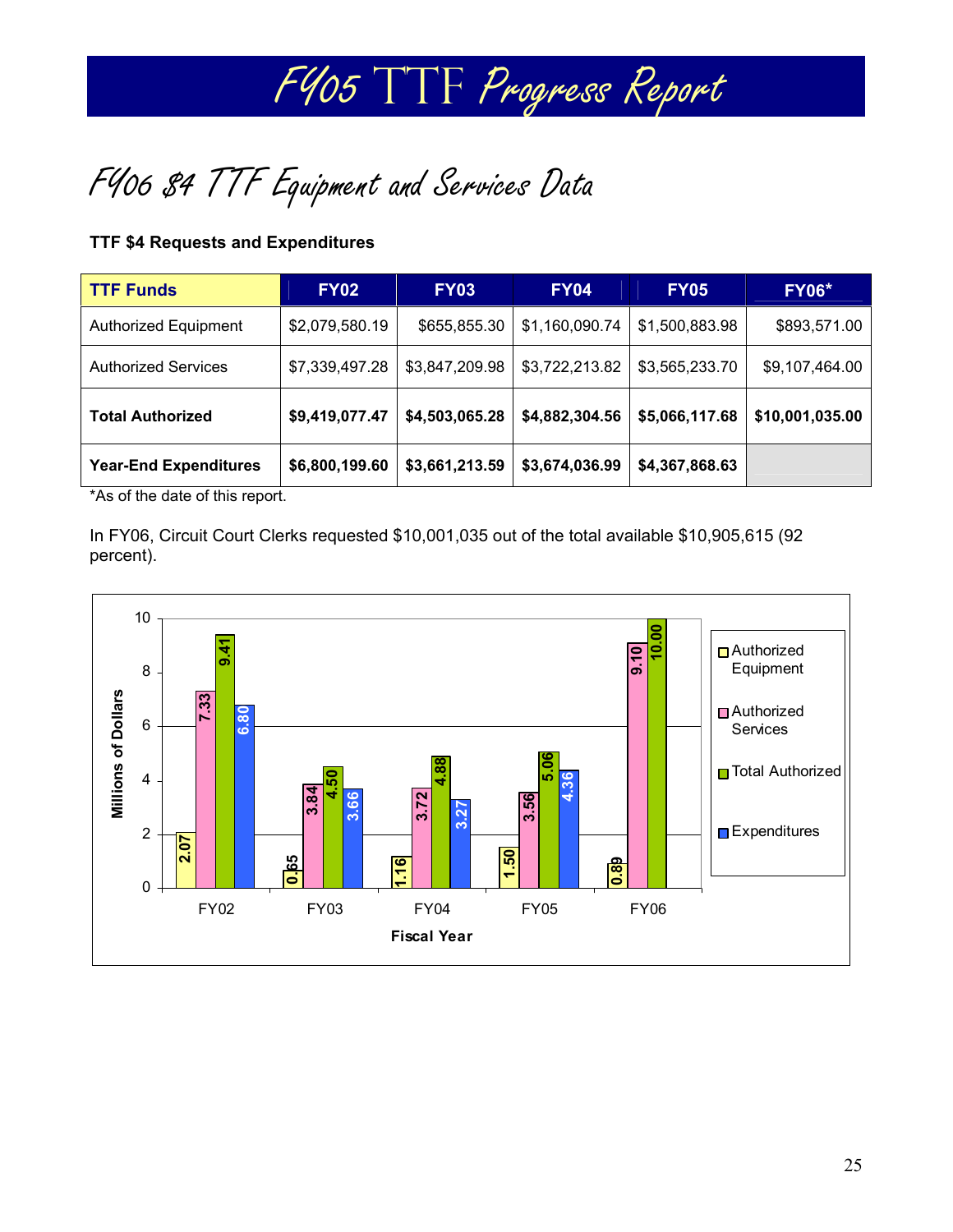## FY06 $4 TTF Equipment and Services Data

**TTF $4 Requests and Expenditures**

| TTF Funds | FY02 | FY03 | FY04 | FY05 | FY06* |
|---|---|---|---|---|---|
| Authorized Equipment | $2,079,580.19 | $655,855.30 | $1,160,090.74 | $1,500,883.98 | $893,571.00 |
| Authorized Services | $7,339,497.28 | $3,847,209.98 | $3,722,213.82 | $3,565,233.70 | $9,107,464.00 |
| **Total Authorized** | **$9,419,077.47** | **$4,503,065.28** | **$4,882,304.56** | **$5,066,117.68** | **$10,001,035.00** |
| **Year-End Expenditures** | **$6,800,199.60** | **$3,661,213.59** | **$3,674,036.99** | **$4,367,868.63** | |

*As of the date of this report.

In FY06, Circuit Court Clerks requested $10,001,035 out of the total available $10,905,615 (92 percent).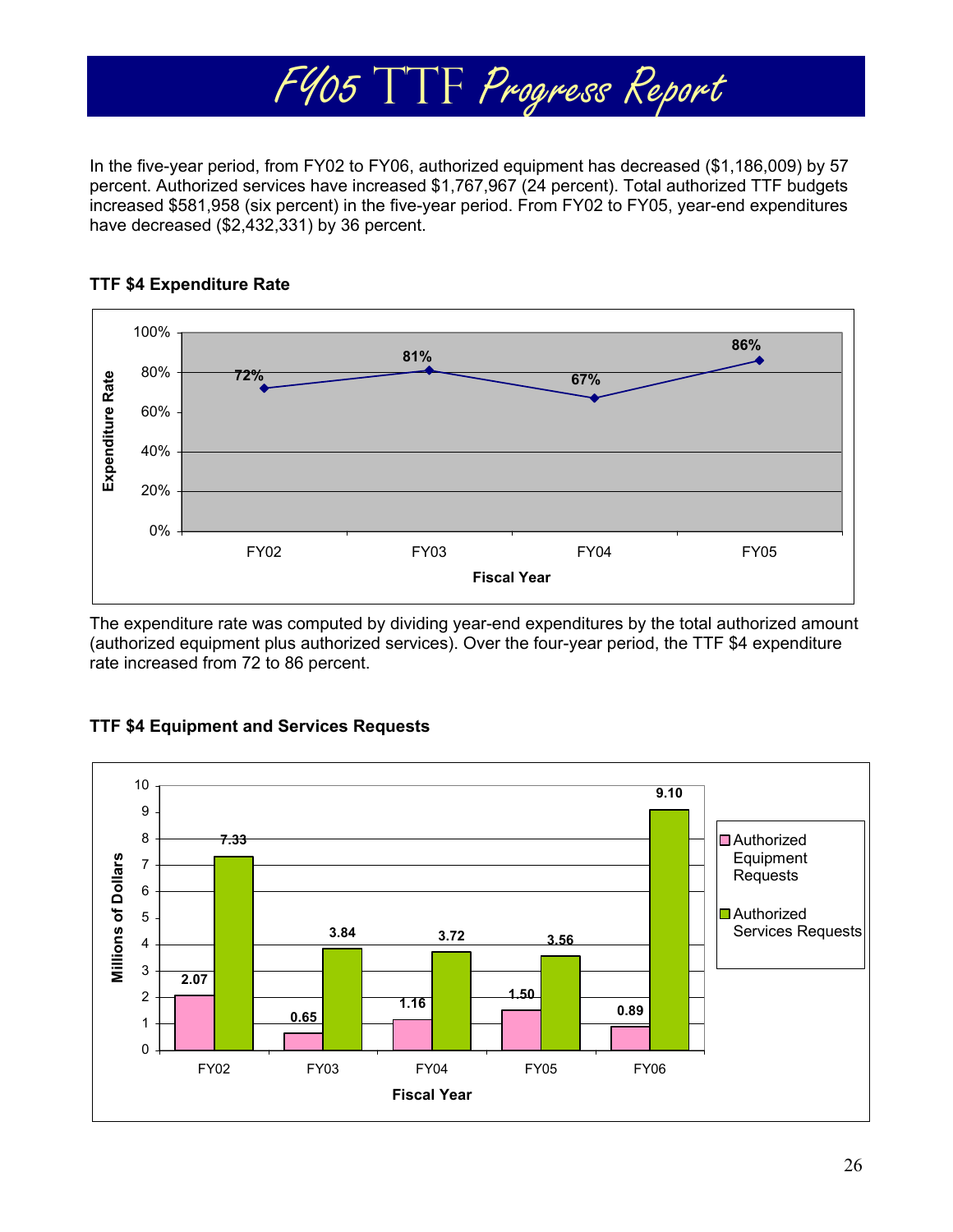# FY05 TTF Progress Report

In the five-year period, from FY02 to FY06, authorized equipment has decreased ($1,186,009) by 57 percent. Authorized services have increased $1,767,967 (24 percent). Total authorized TTF budgets increased $581,958 (six percent) in the five-year period. From FY02 to FY05, year-end expenditures have decreased ($2,432,331) by 36 percent.

**TTF $4 Expenditure Rate**

| Fiscal Year | Expenditure Rate |
|---|---|
| FY02 | 72% |
| FY03 | 81% |
| FY04 | 67% |
| FY05 | 86% |

The expenditure rate was computed by dividing year-end expenditures by the total authorized amount (authorized equipment plus authorized services). Over the four-year period, the TTF $4 expenditure rate increased from 72 to 86 percent.

**TTF $4 Equipment and Services Requests**

| Fiscal Year | Authorized Equipment Requests (Millions of Dollars) | Authorized Services Requests (Millions of Dollars) |
|---|---|---|
| FY02 | 2.07 | 7.33 |
| FY03 | 0.65 | 3.84 |
| FY04 | 1.16 | 3.72 |
| FY05 | 1.50 | 3.56 |
| FY06 | 0.89 | 9.10 |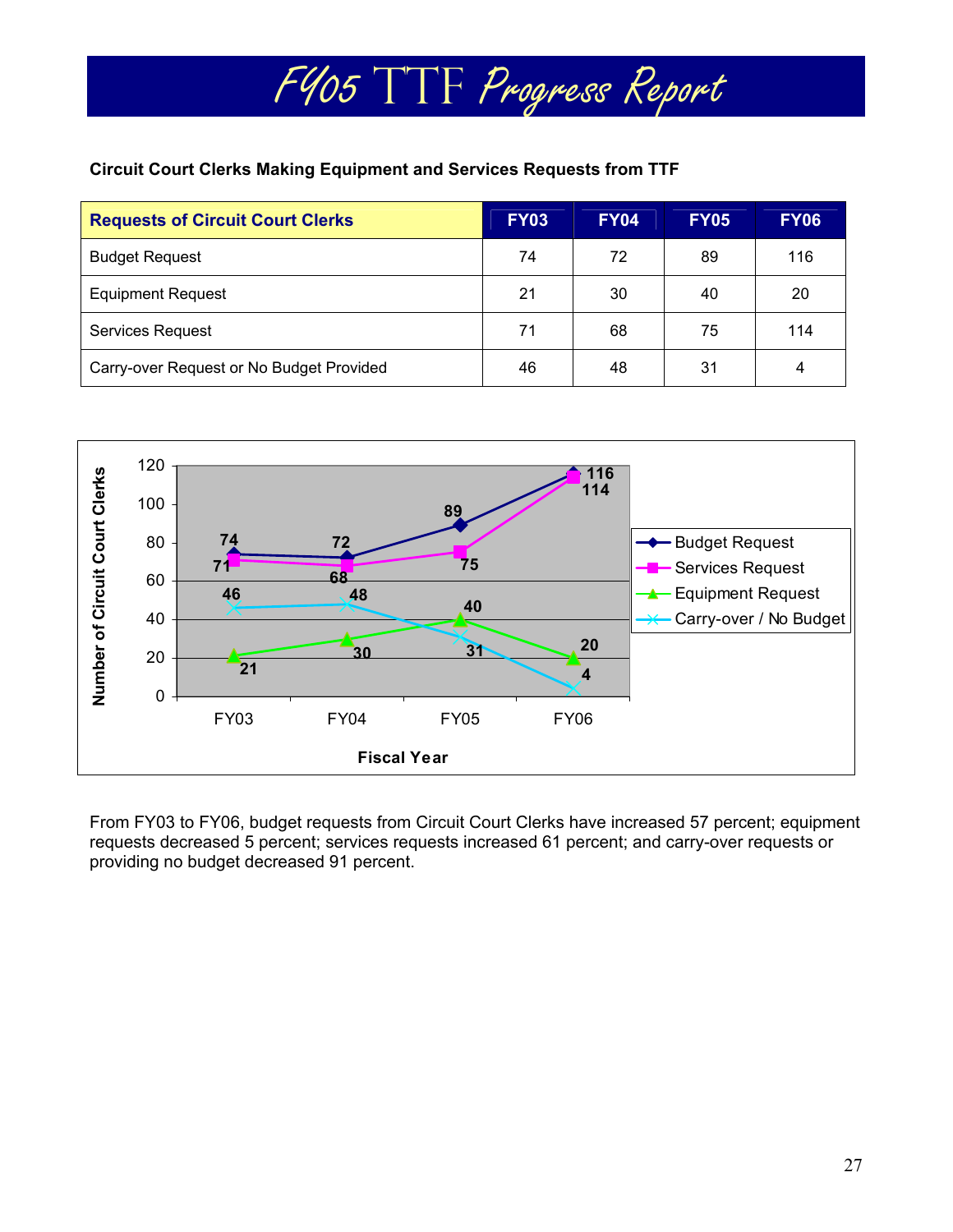# FY05 TTF Progress Report

**Circuit Court Clerks Making Equipment and Services Requests from TTF**

| Requests of Circuit Court Clerks | FY03 | FY04 | FY05 | FY06 |
|---|---|---|---|---|
| Budget Request | 74 | 72 | 89 | 116 |
| Equipment Request | 21 | 30 | 40 | 20 |
| Services Request | 71 | 68 | 75 | 114 |
| Carry-over Request or No Budget Provided | 46 | 48 | 31 | 4 |

From FY03 to FY06, budget requests from Circuit Court Clerks have increased 57 percent; equipment requests decreased 5 percent; services requests increased 61 percent; and carry-over requests or providing no budget decreased 91 percent.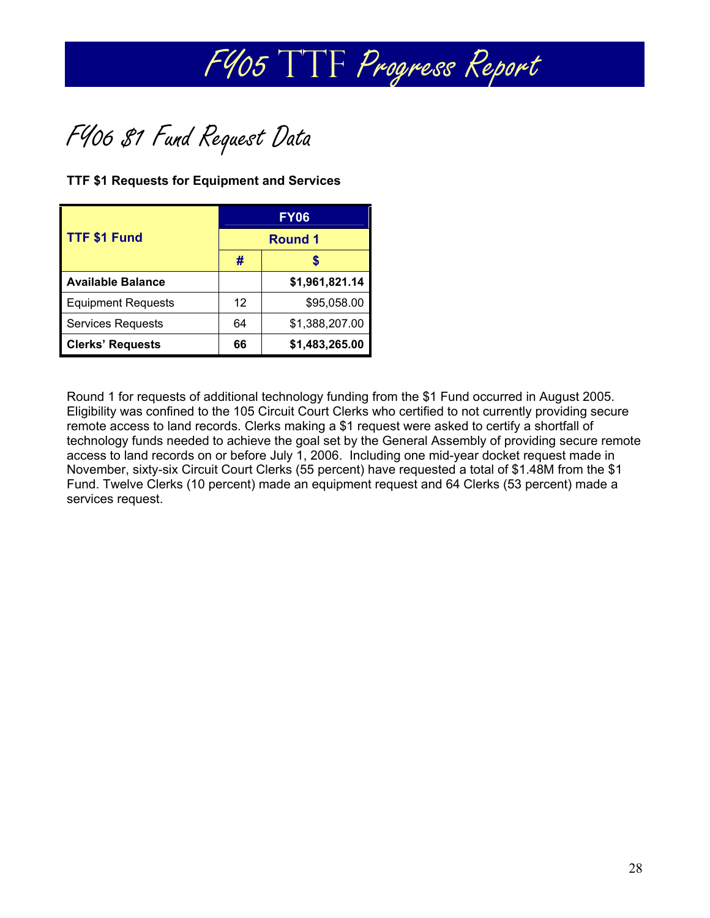# FY05 TTF Progress Report

## FY06 $1 Fund Request Data

**TTF $1 Requests for Equipment and Services**

| TTF $1 Fund | FY06 | |
|---|---|---|
| | Round 1 | |
| | # | $ |
| **Available Balance** | | **$1,961,821.14** |
| Equipment Requests | 12 | $95,058.00 |
| Services Requests | 64 | $1,388,207.00 |
| **Clerks' Requests** | **66** | **$1,483,265.00** |

Round 1 for requests of additional technology funding from the $1 Fund occurred in August 2005. Eligibility was confined to the 105 Circuit Court Clerks who certified to not currently providing secure remote access to land records. Clerks making a $1 request were asked to certify a shortfall of technology funds needed to achieve the goal set by the General Assembly of providing secure remote access to land records on or before July 1, 2006. Including one mid-year docket request made in November, sixty-six Circuit Court Clerks (55 percent) have requested a total of $1.48M from the $1 Fund. Twelve Clerks (10 percent) made an equipment request and 64 Clerks (53 percent) made a services request.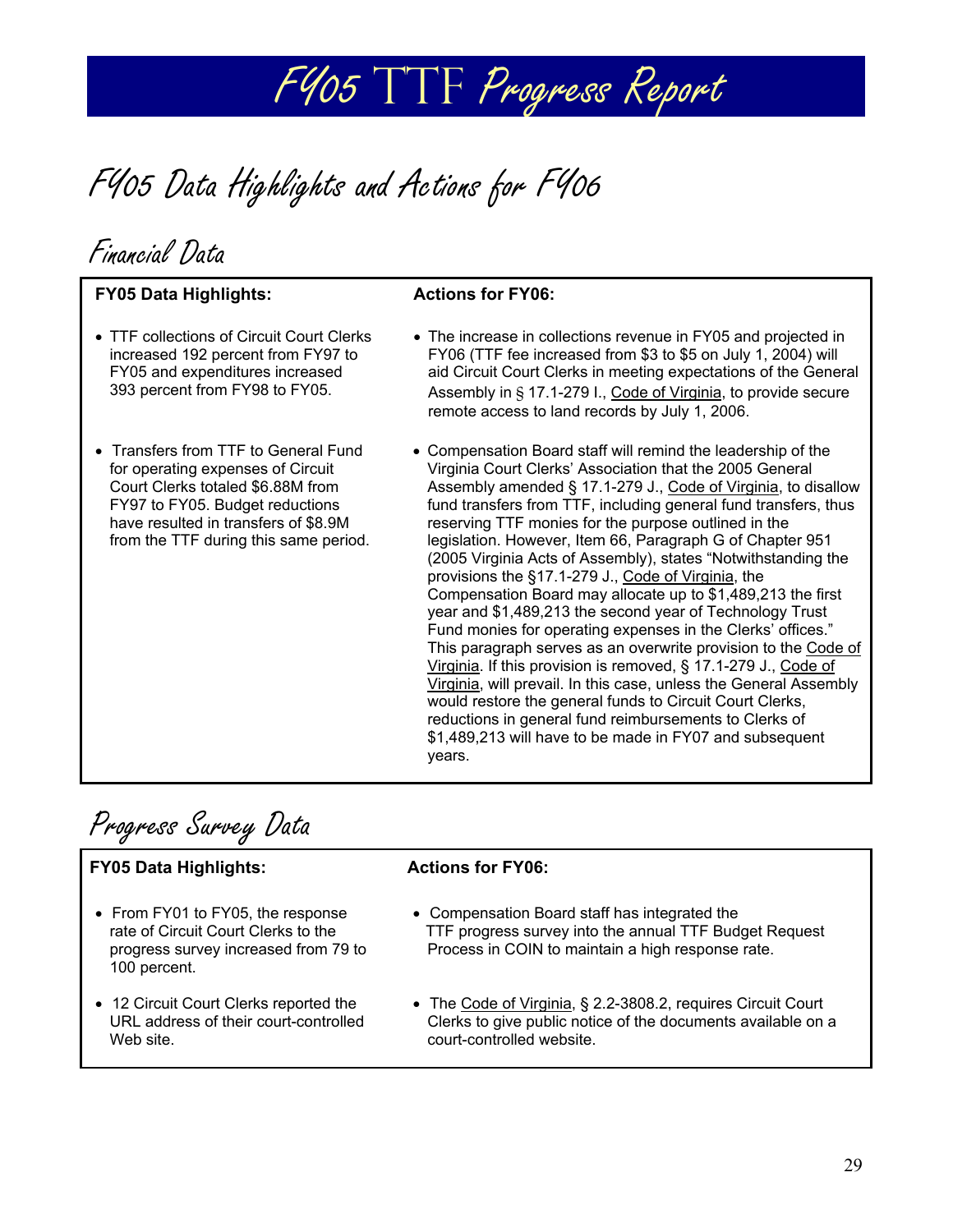# FY05 TTF Progress Report

## FY05 Data Highlights and Actions for FY06

### Financial Data

| FY05 Data Highlights: | Actions for FY06: |
|---|---|
| • TTF collections of Circuit Court Clerks increased 192 percent from FY97 to FY05 and expenditures increased 393 percent from FY98 to FY05. | • The increase in collections revenue in FY05 and projected in FY06 (TTF fee increased from $3 to $5 on July 1, 2004) will aid Circuit Court Clerks in meeting expectations of the General Assembly in § 17.1-279 I., Code of Virginia, to provide secure remote access to land records by July 1, 2006. |
| • Transfers from TTF to General Fund for operating expenses of Circuit Court Clerks totaled $6.88M from FY97 to FY05. Budget reductions have resulted in transfers of $8.9M from the TTF during this same period. | • Compensation Board staff will remind the leadership of the Virginia Court Clerks' Association that the 2005 General Assembly amended § 17.1-279 J., Code of Virginia, to disallow fund transfers from TTF, including general fund transfers, thus reserving TTF monies for the purpose outlined in the legislation. However, Item 66, Paragraph G of Chapter 951 (2005 Virginia Acts of Assembly), states "Notwithstanding the provisions the §17.1-279 J., Code of Virginia, the Compensation Board may allocate up to $1,489,213 the first year and $1,489,213 the second year of Technology Trust Fund monies for operating expenses in the Clerks' offices." This paragraph serves as an overwrite provision to the Code of Virginia. If this provision is removed, § 17.1-279 J., Code of Virginia, will prevail. In this case, unless the General Assembly would restore the general funds to Circuit Court Clerks, reductions in general fund reimbursements to Clerks of $1,489,213 will have to be made in FY07 and subsequent years. |

### Progress Survey Data

| FY05 Data Highlights: | Actions for FY06: |
|---|---|
| • From FY01 to FY05, the response rate of Circuit Court Clerks to the progress survey increased from 79 to 100 percent. | • Compensation Board staff has integrated the TTF progress survey into the annual TTF Budget Request Process in COIN to maintain a high response rate. |
| • 12 Circuit Court Clerks reported the URL address of their court-controlled Web site. | • The Code of Virginia, § 2.2-3808.2, requires Circuit Court Clerks to give public notice of the documents available on a court-controlled website. |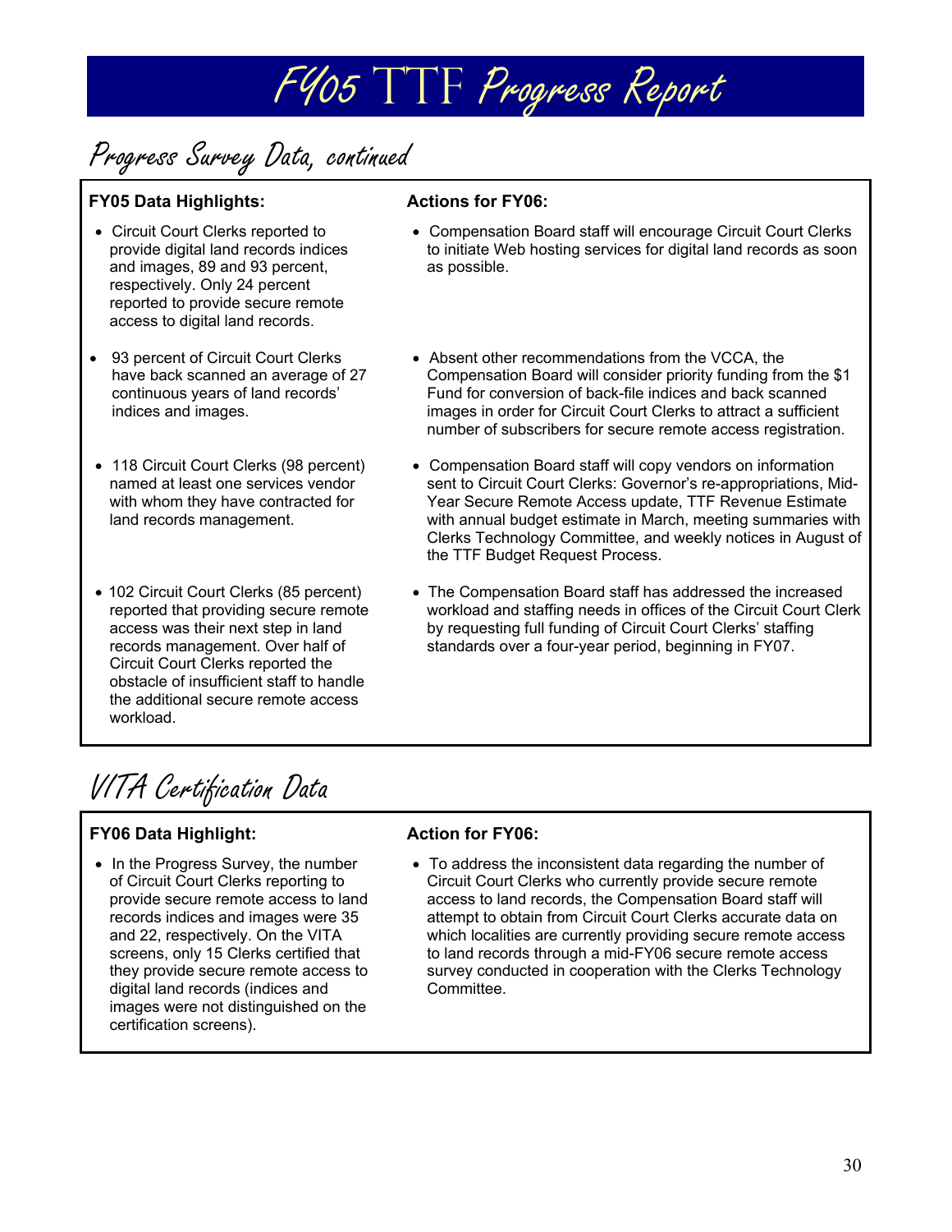# FY05 TTF Progress Report

## Progress Survey Data, continued

**FY05 Data Highlights:**

- Circuit Court Clerks reported to provide digital land records indices and images, 89 and 93 percent, respectively. Only 24 percent reported to provide secure remote access to digital land records.
- 93 percent of Circuit Court Clerks have back scanned an average of 27 continuous years of land records' indices and images.
- 118 Circuit Court Clerks (98 percent) named at least one services vendor with whom they have contracted for land records management.
- 102 Circuit Court Clerks (85 percent) reported that providing secure remote access was their next step in land records management. Over half of Circuit Court Clerks reported the obstacle of insufficient staff to handle the additional secure remote access workload.

**Actions for FY06:**

- Compensation Board staff will encourage Circuit Court Clerks to initiate Web hosting services for digital land records as soon as possible.
- Absent other recommendations from the VCCA, the Compensation Board will consider priority funding from the $1 Fund for conversion of back-file indices and back scanned images in order for Circuit Court Clerks to attract a sufficient number of subscribers for secure remote access registration.
- Compensation Board staff will copy vendors on information sent to Circuit Court Clerks: Governor's re-appropriations, Mid-Year Secure Remote Access update, TTF Revenue Estimate with annual budget estimate in March, meeting summaries with Clerks Technology Committee, and weekly notices in August of the TTF Budget Request Process.
- The Compensation Board staff has addressed the increased workload and staffing needs in offices of the Circuit Court Clerk by requesting full funding of Circuit Court Clerks' staffing standards over a four-year period, beginning in FY07.

## VITA Certification Data

**FY06 Data Highlight:**

- In the Progress Survey, the number of Circuit Court Clerks reporting to provide secure remote access to land records indices and images were 35 and 22, respectively. On the VITA screens, only 15 Clerks certified that they provide secure remote access to digital land records (indices and images were not distinguished on the certification screens).

**Action for FY06:**

- To address the inconsistent data regarding the number of Circuit Court Clerks who currently provide secure remote access to land records, the Compensation Board staff will attempt to obtain from Circuit Court Clerks accurate data on which localities are currently providing secure remote access to land records through a mid-FY06 secure remote access survey conducted in cooperation with the Clerks Technology Committee.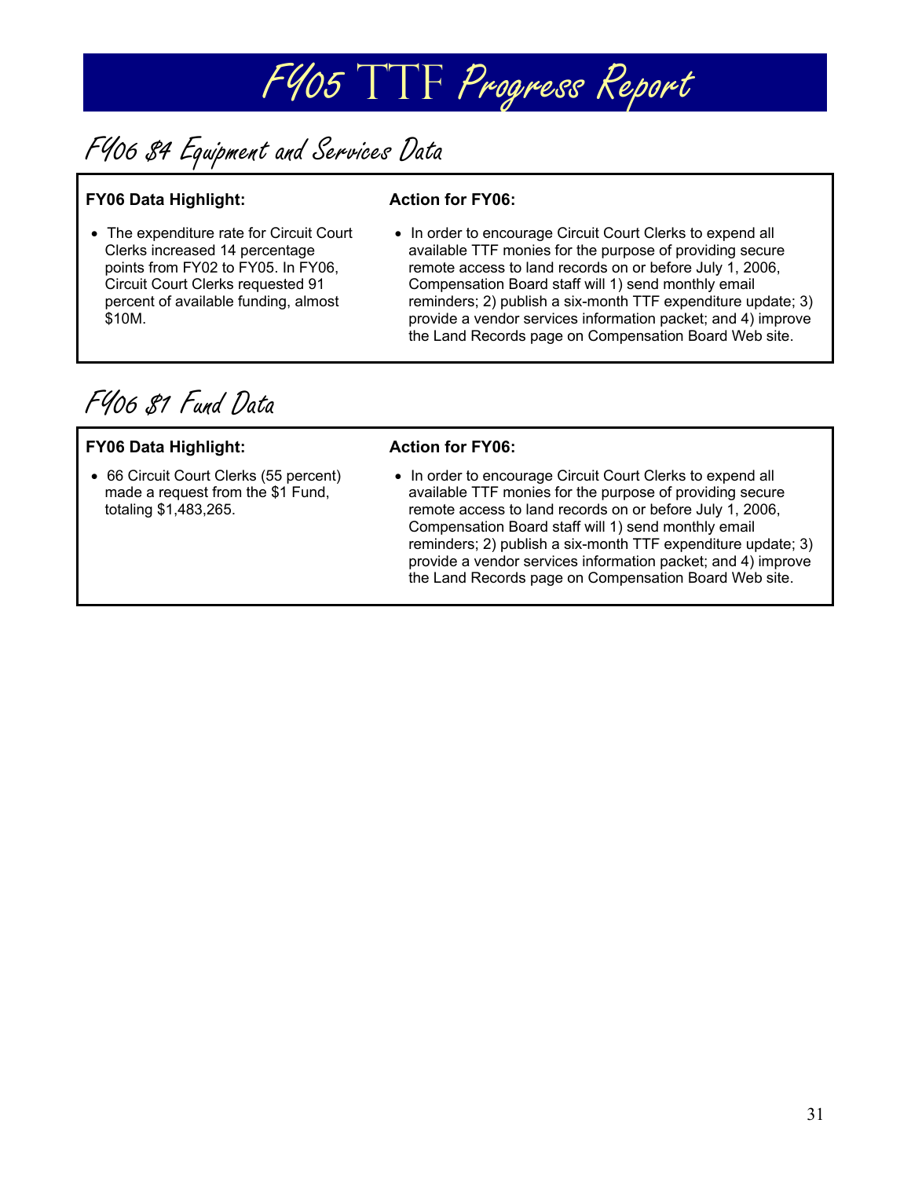# FY05 TTF Progress Report

## FY06 $4 Equipment and Services Data

**FY06 Data Highlight:**

- The expenditure rate for Circuit Court Clerks increased 14 percentage points from FY02 to FY05. In FY06, Circuit Court Clerks requested 91 percent of available funding, almost $10M.

**Action for FY06:**

- In order to encourage Circuit Court Clerks to expend all available TTF monies for the purpose of providing secure remote access to land records on or before July 1, 2006, Compensation Board staff will 1) send monthly email reminders; 2) publish a six-month TTF expenditure update; 3) provide a vendor services information packet; and 4) improve the Land Records page on Compensation Board Web site.

## FY06 $1 Fund Data

**FY06 Data Highlight:**

- 66 Circuit Court Clerks (55 percent) made a request from the $1 Fund, totaling $1,483,265.

**Action for FY06:**

- In order to encourage Circuit Court Clerks to expend all available TTF monies for the purpose of providing secure remote access to land records on or before July 1, 2006, Compensation Board staff will 1) send monthly email reminders; 2) publish a six-month TTF expenditure update; 3) provide a vendor services information packet; and 4) improve the Land Records page on Compensation Board Web site.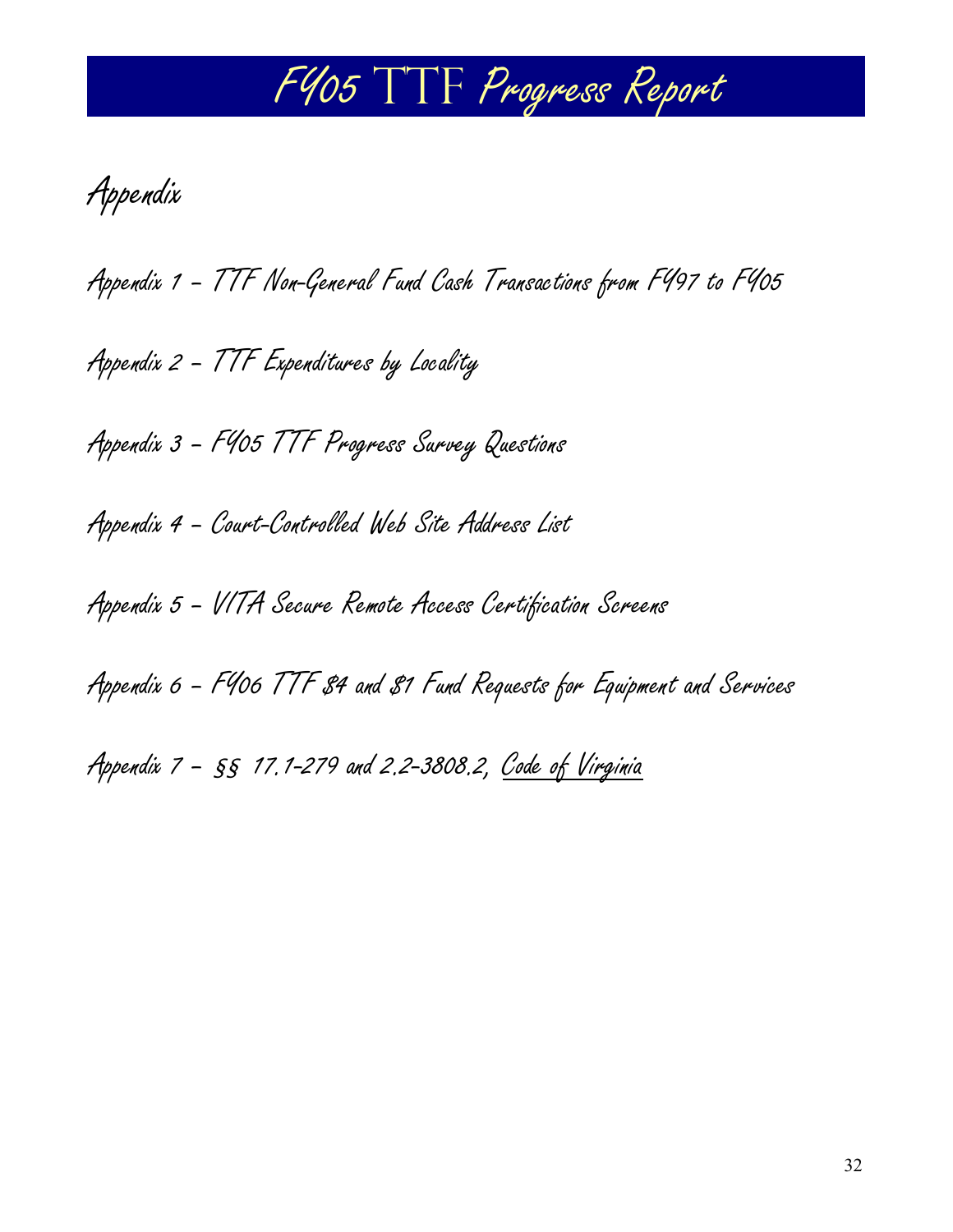# Appendix

Appendix 1 – TTF Non-General Fund Cash Transactions from FY97 to FY05

Appendix 2 – TTF Expenditures by Locality

Appendix 3 – FY05 TTF Progress Survey Questions

Appendix 4 – Court-Controlled Web Site Address List

Appendix 5 – VITA Secure Remote Access Certification Screens

Appendix 6 – FY06 TTF $4 and $1 Fund Requests for Equipment and Services

Appendix 7 – §§ 17.1-279 and 2.2-3808.2, Code of Virginia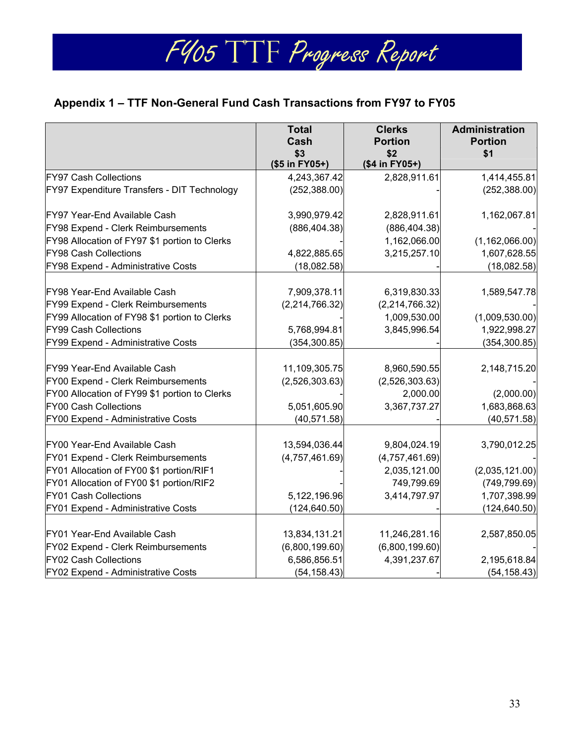## Appendix 1 – TTF Non-General Fund Cash Transactions from FY97 to FY05

| | Total Cash $3 ($5 in FY05+) | Clerks Portion $2 ($4 in FY05+) | Administration Portion $1 |
|---|---|---|---|
| FY97 Cash Collections | 4,243,367.42 | 2,828,911.61 | 1,414,455.81 |
| FY97 Expenditure Transfers - DIT Technology | (252,388.00) | - | (252,388.00) |
| | | | |
| FY97 Year-End Available Cash | 3,990,979.42 | 2,828,911.61 | 1,162,067.81 |
| FY98 Expend - Clerk Reimbursements | (886,404.38) | (886,404.38) | - |
| FY98 Allocation of FY97 $1 portion to Clerks | - | 1,162,066.00 | (1,162,066.00) |
| FY98 Cash Collections | 4,822,885.65 | 3,215,257.10 | 1,607,628.55 |
| FY98 Expend - Administrative Costs | (18,082.58) | - | (18,082.58) |
| | | | |
| FY98 Year-End Available Cash | 7,909,378.11 | 6,319,830.33 | 1,589,547.78 |
| FY99 Expend - Clerk Reimbursements | (2,214,766.32) | (2,214,766.32) | - |
| FY99 Allocation of FY98 $1 portion to Clerks | - | 1,009,530.00 | (1,009,530.00) |
| FY99 Cash Collections | 5,768,994.81 | 3,845,996.54 | 1,922,998.27 |
| FY99 Expend - Administrative Costs | (354,300.85) | - | (354,300.85) |
| | | | |
| FY99 Year-End Available Cash | 11,109,305.75 | 8,960,590.55 | 2,148,715.20 |
| FY00 Expend - Clerk Reimbursements | (2,526,303.63) | (2,526,303.63) | - |
| FY00 Allocation of FY99 $1 portion to Clerks | - | 2,000.00 | (2,000.00) |
| FY00 Cash Collections | 5,051,605.90 | 3,367,737.27 | 1,683,868.63 |
| FY00 Expend - Administrative Costs | (40,571.58) | - | (40,571.58) |
| | | | |
| FY00 Year-End Available Cash | 13,594,036.44 | 9,804,024.19 | 3,790,012.25 |
| FY01 Expend - Clerk Reimbursements | (4,757,461.69) | (4,757,461.69) | - |
| FY01 Allocation of FY00 $1 portion/RIF1 | - | 2,035,121.00 | (2,035,121.00) |
| FY01 Allocation of FY00 $1 portion/RIF2 | - | 749,799.69 | (749,799.69) |
| FY01 Cash Collections | 5,122,196.96 | 3,414,797.97 | 1,707,398.99 |
| FY01 Expend - Administrative Costs | (124,640.50) | - | (124,640.50) |
| | | | |
| FY01 Year-End Available Cash | 13,834,131.21 | 11,246,281.16 | 2,587,850.05 |
| FY02 Expend - Clerk Reimbursements | (6,800,199.60) | (6,800,199.60) | - |
| FY02 Cash Collections | 6,586,856.51 | 4,391,237.67 | 2,195,618.84 |
| FY02 Expend - Administrative Costs | (54,158.43) | - | (54,158.43) |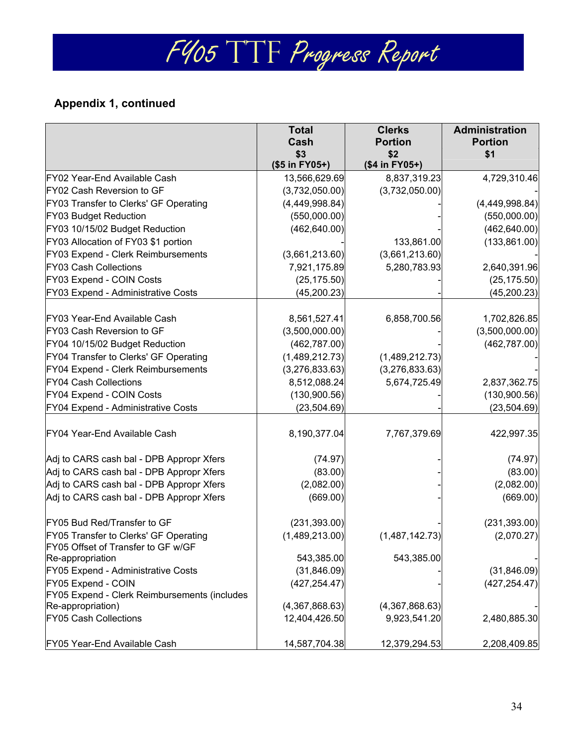## Appendix 1, continued

| | Total Cash $3 ($5 in FY05+) | Clerks Portion $2 ($4 in FY05+) | Administration Portion $1 |
|---|---|---|---|
| FY02 Year-End Available Cash | 13,566,629.69 | 8,837,319.23 | 4,729,310.46 |
| FY02 Cash Reversion to GF | (3,732,050.00) | (3,732,050.00) | - |
| FY03 Transfer to Clerks' GF Operating | (4,449,998.84) | - | (4,449,998.84) |
| FY03 Budget Reduction | (550,000.00) | - | (550,000.00) |
| FY03 10/15/02 Budget Reduction | (462,640.00) | - | (462,640.00) |
| FY03 Allocation of FY03 $1 portion | - | 133,861.00 | (133,861.00) |
| FY03 Expend - Clerk Reimbursements | (3,661,213.60) | (3,661,213.60) | - |
| FY03 Cash Collections | 7,921,175.89 | 5,280,783.93 | 2,640,391.96 |
| FY03 Expend - COIN Costs | (25,175.50) | - | (25,175.50) |
| FY03 Expend - Administrative Costs | (45,200.23) | - | (45,200.23) |
| | | | |
| FY03 Year-End Available Cash | 8,561,527.41 | 6,858,700.56 | 1,702,826.85 |
| FY03 Cash Reversion to GF | (3,500,000.00) | - | (3,500,000.00) |
| FY04 10/15/02 Budget Reduction | (462,787.00) | - | (462,787.00) |
| FY04 Transfer to Clerks' GF Operating | (1,489,212.73) | (1,489,212.73) | - |
| FY04 Expend - Clerk Reimbursements | (3,276,833.63) | (3,276,833.63) | - |
| FY04 Cash Collections | 8,512,088.24 | 5,674,725.49 | 2,837,362.75 |
| FY04 Expend - COIN Costs | (130,900.56) | - | (130,900.56) |
| FY04 Expend - Administrative Costs | (23,504.69) | - | (23,504.69) |
| | | | |
| FY04 Year-End Available Cash | 8,190,377.04 | 7,767,379.69 | 422,997.35 |
| | | | |
| Adj to CARS cash bal - DPB Appropr Xfers | (74.97) | - | (74.97) |
| Adj to CARS cash bal - DPB Appropr Xfers | (83.00) | - | (83.00) |
| Adj to CARS cash bal - DPB Appropr Xfers | (2,082.00) | - | (2,082.00) |
| Adj to CARS cash bal - DPB Appropr Xfers | (669.00) | - | (669.00) |
| | | | |
| FY05 Bud Red/Transfer to GF | (231,393.00) | - | (231,393.00) |
| FY05 Transfer to Clerks' GF Operating | (1,489,213.00) | (1,487,142.73) | (2,070.27) |
| FY05 Offset of Transfer to GF w/GF Re-appropriation | 543,385.00 | 543,385.00 | - |
| FY05 Expend - Administrative Costs | (31,846.09) | - | (31,846.09) |
| FY05 Expend - COIN | (427,254.47) | - | (427,254.47) |
| FY05 Expend - Clerk Reimbursements (includes Re-appropriation) | (4,367,868.63) | (4,367,868.63) | - |
| FY05 Cash Collections | 12,404,426.50 | 9,923,541.20 | 2,480,885.30 |
| | | | |
| FY05 Year-End Available Cash | 14,587,704.38 | 12,379,294.53 | 2,208,409.85 |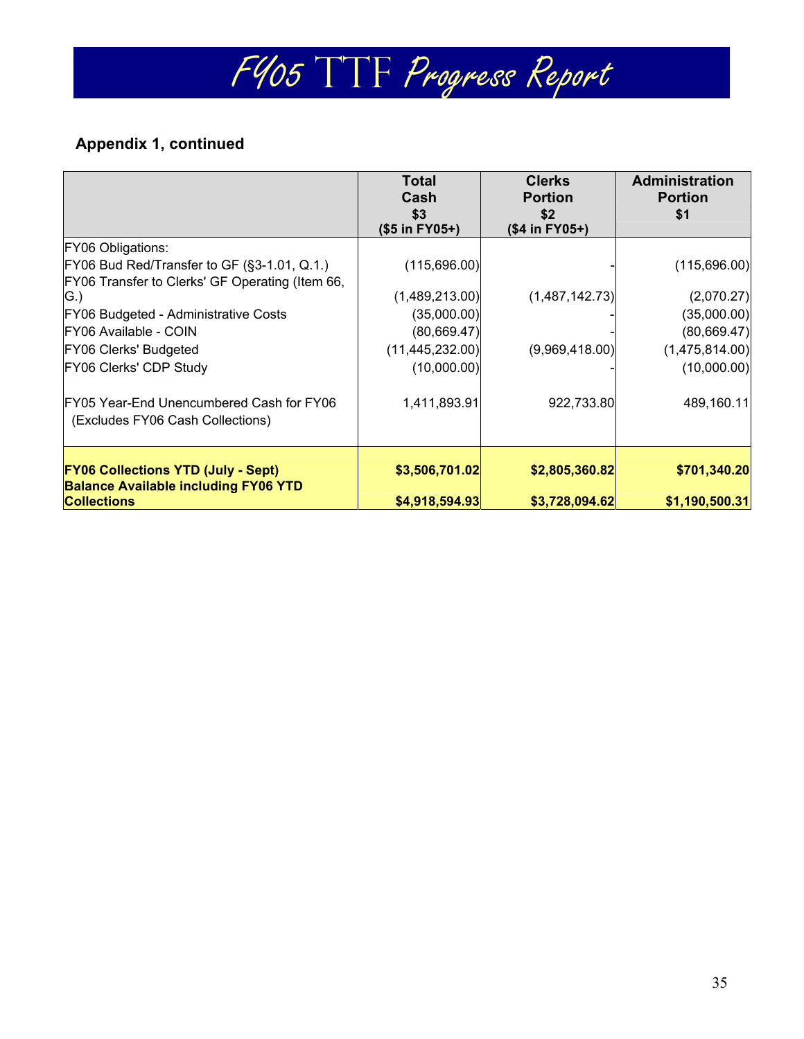## Appendix 1, continued

| | Total Cash $3 ($5 in FY05+) | Clerks Portion $2 ($4 in FY05+) | Administration Portion $1 |
|---|---|---|---|
| FY06 Obligations: | | | |
| FY06 Bud Red/Transfer to GF (§3-1.01, Q.1.) | (115,696.00) | - | (115,696.00) |
| FY06 Transfer to Clerks' GF Operating (Item 66, G.) | (1,489,213.00) | (1,487,142.73) | (2,070.27) |
| FY06 Budgeted - Administrative Costs | (35,000.00) | - | (35,000.00) |
| FY06 Available - COIN | (80,669.47) | - | (80,669.47) |
| FY06 Clerks' Budgeted | (11,445,232.00) | (9,969,418.00) | (1,475,814.00) |
| FY06 Clerks' CDP Study | (10,000.00) | - | (10,000.00) |
| FY05 Year-End Unencumbered Cash for FY06 (Excludes FY06 Cash Collections) | 1,411,893.91 | 922,733.80 | 489,160.11 |
| **FY06 Collections YTD (July - Sept)** | **$3,506,701.02** | **$2,805,360.82** | **$701,340.20** |
| **Balance Available including FY06 YTD Collections** | **$4,918,594.93** | **$3,728,094.62** | **$1,190,500.31** |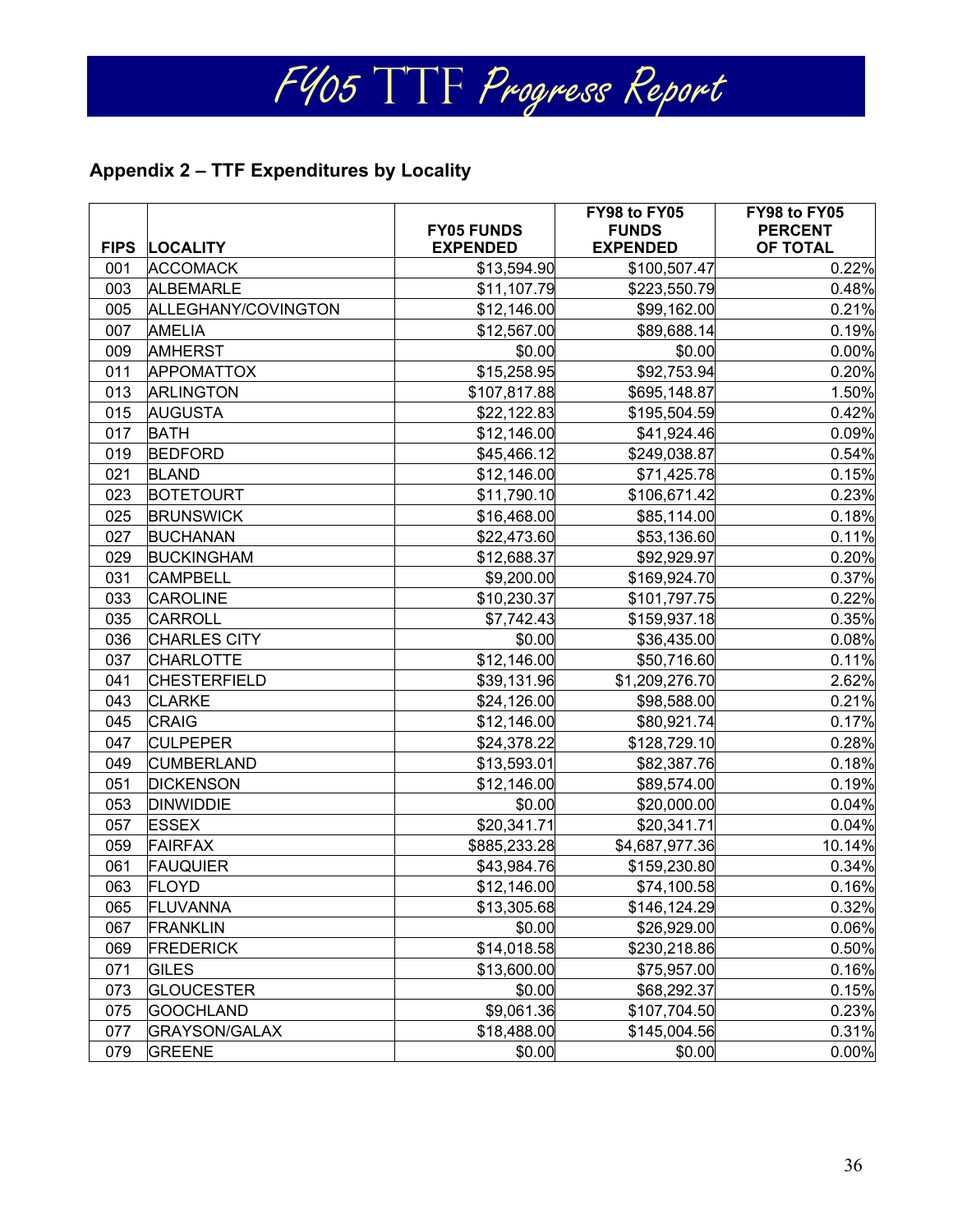## Appendix 2 – TTF Expenditures by Locality

| FIPS | LOCALITY | FY05 FUNDS EXPENDED | FY98 to FY05 FUNDS EXPENDED | FY98 to FY05 PERCENT OF TOTAL |
|---|---|---|---|---|
| 001 | ACCOMACK | $13,594.90 | $100,507.47 | 0.22% |
| 003 | ALBEMARLE | $11,107.79 | $223,550.79 | 0.48% |
| 005 | ALLEGHANY/COVINGTON | $12,146.00 | $99,162.00 | 0.21% |
| 007 | AMELIA | $12,567.00 | $89,688.14 | 0.19% |
| 009 | AMHERST | $0.00 | $0.00 | 0.00% |
| 011 | APPOMATTOX | $15,258.95 | $92,753.94 | 0.20% |
| 013 | ARLINGTON | $107,817.88 | $695,148.87 | 1.50% |
| 015 | AUGUSTA | $22,122.83 | $195,504.59 | 0.42% |
| 017 | BATH | $12,146.00 | $41,924.46 | 0.09% |
| 019 | BEDFORD | $45,466.12 | $249,038.87 | 0.54% |
| 021 | BLAND | $12,146.00 | $71,425.78 | 0.15% |
| 023 | BOTETOURT | $11,790.10 | $106,671.42 | 0.23% |
| 025 | BRUNSWICK | $16,468.00 | $85,114.00 | 0.18% |
| 027 | BUCHANAN | $22,473.60 | $53,136.60 | 0.11% |
| 029 | BUCKINGHAM | $12,688.37 | $92,929.97 | 0.20% |
| 031 | CAMPBELL | $9,200.00 | $169,924.70 | 0.37% |
| 033 | CAROLINE | $10,230.37 | $101,797.75 | 0.22% |
| 035 | CARROLL | $7,742.43 | $159,937.18 | 0.35% |
| 036 | CHARLES CITY | $0.00 | $36,435.00 | 0.08% |
| 037 | CHARLOTTE | $12,146.00 | $50,716.60 | 0.11% |
| 041 | CHESTERFIELD | $39,131.96 | $1,209,276.70 | 2.62% |
| 043 | CLARKE | $24,126.00 | $98,588.00 | 0.21% |
| 045 | CRAIG | $12,146.00 | $80,921.74 | 0.17% |
| 047 | CULPEPER | $24,378.22 | $128,729.10 | 0.28% |
| 049 | CUMBERLAND | $13,593.01 | $82,387.76 | 0.18% |
| 051 | DICKENSON | $12,146.00 | $89,574.00 | 0.19% |
| 053 | DINWIDDIE | $0.00 | $20,000.00 | 0.04% |
| 057 | ESSEX | $20,341.71 | $20,341.71 | 0.04% |
| 059 | FAIRFAX | $885,233.28 | $4,687,977.36 | 10.14% |
| 061 | FAUQUIER | $43,984.76 | $159,230.80 | 0.34% |
| 063 | FLOYD | $12,146.00 | $74,100.58 | 0.16% |
| 065 | FLUVANNA | $13,305.68 | $146,124.29 | 0.32% |
| 067 | FRANKLIN | $0.00 | $26,929.00 | 0.06% |
| 069 | FREDERICK | $14,018.58 | $230,218.86 | 0.50% |
| 071 | GILES | $13,600.00 | $75,957.00 | 0.16% |
| 073 | GLOUCESTER | $0.00 | $68,292.37 | 0.15% |
| 075 | GOOCHLAND | $9,061.36 | $107,704.50 | 0.23% |
| 077 | GRAYSON/GALAX | $18,488.00 | $145,004.56 | 0.31% |
| 079 | GREENE | $0.00 | $0.00 | 0.00% |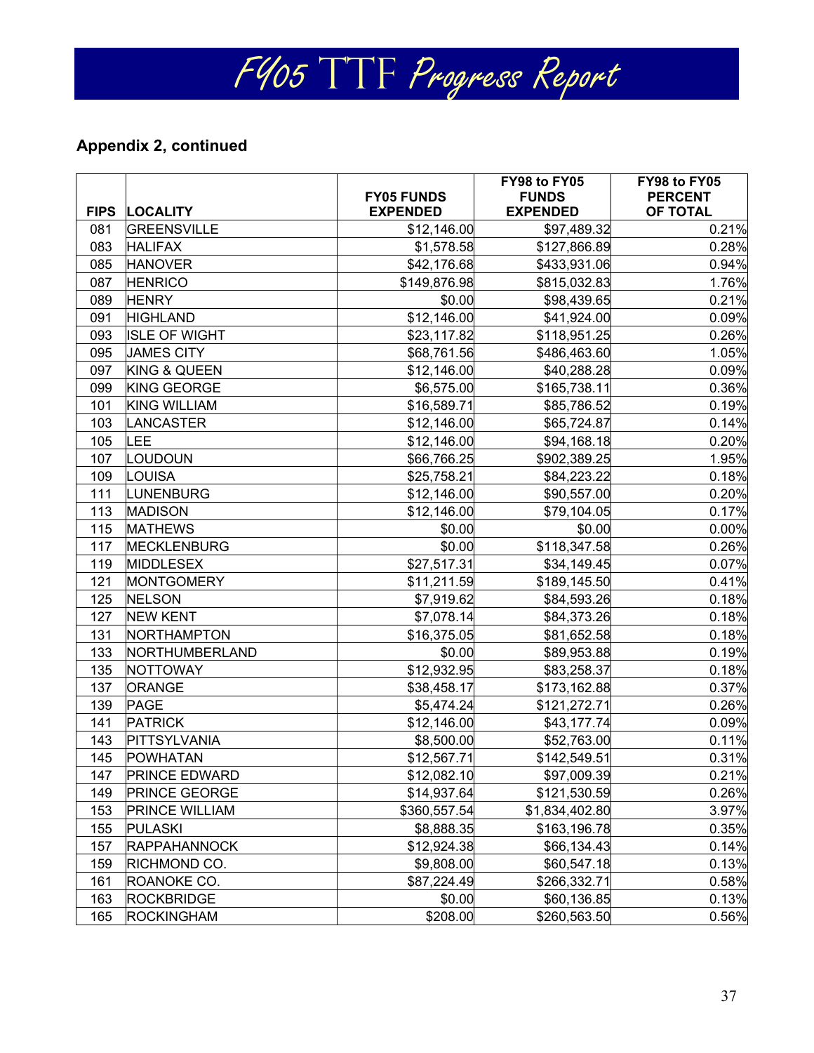## Appendix 2, continued

| FIPS | LOCALITY | FY05 FUNDS EXPENDED | FY98 to FY05 FUNDS EXPENDED | FY98 to FY05 PERCENT OF TOTAL |
|---|---|---|---|---|
| 081 | GREENSVILLE | $12,146.00 | $97,489.32 | 0.21% |
| 083 | HALIFAX | $1,578.58 | $127,866.89 | 0.28% |
| 085 | HANOVER | $42,176.68 | $433,931.06 | 0.94% |
| 087 | HENRICO | $149,876.98 | $815,032.83 | 1.76% |
| 089 | HENRY | $0.00 | $98,439.65 | 0.21% |
| 091 | HIGHLAND | $12,146.00 | $41,924.00 | 0.09% |
| 093 | ISLE OF WIGHT | $23,117.82 | $118,951.25 | 0.26% |
| 095 | JAMES CITY | $68,761.56 | $486,463.60 | 1.05% |
| 097 | KING & QUEEN | $12,146.00 | $40,288.28 | 0.09% |
| 099 | KING GEORGE | $6,575.00 | $165,738.11 | 0.36% |
| 101 | KING WILLIAM | $16,589.71 | $85,786.52 | 0.19% |
| 103 | LANCASTER | $12,146.00 | $65,724.87 | 0.14% |
| 105 | LEE | $12,146.00 | $94,168.18 | 0.20% |
| 107 | LOUDOUN | $66,766.25 | $902,389.25 | 1.95% |
| 109 | LOUISA | $25,758.21 | $84,223.22 | 0.18% |
| 111 | LUNENBURG | $12,146.00 | $90,557.00 | 0.20% |
| 113 | MADISON | $12,146.00 | $79,104.05 | 0.17% |
| 115 | MATHEWS | $0.00 | $0.00 | 0.00% |
| 117 | MECKLENBURG | $0.00 | $118,347.58 | 0.26% |
| 119 | MIDDLESEX | $27,517.31 | $34,149.45 | 0.07% |
| 121 | MONTGOMERY | $11,211.59 | $189,145.50 | 0.41% |
| 125 | NELSON | $7,919.62 | $84,593.26 | 0.18% |
| 127 | NEW KENT | $7,078.14 | $84,373.26 | 0.18% |
| 131 | NORTHAMPTON | $16,375.05 | $81,652.58 | 0.18% |
| 133 | NORTHUMBERLAND | $0.00 | $89,953.88 | 0.19% |
| 135 | NOTTOWAY | $12,932.95 | $83,258.37 | 0.18% |
| 137 | ORANGE | $38,458.17 | $173,162.88 | 0.37% |
| 139 | PAGE | $5,474.24 | $121,272.71 | 0.26% |
| 141 | PATRICK | $12,146.00 | $43,177.74 | 0.09% |
| 143 | PITTSYLVANIA | $8,500.00 | $52,763.00 | 0.11% |
| 145 | POWHATAN | $12,567.71 | $142,549.51 | 0.31% |
| 147 | PRINCE EDWARD | $12,082.10 | $97,009.39 | 0.21% |
| 149 | PRINCE GEORGE | $14,937.64 | $121,530.59 | 0.26% |
| 153 | PRINCE WILLIAM | $360,557.54 | $1,834,402.80 | 3.97% |
| 155 | PULASKI | $8,888.35 | $163,196.78 | 0.35% |
| 157 | RAPPAHANNOCK | $12,924.38 | $66,134.43 | 0.14% |
| 159 | RICHMOND CO. | $9,808.00 | $60,547.18 | 0.13% |
| 161 | ROANOKE CO. | $87,224.49 | $266,332.71 | 0.58% |
| 163 | ROCKBRIDGE | $0.00 | $60,136.85 | 0.13% |
| 165 | ROCKINGHAM | $208.00 | $260,563.50 | 0.56% |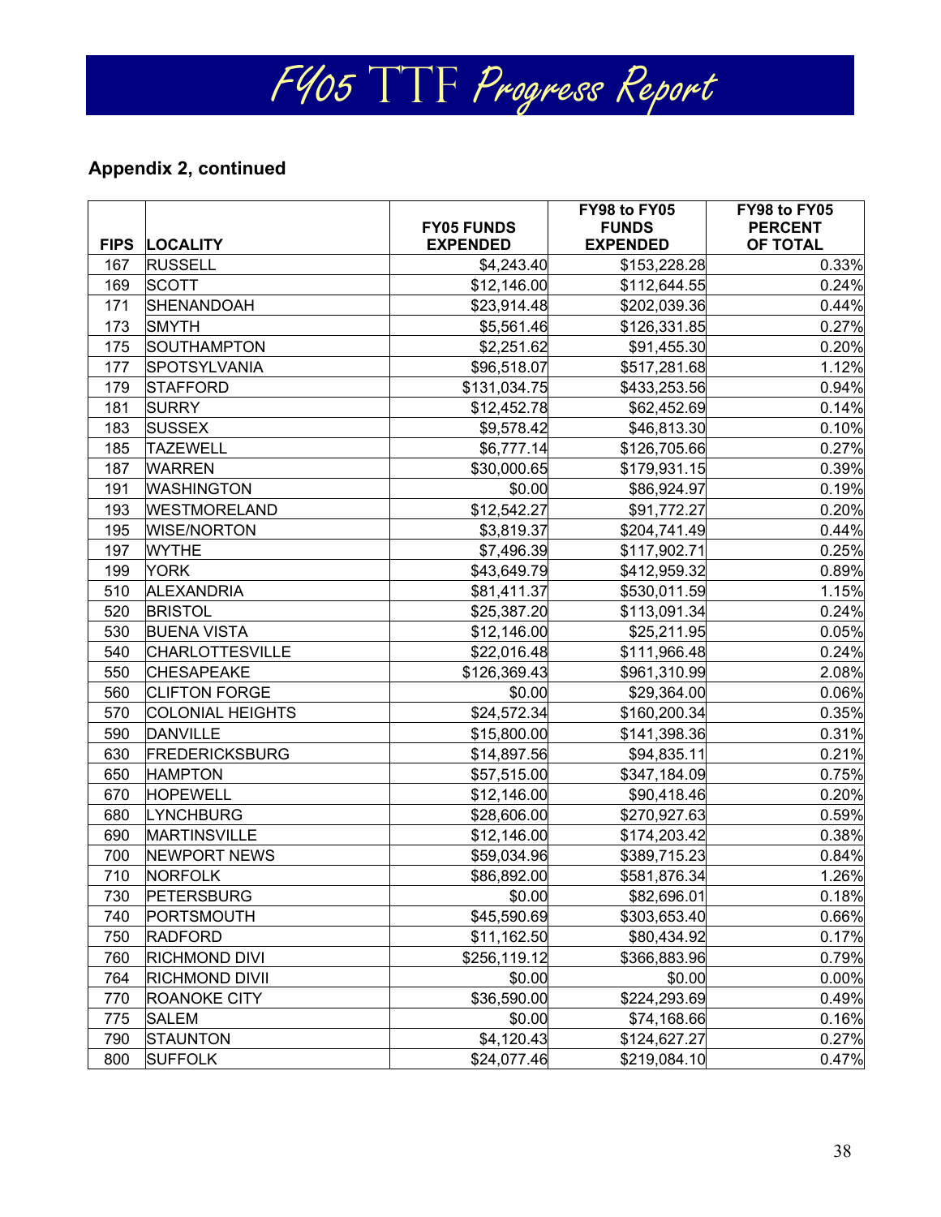# FY05 TTF Progress Report

## Appendix 2, continued

| FIPS | LOCALITY | FY05 FUNDS EXPENDED | FY98 to FY05 FUNDS EXPENDED | FY98 to FY05 PERCENT OF TOTAL |
|---|---|---|---|---|
| 167 | RUSSELL | $4,243.40 | $153,228.28 | 0.33% |
| 169 | SCOTT | $12,146.00 | $112,644.55 | 0.24% |
| 171 | SHENANDOAH | $23,914.48 | $202,039.36 | 0.44% |
| 173 | SMYTH | $5,561.46 | $126,331.85 | 0.27% |
| 175 | SOUTHAMPTON | $2,251.62 | $91,455.30 | 0.20% |
| 177 | SPOTSYLVANIA | $96,518.07 | $517,281.68 | 1.12% |
| 179 | STAFFORD | $131,034.75 | $433,253.56 | 0.94% |
| 181 | SURRY | $12,452.78 | $62,452.69 | 0.14% |
| 183 | SUSSEX | $9,578.42 | $46,813.30 | 0.10% |
| 185 | TAZEWELL | $6,777.14 | $126,705.66 | 0.27% |
| 187 | WARREN | $30,000.65 | $179,931.15 | 0.39% |
| 191 | WASHINGTON | $0.00 | $86,924.97 | 0.19% |
| 193 | WESTMORELAND | $12,542.27 | $91,772.27 | 0.20% |
| 195 | WISE/NORTON | $3,819.37 | $204,741.49 | 0.44% |
| 197 | WYTHE | $7,496.39 | $117,902.71 | 0.25% |
| 199 | YORK | $43,649.79 | $412,959.32 | 0.89% |
| 510 | ALEXANDRIA | $81,411.37 | $530,011.59 | 1.15% |
| 520 | BRISTOL | $25,387.20 | $113,091.34 | 0.24% |
| 530 | BUENA VISTA | $12,146.00 | $25,211.95 | 0.05% |
| 540 | CHARLOTTESVILLE | $22,016.48 | $111,966.48 | 0.24% |
| 550 | CHESAPEAKE | $126,369.43 | $961,310.99 | 2.08% |
| 560 | CLIFTON FORGE | $0.00 | $29,364.00 | 0.06% |
| 570 | COLONIAL HEIGHTS | $24,572.34 | $160,200.34 | 0.35% |
| 590 | DANVILLE | $15,800.00 | $141,398.36 | 0.31% |
| 630 | FREDERICKSBURG | $14,897.56 | $94,835.11 | 0.21% |
| 650 | HAMPTON | $57,515.00 | $347,184.09 | 0.75% |
| 670 | HOPEWELL | $12,146.00 | $90,418.46 | 0.20% |
| 680 | LYNCHBURG | $28,606.00 | $270,927.63 | 0.59% |
| 690 | MARTINSVILLE | $12,146.00 | $174,203.42 | 0.38% |
| 700 | NEWPORT NEWS | $59,034.96 | $389,715.23 | 0.84% |
| 710 | NORFOLK | $86,892.00 | $581,876.34 | 1.26% |
| 730 | PETERSBURG | $0.00 | $82,696.01 | 0.18% |
| 740 | PORTSMOUTH | $45,590.69 | $303,653.40 | 0.66% |
| 750 | RADFORD | $11,162.50 | $80,434.92 | 0.17% |
| 760 | RICHMOND DIVI | $256,119.12 | $366,883.96 | 0.79% |
| 764 | RICHMOND DIVII | $0.00 | $0.00 | 0.00% |
| 770 | ROANOKE CITY | $36,590.00 | $224,293.69 | 0.49% |
| 775 | SALEM | $0.00 | $74,168.66 | 0.16% |
| 790 | STAUNTON | $4,120.43 | $124,627.27 | 0.27% |
| 800 | SUFFOLK | $24,077.46 | $219,084.10 | 0.47% |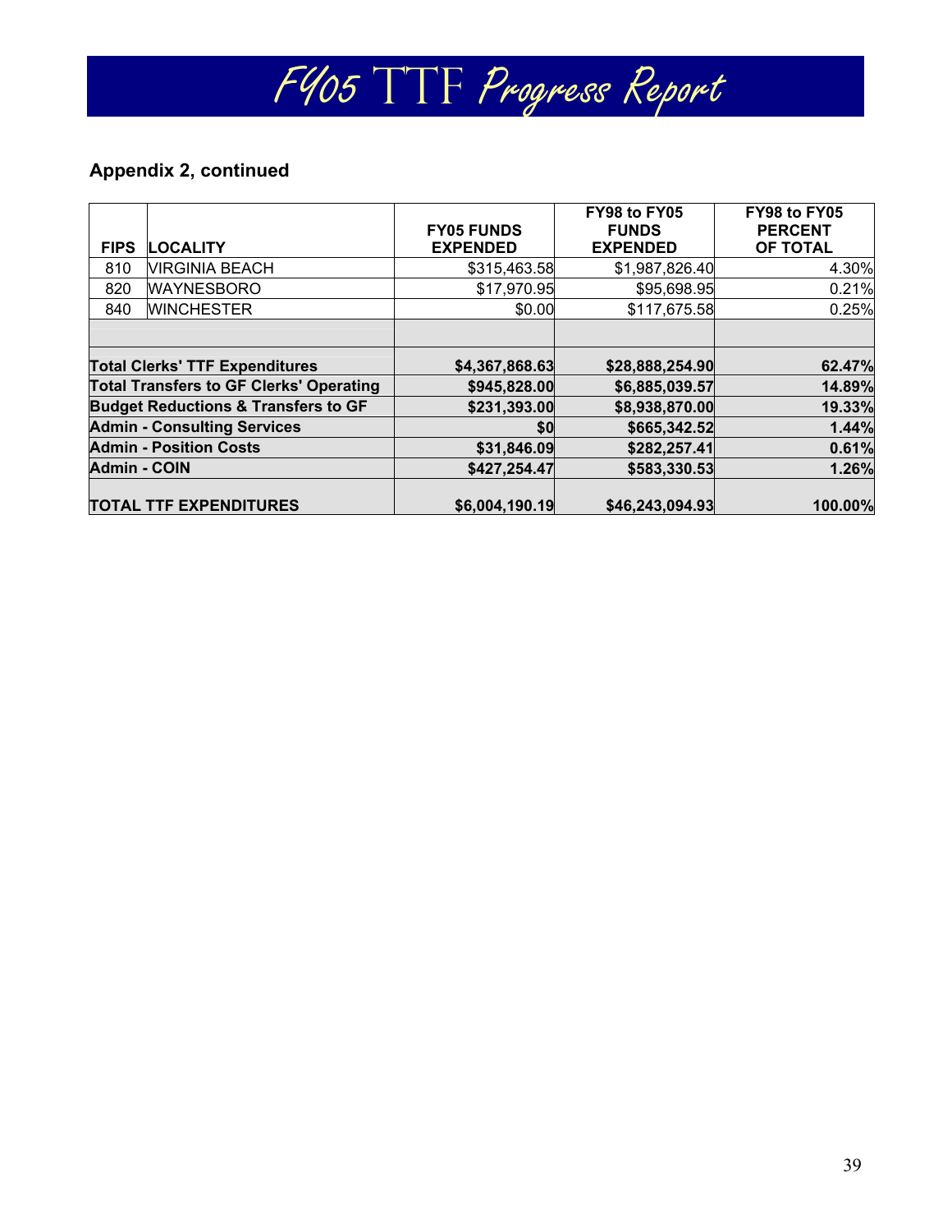## Appendix 2, continued

| FIPS | LOCALITY | FY05 FUNDS EXPENDED | FY98 to FY05 FUNDS EXPENDED | FY98 to FY05 PERCENT OF TOTAL |
|---|---|---|---|---|
| 810 | VIRGINIA BEACH | $315,463.58 | $1,987,826.40 | 4.30% |
| 820 | WAYNESBORO | $17,970.95 | $95,698.95 | 0.21% |
| 840 | WINCHESTER | $0.00 | $117,675.58 | 0.25% |
| | | | | |
| **Total Clerks' TTF Expenditures** | | **$4,367,868.63** | **$28,888,254.90** | **62.47%** |
| **Total Transfers to GF Clerks' Operating** | | **$945,828.00** | **$6,885,039.57** | **14.89%** |
| **Budget Reductions & Transfers to GF** | | **$231,393.00** | **$8,938,870.00** | **19.33%** |
| **Admin - Consulting Services** | | **$0** | **$665,342.52** | **1.44%** |
| **Admin - Position Costs** | | **$31,846.09** | **$282,257.41** | **0.61%** |
| **Admin - COIN** | | **$427,254.47** | **$583,330.53** | **1.26%** |
| **TOTAL TTF EXPENDITURES** | | **$6,004,190.19** | **$46,243,094.93** | **100.00%** |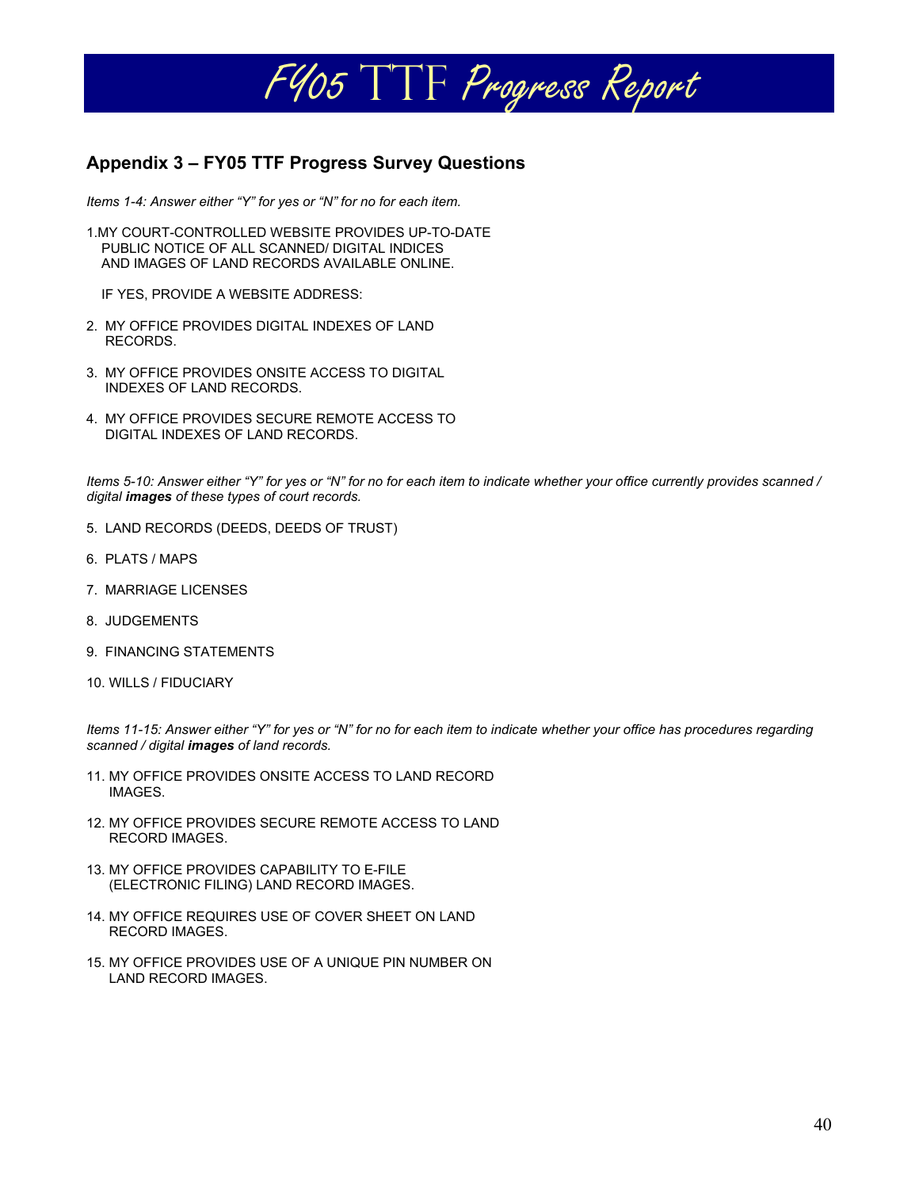## Appendix 3 – FY05 TTF Progress Survey Questions

*Items 1-4: Answer either “Y” for yes or “N” for no for each item.*

1. MY COURT-CONTROLLED WEBSITE PROVIDES UP-TO-DATE PUBLIC NOTICE OF ALL SCANNED/ DIGITAL INDICES AND IMAGES OF LAND RECORDS AVAILABLE ONLINE.

   IF YES, PROVIDE A WEBSITE ADDRESS:

2. MY OFFICE PROVIDES DIGITAL INDEXES OF LAND RECORDS.

3. MY OFFICE PROVIDES ONSITE ACCESS TO DIGITAL INDEXES OF LAND RECORDS.

4. MY OFFICE PROVIDES SECURE REMOTE ACCESS TO DIGITAL INDEXES OF LAND RECORDS.

*Items 5-10: Answer either “Y” for yes or “N” for no for each item to indicate whether your office currently provides scanned / digital **images** of these types of court records.*

5. LAND RECORDS (DEEDS, DEEDS OF TRUST)

6. PLATS / MAPS

7. MARRIAGE LICENSES

8. JUDGEMENTS

9. FINANCING STATEMENTS

10. WILLS / FIDUCIARY

*Items 11-15: Answer either “Y” for yes or “N” for no for each item to indicate whether your office has procedures regarding scanned / digital **images** of land records.*

11. MY OFFICE PROVIDES ONSITE ACCESS TO LAND RECORD IMAGES.

12. MY OFFICE PROVIDES SECURE REMOTE ACCESS TO LAND RECORD IMAGES.

13. MY OFFICE PROVIDES CAPABILITY TO E-FILE (ELECTRONIC FILING) LAND RECORD IMAGES.

14. MY OFFICE REQUIRES USE OF COVER SHEET ON LAND RECORD IMAGES.

15. MY OFFICE PROVIDES USE OF A UNIQUE PIN NUMBER ON LAND RECORD IMAGES.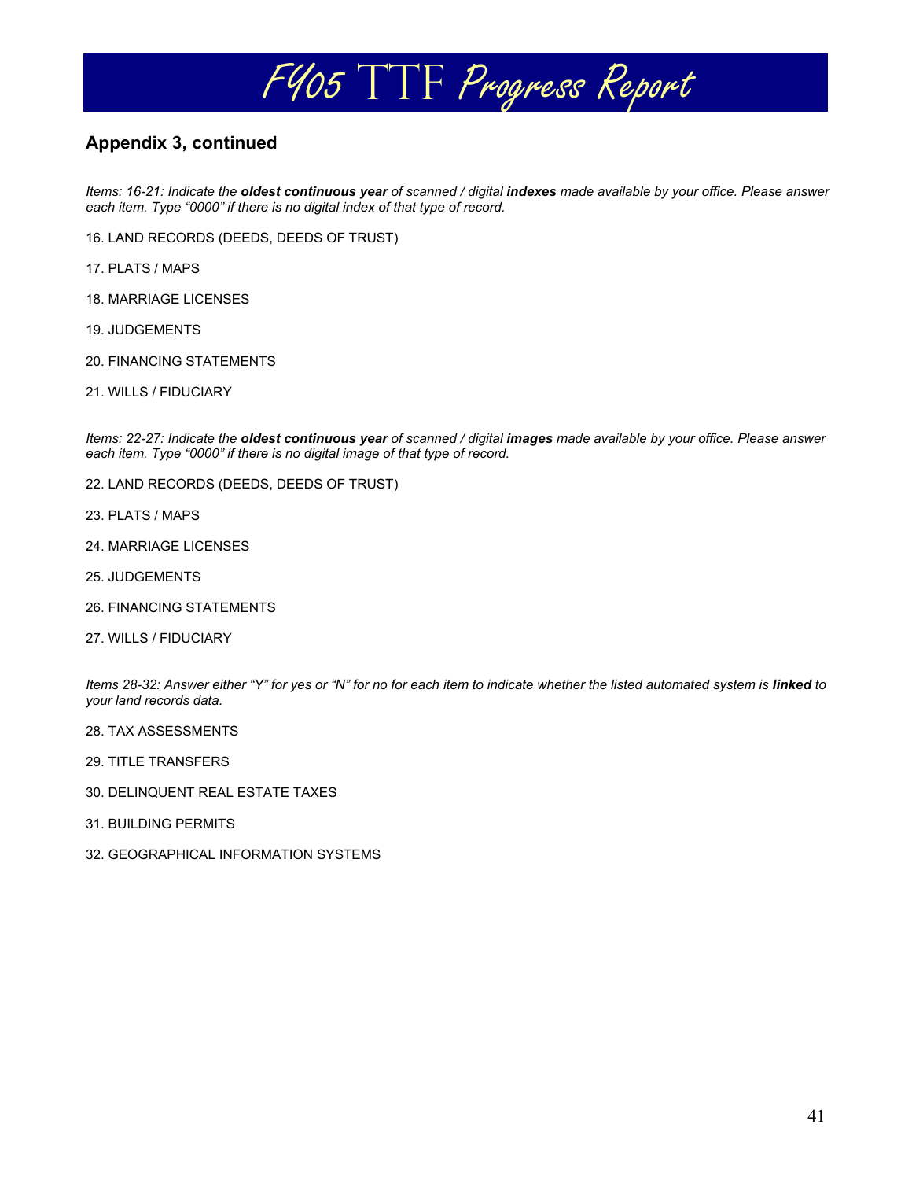# FY05 TTF Progress Report

## Appendix 3, continued

*Items: 16-21: Indicate the **oldest continuous year** of scanned / digital **indexes** made available by your office. Please answer each item. Type "0000" if there is no digital index of that type of record.*

16. LAND RECORDS (DEEDS, DEEDS OF TRUST)

17. PLATS / MAPS

18. MARRIAGE LICENSES

19. JUDGEMENTS

20. FINANCING STATEMENTS

21. WILLS / FIDUCIARY

*Items: 22-27: Indicate the **oldest continuous year** of scanned / digital **images** made available by your office. Please answer each item. Type "0000" if there is no digital image of that type of record.*

22. LAND RECORDS (DEEDS, DEEDS OF TRUST)

23. PLATS / MAPS

24. MARRIAGE LICENSES

25. JUDGEMENTS

26. FINANCING STATEMENTS

27. WILLS / FIDUCIARY

*Items 28-32: Answer either "Y" for yes or "N" for no for each item to indicate whether the listed automated system is **linked** to your land records data.*

28. TAX ASSESSMENTS

29. TITLE TRANSFERS

30. DELINQUENT REAL ESTATE TAXES

31. BUILDING PERMITS

32. GEOGRAPHICAL INFORMATION SYSTEMS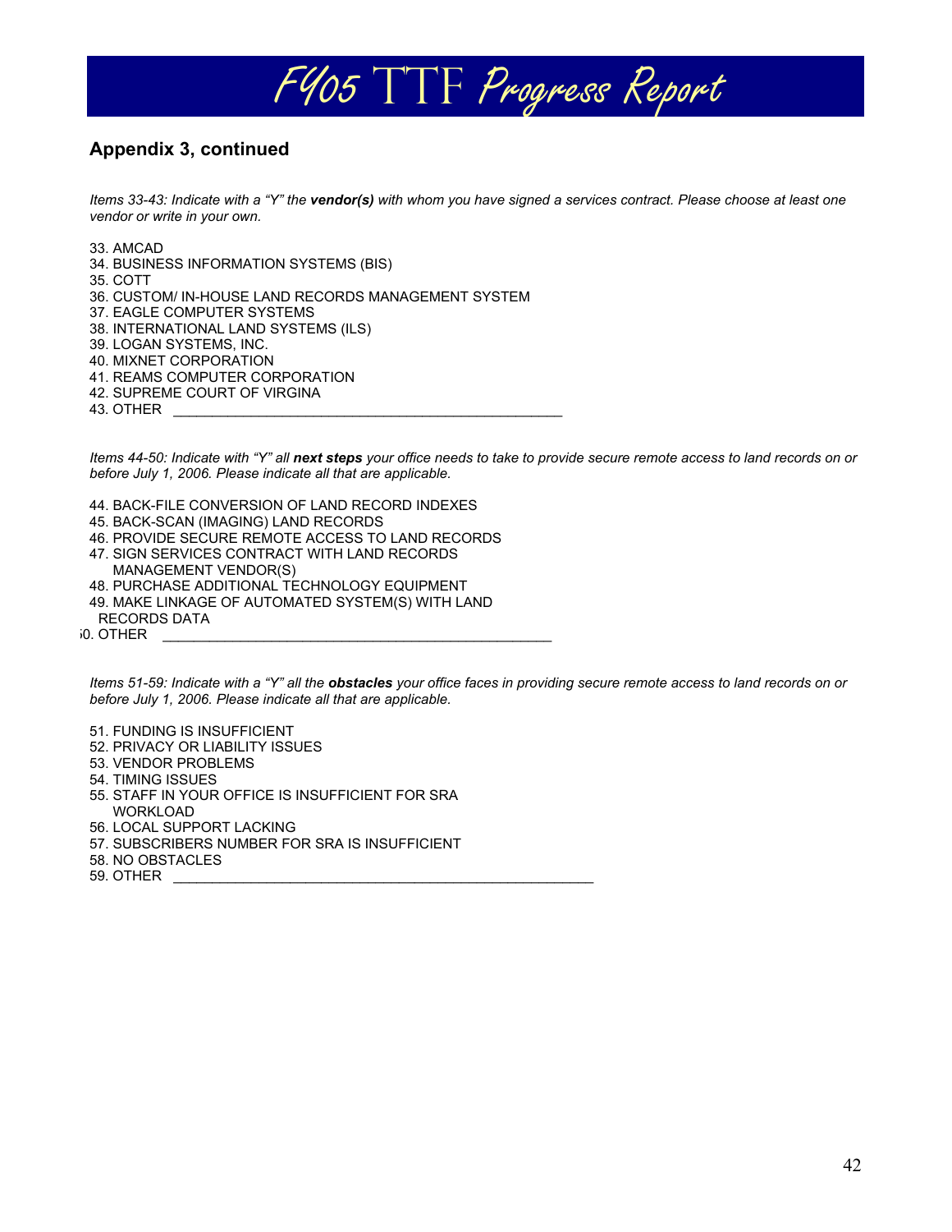## Appendix 3, continued

*Items 33-43: Indicate with a "Y" the **vendor(s)** with whom you have signed a services contract. Please choose at least one vendor or write in your own.*

33. AMCAD
34. BUSINESS INFORMATION SYSTEMS (BIS)
35. COTT
36. CUSTOM/ IN-HOUSE LAND RECORDS MANAGEMENT SYSTEM
37. EAGLE COMPUTER SYSTEMS
38. INTERNATIONAL LAND SYSTEMS (ILS)
39. LOGAN SYSTEMS, INC.
40. MIXNET CORPORATION
41. REAMS COMPUTER CORPORATION
42. SUPREME COURT OF VIRGINA
43. OTHER ______________________________________________

*Items 44-50: Indicate with "Y" all **next steps** your office needs to take to provide secure remote access to land records on or before July 1, 2006. Please indicate all that are applicable.*

44. BACK-FILE CONVERSION OF LAND RECORD INDEXES
45. BACK-SCAN (IMAGING) LAND RECORDS
46. PROVIDE SECURE REMOTE ACCESS TO LAND RECORDS
47. SIGN SERVICES CONTRACT WITH LAND RECORDS MANAGEMENT VENDOR(S)
48. PURCHASE ADDITIONAL TECHNOLOGY EQUIPMENT
49. MAKE LINKAGE OF AUTOMATED SYSTEM(S) WITH LAND RECORDS DATA
50. OTHER ______________________________________________

*Items 51-59: Indicate with a "Y" all the **obstacles** your office faces in providing secure remote access to land records on or before July 1, 2006. Please indicate all that are applicable.*

51. FUNDING IS INSUFFICIENT
52. PRIVACY OR LIABILITY ISSUES
53. VENDOR PROBLEMS
54. TIMING ISSUES
55. STAFF IN YOUR OFFICE IS INSUFFICIENT FOR SRA WORKLOAD
56. LOCAL SUPPORT LACKING
57. SUBSCRIBERS NUMBER FOR SRA IS INSUFFICIENT
58. NO OBSTACLES
59. OTHER ______________________________________________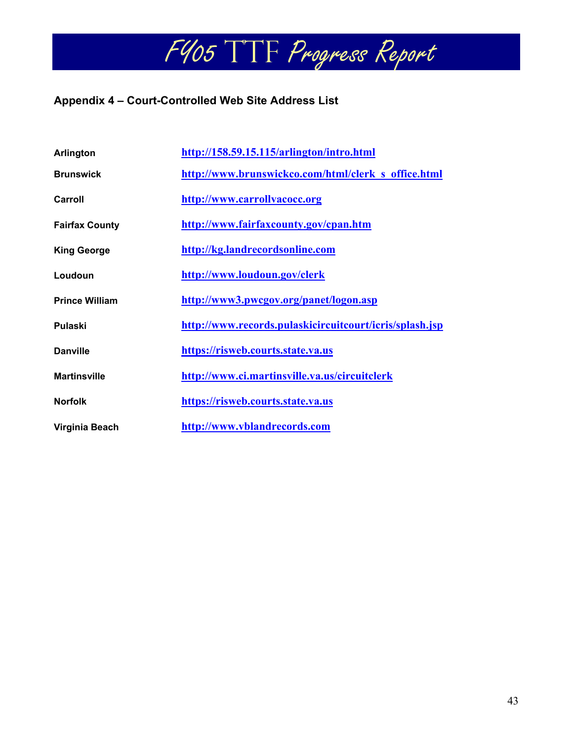## Appendix 4 – Court-Controlled Web Site Address List

| | |
|---|---|
| **Arlington** | http://158.59.15.115/arlington/intro.html |
| **Brunswick** | http://www.brunswickco.com/html/clerk_s_office.html |
| **Carroll** | http://www.carrollvacocc.org |
| **Fairfax County** | http://www.fairfaxcounty.gov/cpan.htm |
| **King George** | http://kg.landrecordsonline.com |
| **Loudoun** | http://www.loudoun.gov/clerk |
| **Prince William** | http://www3.pwcgov.org/panet/logon.asp |
| **Pulaski** | http://www.records.pulaskicircuitcourt/icris/splash.jsp |
| **Danville** | https://risweb.courts.state.va.us |
| **Martinsville** | http://www.ci.martinsville.va.us/circuitclerk |
| **Norfolk** | https://risweb.courts.state.va.us |
| **Virginia Beach** | http://www.vblandrecords.com |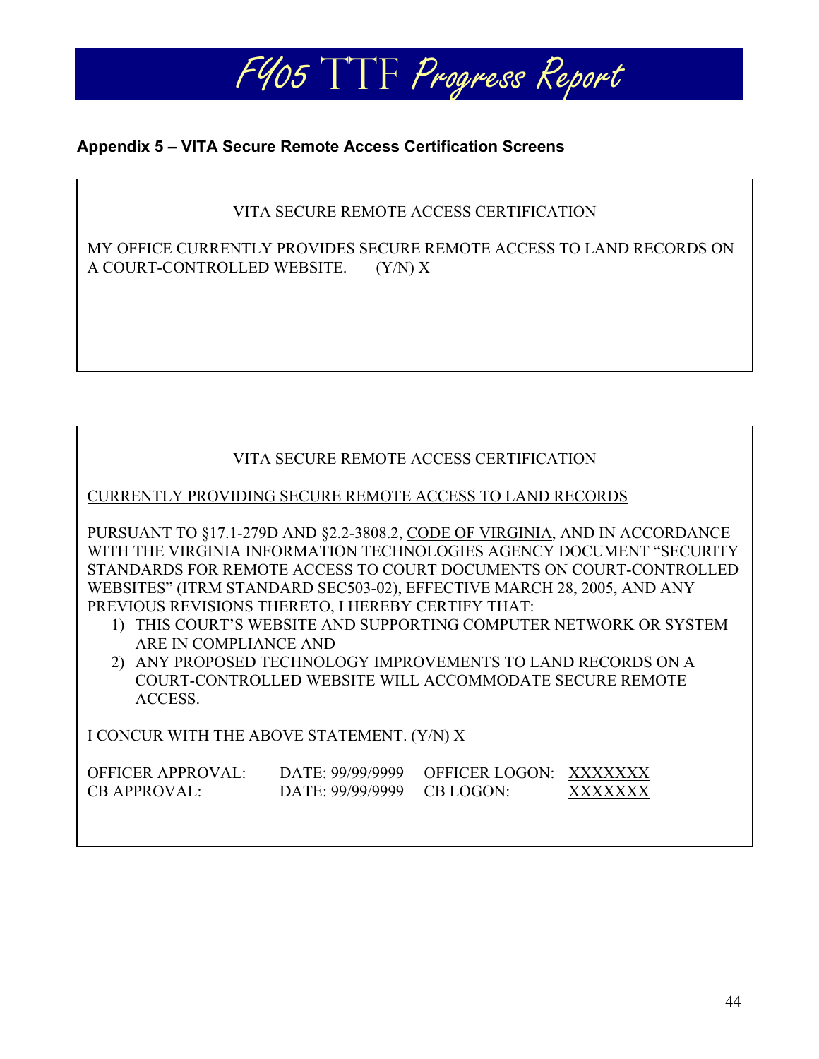## Appendix 5 – VITA Secure Remote Access Certification Screens

VITA SECURE REMOTE ACCESS CERTIFICATION

MY OFFICE CURRENTLY PROVIDES SECURE REMOTE ACCESS TO LAND RECORDS ON A COURT-CONTROLLED WEBSITE. (Y/N) X

---

VITA SECURE REMOTE ACCESS CERTIFICATION

CURRENTLY PROVIDING SECURE REMOTE ACCESS TO LAND RECORDS

PURSUANT TO §17.1-279D AND §2.2-3808.2, CODE OF VIRGINIA, AND IN ACCORDANCE WITH THE VIRGINIA INFORMATION TECHNOLOGIES AGENCY DOCUMENT "SECURITY STANDARDS FOR REMOTE ACCESS TO COURT DOCUMENTS ON COURT-CONTROLLED WEBSITES" (ITRM STANDARD SEC503-02), EFFECTIVE MARCH 28, 2005, AND ANY PREVIOUS REVISIONS THERETO, I HEREBY CERTIFY THAT:

1) THIS COURT'S WEBSITE AND SUPPORTING COMPUTER NETWORK OR SYSTEM ARE IN COMPLIANCE AND
2) ANY PROPOSED TECHNOLOGY IMPROVEMENTS TO LAND RECORDS ON A COURT-CONTROLLED WEBSITE WILL ACCOMMODATE SECURE REMOTE ACCESS.

I CONCUR WITH THE ABOVE STATEMENT. (Y/N) X

OFFICER APPROVAL: DATE: 99/99/9999 OFFICER LOGON: XXXXXXX
CB APPROVAL: DATE: 99/99/9999 CB LOGON: XXXXXXX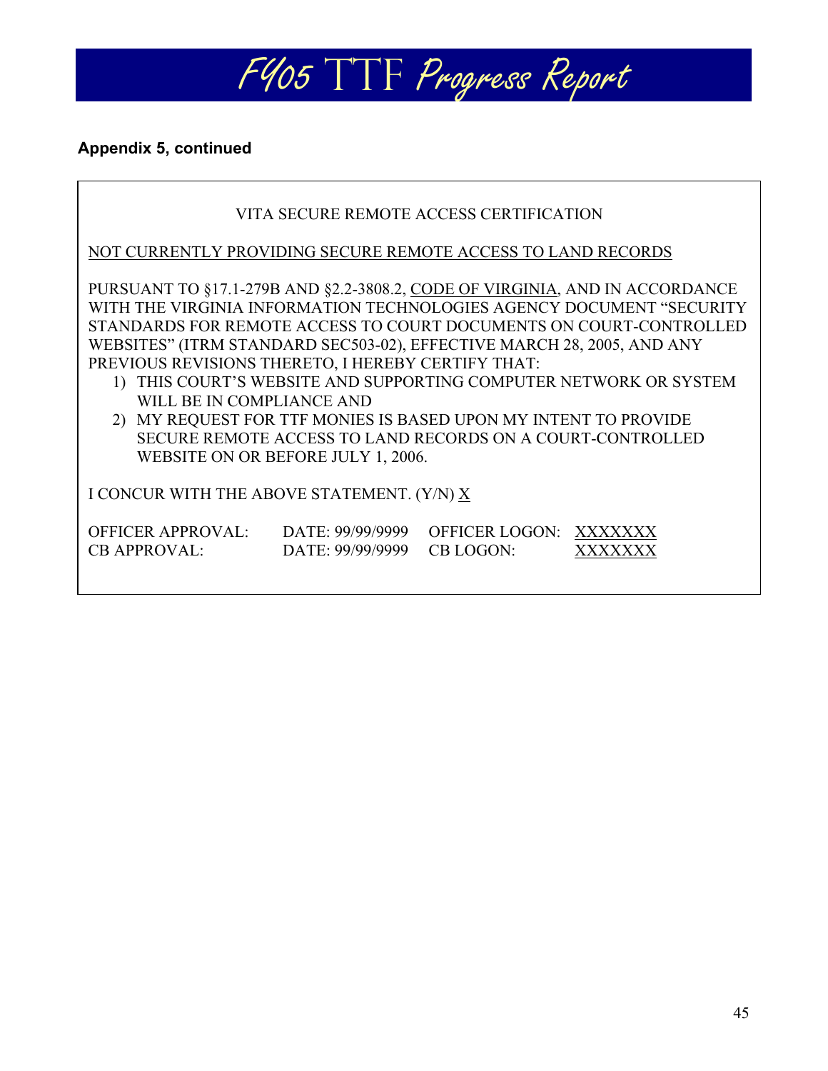**Appendix 5, continued**

VITA SECURE REMOTE ACCESS CERTIFICATION

<u>NOT CURRENTLY PROVIDING SECURE REMOTE ACCESS TO LAND RECORDS</u>

PURSUANT TO §17.1-279B AND §2.2-3808.2, <u>CODE OF VIRGINIA</u>, AND IN ACCORDANCE WITH THE VIRGINIA INFORMATION TECHNOLOGIES AGENCY DOCUMENT "SECURITY STANDARDS FOR REMOTE ACCESS TO COURT DOCUMENTS ON COURT-CONTROLLED WEBSITES" (ITRM STANDARD SEC503-02), EFFECTIVE MARCH 28, 2005, AND ANY PREVIOUS REVISIONS THERETO, I HEREBY CERTIFY THAT:

1) THIS COURT'S WEBSITE AND SUPPORTING COMPUTER NETWORK OR SYSTEM WILL BE IN COMPLIANCE AND
2) MY REQUEST FOR TTF MONIES IS BASED UPON MY INTENT TO PROVIDE SECURE REMOTE ACCESS TO LAND RECORDS ON A COURT-CONTROLLED WEBSITE ON OR BEFORE JULY 1, 2006.

I CONCUR WITH THE ABOVE STATEMENT. (Y/N) <u>X</u>

| | | | |
|---|---|---|---|
| OFFICER APPROVAL: | DATE: 99/99/9999 | OFFICER LOGON: | <u>XXXXXXX</u> |
| CB APPROVAL: | DATE: 99/99/9999 | CB LOGON: | <u>XXXXXXX</u> |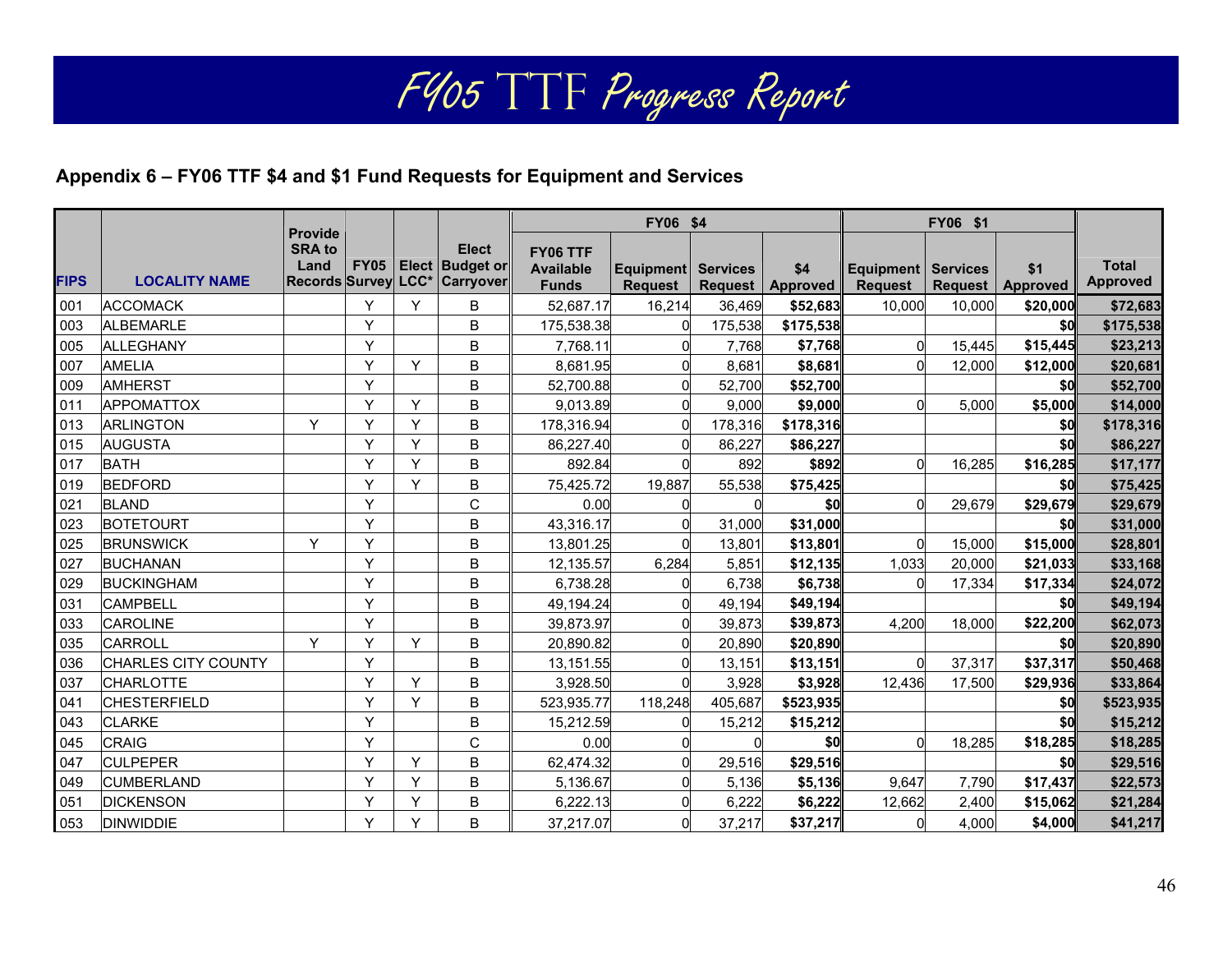# FY05 TTF Progress Report

## Appendix 6 – FY06 TTF $4 and $1 Fund Requests for Equipment and Services

| FIPS | LOCALITY NAME | Provide SRA to Land Records | FY05 Survey | Elect LCC* | Elect Budget or Carryover | FY06 $4 | | | | FY06 $1 | | | Total Approved |
|---|---|---|---|---|---|---|---|---|---|---|---|---|---|
| | | | | | | FY06 TTF Available Funds | Equipment Request | Services Request | $4 Approved | Equipment Request | Services Request | $1 Approved | |
| 001 | ACCOMACK | | Y | Y | B | 52,687.17 | 16,214 | 36,469 | $52,683 | 10,000 | 10,000 | $20,000 | $72,683 |
| 003 | ALBEMARLE | | Y | | B | 175,538.38 | 0 | 175,538 | $175,538 | | | $0 | $175,538 |
| 005 | ALLEGHANY | | Y | | B | 7,768.11 | 0 | 7,768 | $7,768 | 0 | 15,445 | $15,445 | $23,213 |
| 007 | AMELIA | | Y | Y | B | 8,681.95 | 0 | 8,681 | $8,681 | 0 | 12,000 | $12,000 | $20,681 |
| 009 | AMHERST | | Y | | B | 52,700.88 | 0 | 52,700 | $52,700 | | | $0 | $52,700 |
| 011 | APPOMATTOX | | Y | Y | B | 9,013.89 | 0 | 9,000 | $9,000 | 0 | 5,000 | $5,000 | $14,000 |
| 013 | ARLINGTON | Y | Y | Y | B | 178,316.94 | 0 | 178,316 | $178,316 | | | $0 | $178,316 |
| 015 | AUGUSTA | | Y | Y | B | 86,227.40 | 0 | 86,227 | $86,227 | | | $0 | $86,227 |
| 017 | BATH | | Y | Y | B | 892.84 | 0 | 892 | $892 | 0 | 16,285 | $16,285 | $17,177 |
| 019 | BEDFORD | | Y | Y | B | 75,425.72 | 19,887 | 55,538 | $75,425 | | | $0 | $75,425 |
| 021 | BLAND | | Y | | C | 0.00 | 0 | 0 | $0 | 0 | 29,679 | $29,679 | $29,679 |
| 023 | BOTETOURT | | Y | | B | 43,316.17 | 0 | 31,000 | $31,000 | | | $0 | $31,000 |
| 025 | BRUNSWICK | Y | Y | | B | 13,801.25 | 0 | 13,801 | $13,801 | 0 | 15,000 | $15,000 | $28,801 |
| 027 | BUCHANAN | | Y | | B | 12,135.57 | 6,284 | 5,851 | $12,135 | 1,033 | 20,000 | $21,033 | $33,168 |
| 029 | BUCKINGHAM | | Y | | B | 6,738.28 | 0 | 6,738 | $6,738 | 0 | 17,334 | $17,334 | $24,072 |
| 031 | CAMPBELL | | Y | | B | 49,194.24 | 0 | 49,194 | $49,194 | | | $0 | $49,194 |
| 033 | CAROLINE | | Y | | B | 39,873.97 | 0 | 39,873 | $39,873 | 4,200 | 18,000 | $22,200 | $62,073 |
| 035 | CARROLL | Y | Y | Y | B | 20,890.82 | 0 | 20,890 | $20,890 | | | $0 | $20,890 |
| 036 | CHARLES CITY COUNTY | | Y | | B | 13,151.55 | 0 | 13,151 | $13,151 | 0 | 37,317 | $37,317 | $50,468 |
| 037 | CHARLOTTE | | Y | Y | B | 3,928.50 | 0 | 3,928 | $3,928 | 12,436 | 17,500 | $29,936 | $33,864 |
| 041 | CHESTERFIELD | | Y | Y | B | 523,935.77 | 118,248 | 405,687 | $523,935 | | | $0 | $523,935 |
| 043 | CLARKE | | Y | | B | 15,212.59 | 0 | 15,212 | $15,212 | | | $0 | $15,212 |
| 045 | CRAIG | | Y | | C | 0.00 | 0 | 0 | $0 | 0 | 18,285 | $18,285 | $18,285 |
| 047 | CULPEPER | | Y | Y | B | 62,474.32 | 0 | 29,516 | $29,516 | | | $0 | $29,516 |
| 049 | CUMBERLAND | | Y | Y | B | 5,136.67 | 0 | 5,136 | $5,136 | 9,647 | 7,790 | $17,437 | $22,573 |
| 051 | DICKENSON | | Y | Y | B | 6,222.13 | 0 | 6,222 | $6,222 | 12,662 | 2,400 | $15,062 | $21,284 |
| 053 | DINWIDDIE | | Y | Y | B | 37,217.07 | 0 | 37,217 | $37,217 | 0 | 4,000 | $4,000 | $41,217 |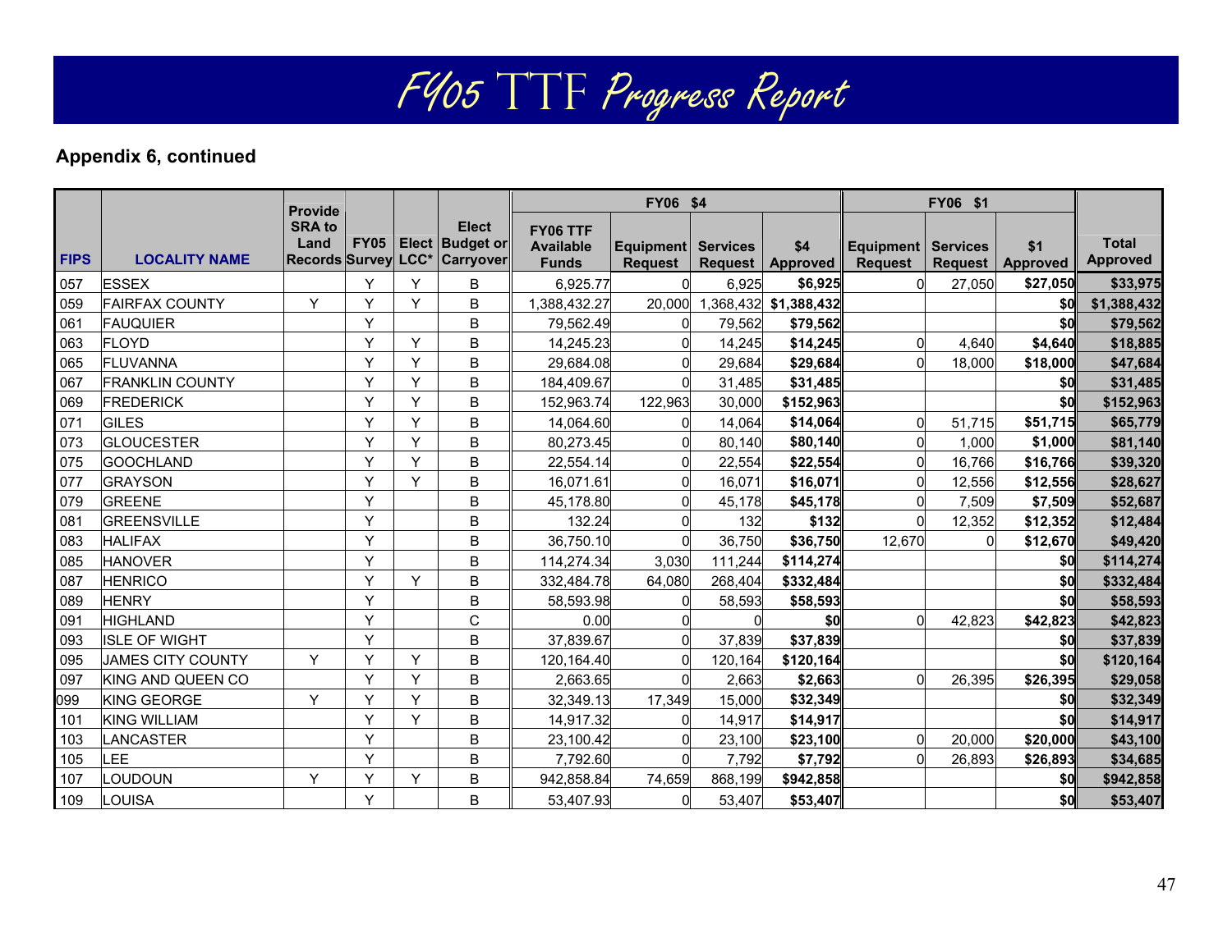# FY05 TTF Progress Report

**Appendix 6, continued**

| FIPS | LOCALITY NAME | Provide SRA to Land Records | FY05 Survey | Elect LCC* | Elect Budget or Carryover | FY06 $4 | | | | FY06 $1 | | | Total Approved |
|---|---|---|---|---|---|---|---|---|---|---|---|---|---|
| | | | | | | FY06 TTF Available Funds | Equipment Request | Services Request | $4 Approved | Equipment Request | Services Request | $1 Approved | |
| 057 | ESSEX | | Y | Y | B | 6,925.77 | 0 | 6,925 | **$6,925** | 0 | 27,050 | **$27,050** | **$33,975** |
| 059 | FAIRFAX COUNTY | Y | Y | Y | B | 1,388,432.27 | 20,000 | 1,368,432 | **$1,388,432** | | | **$0** | **$1,388,432** |
| 061 | FAUQUIER | | Y | | B | 79,562.49 | 0 | 79,562 | **$79,562** | | | **$0** | **$79,562** |
| 063 | FLOYD | | Y | Y | B | 14,245.23 | 0 | 14,245 | **$14,245** | 0 | 4,640 | **$4,640** | **$18,885** |
| 065 | FLUVANNA | | Y | Y | B | 29,684.08 | 0 | 29,684 | **$29,684** | 0 | 18,000 | **$18,000** | **$47,684** |
| 067 | FRANKLIN COUNTY | | Y | Y | B | 184,409.67 | 0 | 31,485 | **$31,485** | | | **$0** | **$31,485** |
| 069 | FREDERICK | | Y | Y | B | 152,963.74 | 122,963 | 30,000 | **$152,963** | | | **$0** | **$152,963** |
| 071 | GILES | | Y | Y | B | 14,064.60 | 0 | 14,064 | **$14,064** | 0 | 51,715 | **$51,715** | **$65,779** |
| 073 | GLOUCESTER | | Y | Y | B | 80,273.45 | 0 | 80,140 | **$80,140** | 0 | 1,000 | **$1,000** | **$81,140** |
| 075 | GOOCHLAND | | Y | Y | B | 22,554.14 | 0 | 22,554 | **$22,554** | 0 | 16,766 | **$16,766** | **$39,320** |
| 077 | GRAYSON | | Y | Y | B | 16,071.61 | 0 | 16,071 | **$16,071** | 0 | 12,556 | **$12,556** | **$28,627** |
| 079 | GREENE | | Y | | B | 45,178.80 | 0 | 45,178 | **$45,178** | 0 | 7,509 | **$7,509** | **$52,687** |
| 081 | GREENSVILLE | | Y | | B | 132.24 | 0 | 132 | **$132** | 0 | 12,352 | **$12,352** | **$12,484** |
| 083 | HALIFAX | | Y | | B | 36,750.10 | 0 | 36,750 | **$36,750** | 12,670 | 0 | **$12,670** | **$49,420** |
| 085 | HANOVER | | Y | | B | 114,274.34 | 3,030 | 111,244 | **$114,274** | | | **$0** | **$114,274** |
| 087 | HENRICO | | Y | Y | B | 332,484.78 | 64,080 | 268,404 | **$332,484** | | | **$0** | **$332,484** |
| 089 | HENRY | | Y | | B | 58,593.98 | 0 | 58,593 | **$58,593** | | | **$0** | **$58,593** |
| 091 | HIGHLAND | | Y | | C | 0.00 | 0 | 0 | **$0** | 0 | 42,823 | **$42,823** | **$42,823** |
| 093 | ISLE OF WIGHT | | Y | | B | 37,839.67 | 0 | 37,839 | **$37,839** | | | **$0** | **$37,839** |
| 095 | JAMES CITY COUNTY | Y | Y | Y | B | 120,164.40 | 0 | 120,164 | **$120,164** | | | **$0** | **$120,164** |
| 097 | KING AND QUEEN CO | | Y | Y | B | 2,663.65 | 0 | 2,663 | **$2,663** | 0 | 26,395 | **$26,395** | **$29,058** |
| 099 | KING GEORGE | Y | Y | Y | B | 32,349.13 | 17,349 | 15,000 | **$32,349** | | | **$0** | **$32,349** |
| 101 | KING WILLIAM | | Y | Y | B | 14,917.32 | 0 | 14,917 | **$14,917** | | | **$0** | **$14,917** |
| 103 | LANCASTER | | Y | | B | 23,100.42 | 0 | 23,100 | **$23,100** | 0 | 20,000 | **$20,000** | **$43,100** |
| 105 | LEE | | Y | | B | 7,792.60 | 0 | 7,792 | **$7,792** | 0 | 26,893 | **$26,893** | **$34,685** |
| 107 | LOUDOUN | Y | Y | Y | B | 942,858.84 | 74,659 | 868,199 | **$942,858** | | | **$0** | **$942,858** |
| 109 | LOUISA | | Y | | B | 53,407.93 | 0 | 53,407 | **$53,407** | | | **$0** | **$53,407** |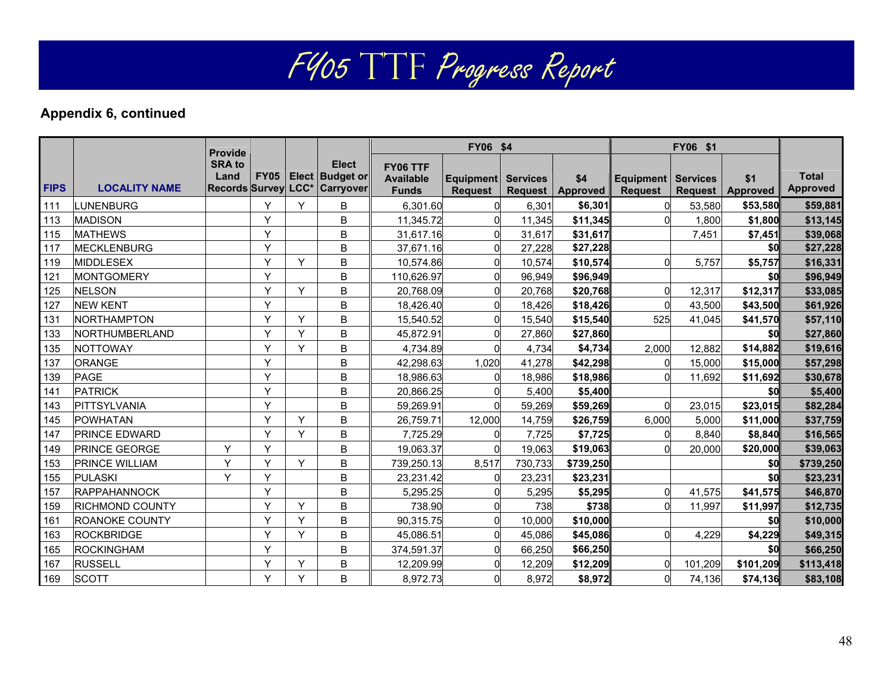# FY05 TTF Progress Report

**Appendix 6, continued**

| FIPS | LOCALITY NAME | Provide SRA to Land Records | FY05 Survey | Elect LCC* | Elect Budget or Carryover | FY06 $4 | | | | FY06 $1 | | | Total Approved |
|---|---|---|---|---|---|---|---|---|---|---|---|---|---|
| | | | | | | FY06 TTF Available Funds | Equipment Request | Services Request | $4 Approved | Equipment Request | Services Request | $1 Approved | |
| 111 | LUNENBURG | | Y | Y | B | 6,301.60 | 0 | 6,301 | **$6,301** | 0 | 53,580 | **$53,580** | **$59,881** |
| 113 | MADISON | | Y | | B | 11,345.72 | 0 | 11,345 | **$11,345** | 0 | 1,800 | **$1,800** | **$13,145** |
| 115 | MATHEWS | | Y | | B | 31,617.16 | 0 | 31,617 | **$31,617** | | 7,451 | **$7,451** | **$39,068** |
| 117 | MECKLENBURG | | Y | | B | 37,671.16 | 0 | 27,228 | **$27,228** | | | **$0** | **$27,228** |
| 119 | MIDDLESEX | | Y | Y | B | 10,574.86 | 0 | 10,574 | **$10,574** | 0 | 5,757 | **$5,757** | **$16,331** |
| 121 | MONTGOMERY | | Y | | B | 110,626.97 | 0 | 96,949 | **$96,949** | | | **$0** | **$96,949** |
| 125 | NELSON | | Y | Y | B | 20,768.09 | 0 | 20,768 | **$20,768** | 0 | 12,317 | **$12,317** | **$33,085** |
| 127 | NEW KENT | | Y | | B | 18,426.40 | 0 | 18,426 | **$18,426** | 0 | 43,500 | **$43,500** | **$61,926** |
| 131 | NORTHAMPTON | | Y | Y | B | 15,540.52 | 0 | 15,540 | **$15,540** | 525 | 41,045 | **$41,570** | **$57,110** |
| 133 | NORTHUMBERLAND | | Y | Y | B | 45,872.91 | 0 | 27,860 | **$27,860** | | | **$0** | **$27,860** |
| 135 | NOTTOWAY | | Y | Y | B | 4,734.89 | 0 | 4,734 | **$4,734** | 2,000 | 12,882 | **$14,882** | **$19,616** |
| 137 | ORANGE | | Y | | B | 42,298.63 | 1,020 | 41,278 | **$42,298** | 0 | 15,000 | **$15,000** | **$57,298** |
| 139 | PAGE | | Y | | B | 18,986.63 | 0 | 18,986 | **$18,986** | 0 | 11,692 | **$11,692** | **$30,678** |
| 141 | PATRICK | | Y | | B | 20,866.25 | 0 | 5,400 | **$5,400** | | | **$0** | **$5,400** |
| 143 | PITTSYLVANIA | | Y | | B | 59,269.91 | 0 | 59,269 | **$59,269** | 0 | 23,015 | **$23,015** | **$82,284** |
| 145 | POWHATAN | | Y | Y | B | 26,759.71 | 12,000 | 14,759 | **$26,759** | 6,000 | 5,000 | **$11,000** | **$37,759** |
| 147 | PRINCE EDWARD | | Y | Y | B | 7,725.29 | 0 | 7,725 | **$7,725** | 0 | 8,840 | **$8,840** | **$16,565** |
| 149 | PRINCE GEORGE | Y | Y | | B | 19,063.37 | 0 | 19,063 | **$19,063** | 0 | 20,000 | **$20,000** | **$39,063** |
| 153 | PRINCE WILLIAM | Y | Y | Y | B | 739,250.13 | 8,517 | 730,733 | **$739,250** | | | **$0** | **$739,250** |
| 155 | PULASKI | Y | Y | | B | 23,231.42 | 0 | 23,231 | **$23,231** | | | **$0** | **$23,231** |
| 157 | RAPPAHANNOCK | | Y | | B | 5,295.25 | 0 | 5,295 | **$5,295** | 0 | 41,575 | **$41,575** | **$46,870** |
| 159 | RICHMOND COUNTY | | Y | Y | B | 738.90 | 0 | 738 | **$738** | 0 | 11,997 | **$11,997** | **$12,735** |
| 161 | ROANOKE COUNTY | | Y | Y | B | 90,315.75 | 0 | 10,000 | **$10,000** | | | **$0** | **$10,000** |
| 163 | ROCKBRIDGE | | Y | Y | B | 45,086.51 | 0 | 45,086 | **$45,086** | 0 | 4,229 | **$4,229** | **$49,315** |
| 165 | ROCKINGHAM | | Y | | B | 374,591.37 | 0 | 66,250 | **$66,250** | | | **$0** | **$66,250** |
| 167 | RUSSELL | | Y | Y | B | 12,209.99 | 0 | 12,209 | **$12,209** | 0 | 101,209 | **$101,209** | **$113,418** |
| 169 | SCOTT | | Y | Y | B | 8,972.73 | 0 | 8,972 | **$8,972** | 0 | 74,136 | **$74,136** | **$83,108** |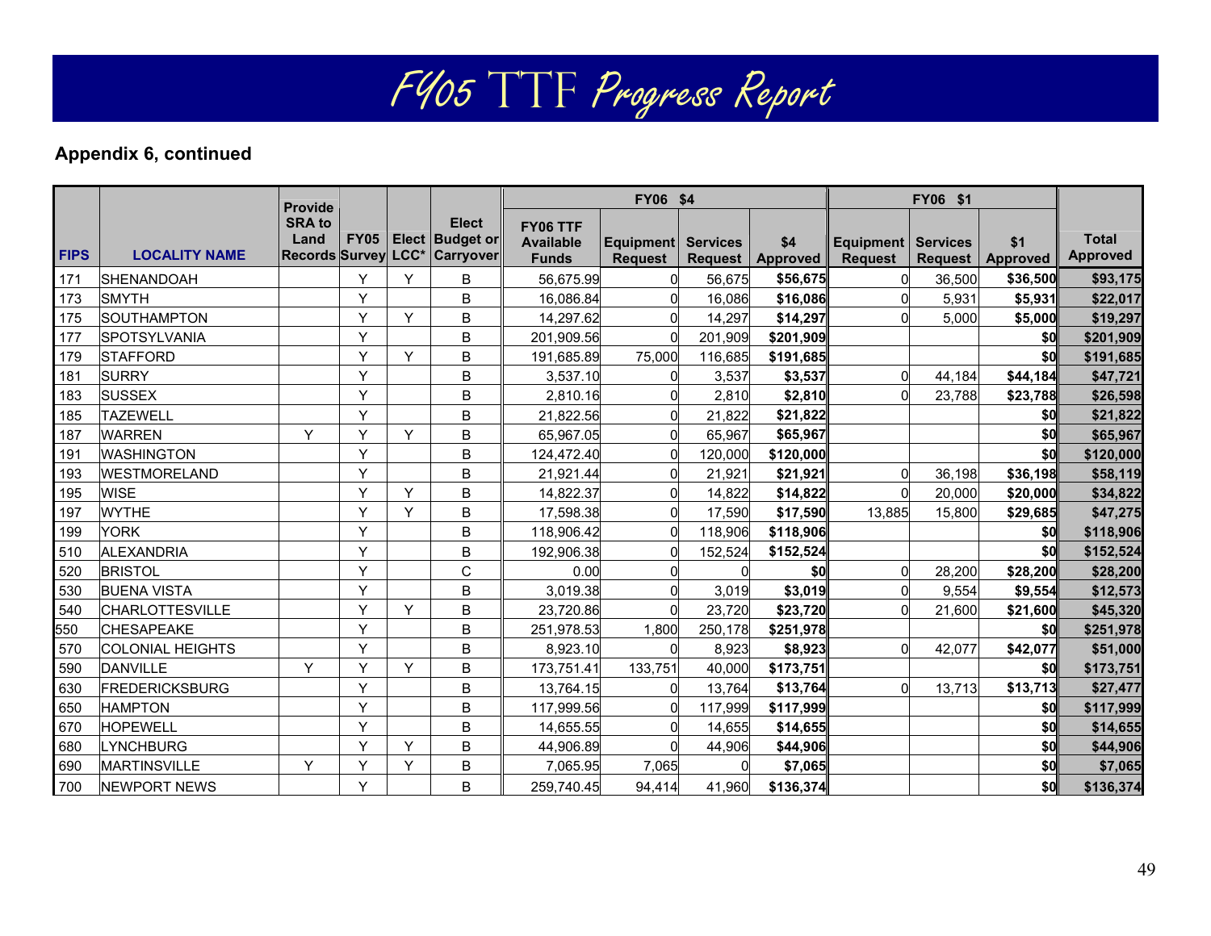# FY05 TTF Progress Report

**Appendix 6, continued**

| FIPS | LOCALITY NAME | Provide SRA to Land Records | FY05 Survey | Elect LCC* | Elect Budget or Carryover | FY06 TTF Available Funds | FY06 $4 | | | FY06 $1 | | | Total Approved |
|---|---|---|---|---|---|---|---|---|---|---|---|---|---|
| | | | | | | | Equipment Request | Services Request | $4 Approved | Equipment Request | Services Request | $1 Approved | |
| 171 | SHENANDOAH | | Y | Y | B | 56,675.99 | 0 | 56,675 | $56,675 | 0 | 36,500 | $36,500 | $93,175 |
| 173 | SMYTH | | Y | | B | 16,086.84 | 0 | 16,086 | $16,086 | 0 | 5,931 | $5,931 | $22,017 |
| 175 | SOUTHAMPTON | | Y | Y | B | 14,297.62 | 0 | 14,297 | $14,297 | 0 | 5,000 | $5,000 | $19,297 |
| 177 | SPOTSYLVANIA | | Y | | B | 201,909.56 | 0 | 201,909 | $201,909 | | | $0 | $201,909 |
| 179 | STAFFORD | | Y | Y | B | 191,685.89 | 75,000 | 116,685 | $191,685 | | | $0 | $191,685 |
| 181 | SURRY | | Y | | B | 3,537.10 | 0 | 3,537 | $3,537 | 0 | 44,184 | $44,184 | $47,721 |
| 183 | SUSSEX | | Y | | B | 2,810.16 | 0 | 2,810 | $2,810 | 0 | 23,788 | $23,788 | $26,598 |
| 185 | TAZEWELL | | Y | | B | 21,822.56 | 0 | 21,822 | $21,822 | | | $0 | $21,822 |
| 187 | WARREN | Y | Y | Y | B | 65,967.05 | 0 | 65,967 | $65,967 | | | $0 | $65,967 |
| 191 | WASHINGTON | | Y | | B | 124,472.40 | 0 | 120,000 | $120,000 | | | $0 | $120,000 |
| 193 | WESTMORELAND | | Y | | B | 21,921.44 | 0 | 21,921 | $21,921 | 0 | 36,198 | $36,198 | $58,119 |
| 195 | WISE | | Y | Y | B | 14,822.37 | 0 | 14,822 | $14,822 | 0 | 20,000 | $20,000 | $34,822 |
| 197 | WYTHE | | Y | Y | B | 17,598.38 | 0 | 17,590 | $17,590 | 13,885 | 15,800 | $29,685 | $47,275 |
| 199 | YORK | | Y | | B | 118,906.42 | 0 | 118,906 | $118,906 | | | $0 | $118,906 |
| 510 | ALEXANDRIA | | Y | | B | 192,906.38 | 0 | 152,524 | $152,524 | | | $0 | $152,524 |
| 520 | BRISTOL | | Y | | C | 0.00 | 0 | 0 | $0 | 0 | 28,200 | $28,200 | $28,200 |
| 530 | BUENA VISTA | | Y | | B | 3,019.38 | 0 | 3,019 | $3,019 | 0 | 9,554 | $9,554 | $12,573 |
| 540 | CHARLOTTESVILLE | | Y | Y | B | 23,720.86 | 0 | 23,720 | $23,720 | 0 | 21,600 | $21,600 | $45,320 |
| 550 | CHESAPEAKE | | Y | | B | 251,978.53 | 1,800 | 250,178 | $251,978 | | | $0 | $251,978 |
| 570 | COLONIAL HEIGHTS | | Y | | B | 8,923.10 | 0 | 8,923 | $8,923 | 0 | 42,077 | $42,077 | $51,000 |
| 590 | DANVILLE | Y | Y | Y | B | 173,751.41 | 133,751 | 40,000 | $173,751 | | | $0 | $173,751 |
| 630 | FREDERICKSBURG | | Y | | B | 13,764.15 | 0 | 13,764 | $13,764 | 0 | 13,713 | $13,713 | $27,477 |
| 650 | HAMPTON | | Y | | B | 117,999.56 | 0 | 117,999 | $117,999 | | | $0 | $117,999 |
| 670 | HOPEWELL | | Y | | B | 14,655.55 | 0 | 14,655 | $14,655 | | | $0 | $14,655 |
| 680 | LYNCHBURG | | Y | Y | B | 44,906.89 | 0 | 44,906 | $44,906 | | | $0 | $44,906 |
| 690 | MARTINSVILLE | Y | Y | Y | B | 7,065.95 | 7,065 | 0 | $7,065 | | | $0 | $7,065 |
| 700 | NEWPORT NEWS | | Y | | B | 259,740.45 | 94,414 | 41,960 | $136,374 | | | $0 | $136,374 |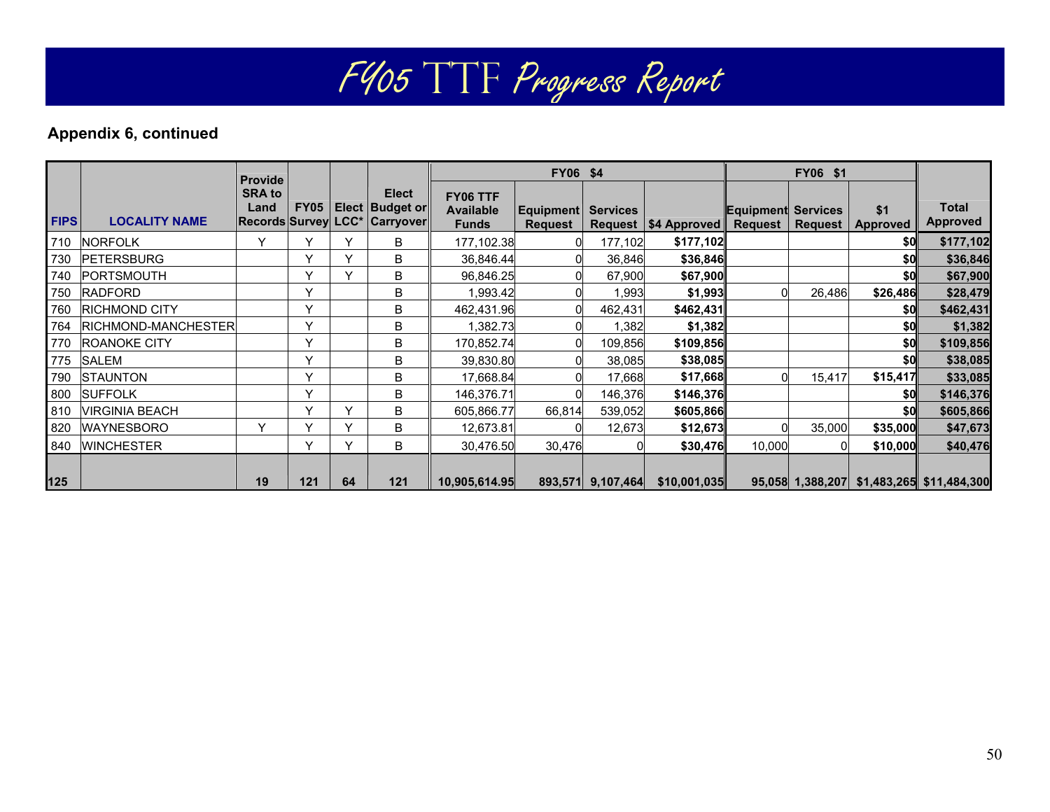# FY05 TTF Progress Report

**Appendix 6, continued**

| FIPS | LOCALITY NAME | Provide SRA to Land Records | FY05 Survey | Elect LCC* | Elect Budget or Carryover | FY06 $4 | | | | FY06 $1 | | | Total Approved |
|---|---|---|---|---|---|---|---|---|---|---|---|---|---|
| | | | | | | FY06 TTF Available Funds | Equipment Request | Services Request | $4 Approved | Equipment Request | Services Request | $1 Approved | |
| 710 | NORFOLK | Y | Y | Y | B | 177,102.38 | 0 | 177,102 | $177,102 | | | $0 | $177,102 |
| 730 | PETERSBURG | | Y | Y | B | 36,846.44 | 0 | 36,846 | $36,846 | | | $0 | $36,846 |
| 740 | PORTSMOUTH | | Y | Y | B | 96,846.25 | 0 | 67,900 | $67,900 | | | $0 | $67,900 |
| 750 | RADFORD | | Y | | B | 1,993.42 | 0 | 1,993 | $1,993 | 0 | 26,486 | $26,486 | $28,479 |
| 760 | RICHMOND CITY | | Y | | B | 462,431.96 | 0 | 462,431 | $462,431 | | | $0 | $462,431 |
| 764 | RICHMOND-MANCHESTER | | Y | | B | 1,382.73 | 0 | 1,382 | $1,382 | | | $0 | $1,382 |
| 770 | ROANOKE CITY | | Y | | B | 170,852.74 | 0 | 109,856 | $109,856 | | | $0 | $109,856 |
| 775 | SALEM | | Y | | B | 39,830.80 | 0 | 38,085 | $38,085 | | | $0 | $38,085 |
| 790 | STAUNTON | | Y | | B | 17,668.84 | 0 | 17,668 | $17,668 | 0 | 15,417 | $15,417 | $33,085 |
| 800 | SUFFOLK | | Y | | B | 146,376.71 | 0 | 146,376 | $146,376 | | | $0 | $146,376 |
| 810 | VIRGINIA BEACH | | Y | Y | B | 605,866.77 | 66,814 | 539,052 | $605,866 | | | $0 | $605,866 |
| 820 | WAYNESBORO | Y | Y | Y | B | 12,673.81 | 0 | 12,673 | $12,673 | 0 | 35,000 | $35,000 | $47,673 |
| 840 | WINCHESTER | | Y | Y | B | 30,476.50 | 30,476 | 0 | $30,476 | 10,000 | 0 | $10,000 | $40,476 |
| 125 | | 19 | 121 | 64 | 121 | 10,905,614.95 | 893,571 | 9,107,464 | $10,001,035 | 95,058 | 1,388,207 | $1,483,265 | $11,484,300 |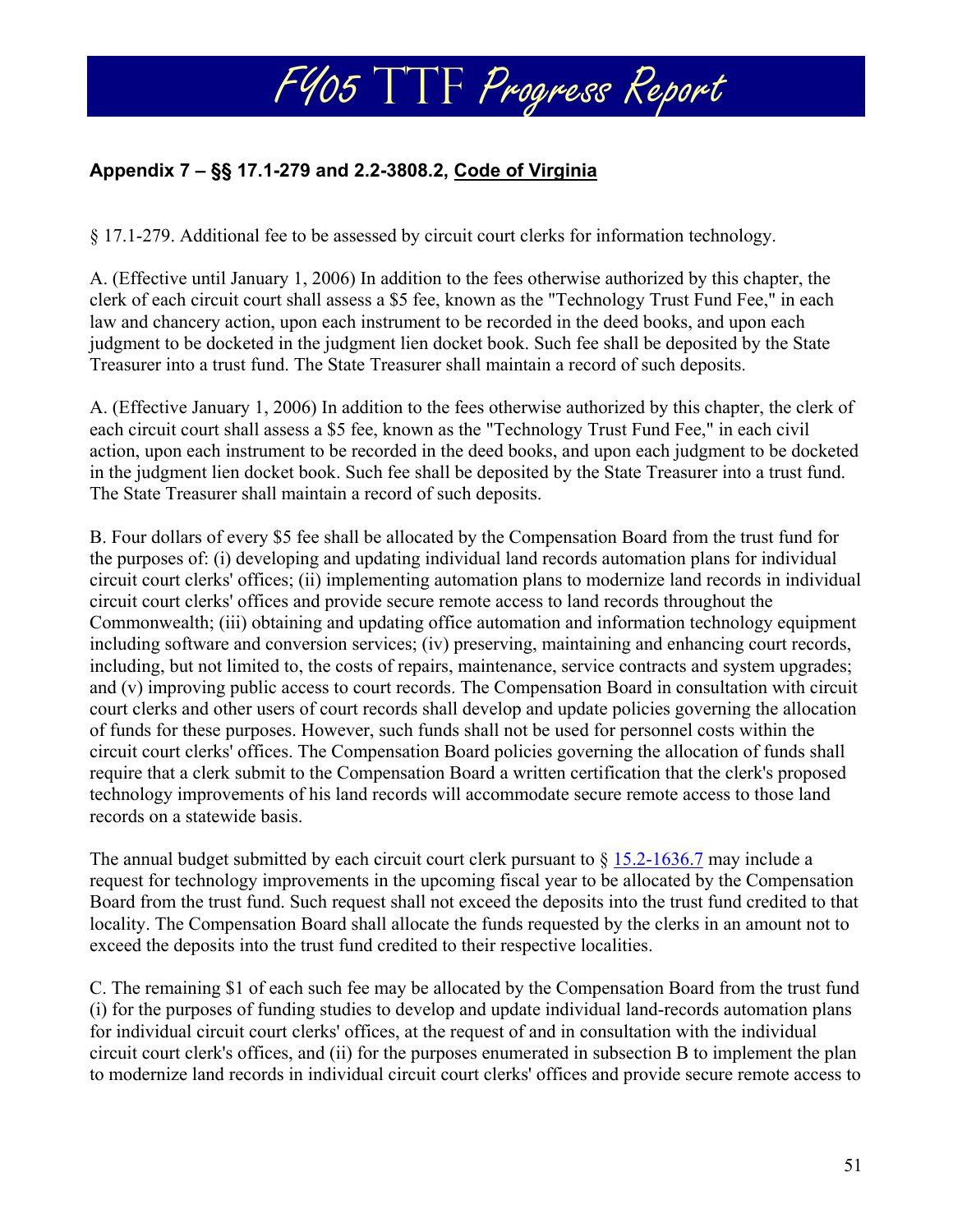## Appendix 7 – §§ 17.1-279 and 2.2-3808.2, Code of Virginia

§ 17.1-279. Additional fee to be assessed by circuit court clerks for information technology.

A. (Effective until January 1, 2006) In addition to the fees otherwise authorized by this chapter, the clerk of each circuit court shall assess a $5 fee, known as the "Technology Trust Fund Fee," in each law and chancery action, upon each instrument to be recorded in the deed books, and upon each judgment to be docketed in the judgment lien docket book. Such fee shall be deposited by the State Treasurer into a trust fund. The State Treasurer shall maintain a record of such deposits.

A. (Effective January 1, 2006) In addition to the fees otherwise authorized by this chapter, the clerk of each circuit court shall assess a $5 fee, known as the "Technology Trust Fund Fee," in each civil action, upon each instrument to be recorded in the deed books, and upon each judgment to be docketed in the judgment lien docket book. Such fee shall be deposited by the State Treasurer into a trust fund. The State Treasurer shall maintain a record of such deposits.

B. Four dollars of every $5 fee shall be allocated by the Compensation Board from the trust fund for the purposes of: (i) developing and updating individual land records automation plans for individual circuit court clerks' offices; (ii) implementing automation plans to modernize land records in individual circuit court clerks' offices and provide secure remote access to land records throughout the Commonwealth; (iii) obtaining and updating office automation and information technology equipment including software and conversion services; (iv) preserving, maintaining and enhancing court records, including, but not limited to, the costs of repairs, maintenance, service contracts and system upgrades; and (v) improving public access to court records. The Compensation Board in consultation with circuit court clerks and other users of court records shall develop and update policies governing the allocation of funds for these purposes. However, such funds shall not be used for personnel costs within the circuit court clerks' offices. The Compensation Board policies governing the allocation of funds shall require that a clerk submit to the Compensation Board a written certification that the clerk's proposed technology improvements of his land records will accommodate secure remote access to those land records on a statewide basis.

The annual budget submitted by each circuit court clerk pursuant to § 15.2-1636.7 may include a request for technology improvements in the upcoming fiscal year to be allocated by the Compensation Board from the trust fund. Such request shall not exceed the deposits into the trust fund credited to that locality. The Compensation Board shall allocate the funds requested by the clerks in an amount not to exceed the deposits into the trust fund credited to their respective localities.

C. The remaining $1 of each such fee may be allocated by the Compensation Board from the trust fund (i) for the purposes of funding studies to develop and update individual land-records automation plans for individual circuit court clerks' offices, at the request of and in consultation with the individual circuit court clerk's offices, and (ii) for the purposes enumerated in subsection B to implement the plan to modernize land records in individual circuit court clerks' offices and provide secure remote access to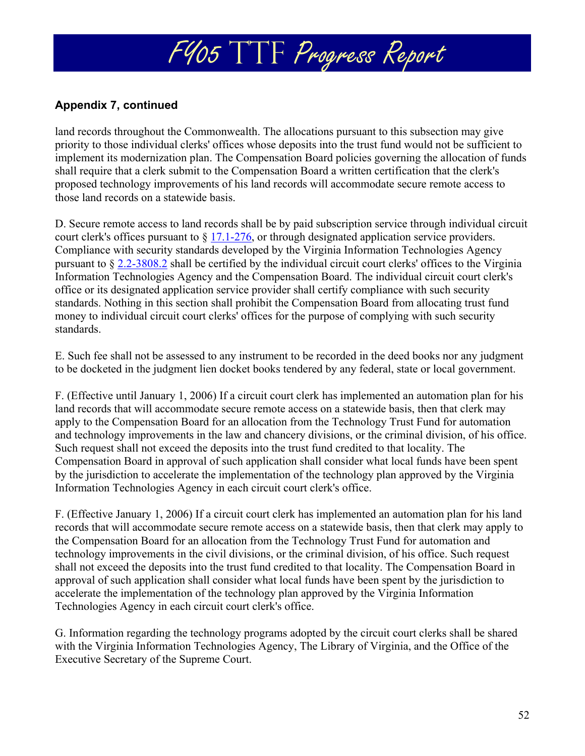### Appendix 7, continued

land records throughout the Commonwealth. The allocations pursuant to this subsection may give priority to those individual clerks' offices whose deposits into the trust fund would not be sufficient to implement its modernization plan. The Compensation Board policies governing the allocation of funds shall require that a clerk submit to the Compensation Board a written certification that the clerk's proposed technology improvements of his land records will accommodate secure remote access to those land records on a statewide basis.

D. Secure remote access to land records shall be by paid subscription service through individual circuit court clerk's offices pursuant to § 17.1-276, or through designated application service providers. Compliance with security standards developed by the Virginia Information Technologies Agency pursuant to § 2.2-3808.2 shall be certified by the individual circuit court clerks' offices to the Virginia Information Technologies Agency and the Compensation Board. The individual circuit court clerk's office or its designated application service provider shall certify compliance with such security standards. Nothing in this section shall prohibit the Compensation Board from allocating trust fund money to individual circuit court clerks' offices for the purpose of complying with such security standards.

E. Such fee shall not be assessed to any instrument to be recorded in the deed books nor any judgment to be docketed in the judgment lien docket books tendered by any federal, state or local government.

F. (Effective until January 1, 2006) If a circuit court clerk has implemented an automation plan for his land records that will accommodate secure remote access on a statewide basis, then that clerk may apply to the Compensation Board for an allocation from the Technology Trust Fund for automation and technology improvements in the law and chancery divisions, or the criminal division, of his office. Such request shall not exceed the deposits into the trust fund credited to that locality. The Compensation Board in approval of such application shall consider what local funds have been spent by the jurisdiction to accelerate the implementation of the technology plan approved by the Virginia Information Technologies Agency in each circuit court clerk's office.

F. (Effective January 1, 2006) If a circuit court clerk has implemented an automation plan for his land records that will accommodate secure remote access on a statewide basis, then that clerk may apply to the Compensation Board for an allocation from the Technology Trust Fund for automation and technology improvements in the civil divisions, or the criminal division, of his office. Such request shall not exceed the deposits into the trust fund credited to that locality. The Compensation Board in approval of such application shall consider what local funds have been spent by the jurisdiction to accelerate the implementation of the technology plan approved by the Virginia Information Technologies Agency in each circuit court clerk's office.

G. Information regarding the technology programs adopted by the circuit court clerks shall be shared with the Virginia Information Technologies Agency, The Library of Virginia, and the Office of the Executive Secretary of the Supreme Court.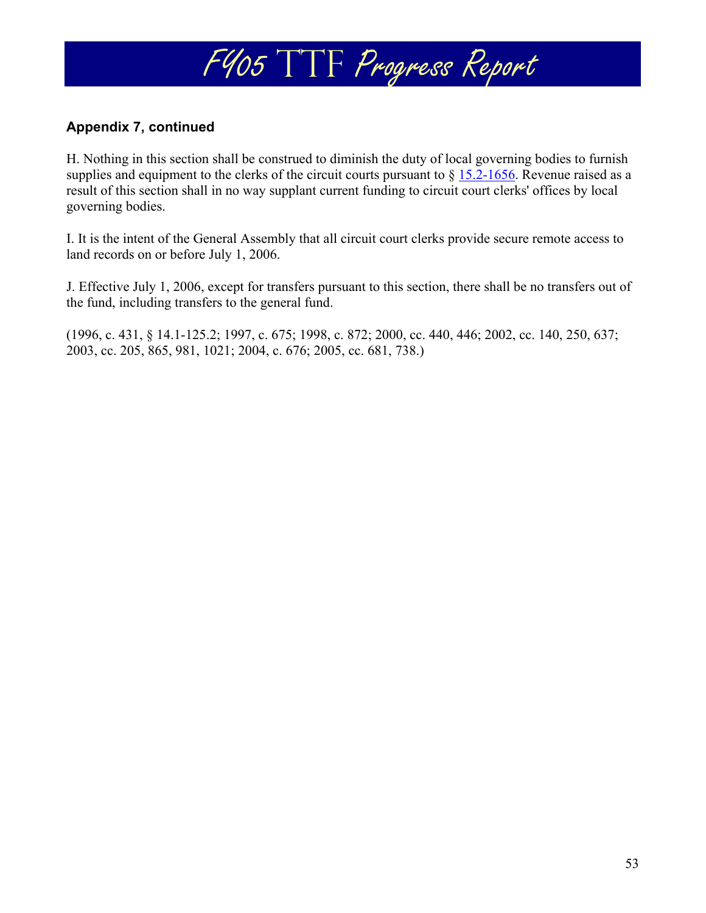**Appendix 7, continued**

H. Nothing in this section shall be construed to diminish the duty of local governing bodies to furnish supplies and equipment to the clerks of the circuit courts pursuant to § 15.2-1656. Revenue raised as a result of this section shall in no way supplant current funding to circuit court clerks' offices by local governing bodies.

I. It is the intent of the General Assembly that all circuit court clerks provide secure remote access to land records on or before July 1, 2006.

J. Effective July 1, 2006, except for transfers pursuant to this section, there shall be no transfers out of the fund, including transfers to the general fund.

(1996, c. 431, § 14.1-125.2; 1997, c. 675; 1998, c. 872; 2000, cc. 440, 446; 2002, cc. 140, 250, 637; 2003, cc. 205, 865, 981, 1021; 2004, c. 676; 2005, cc. 681, 738.)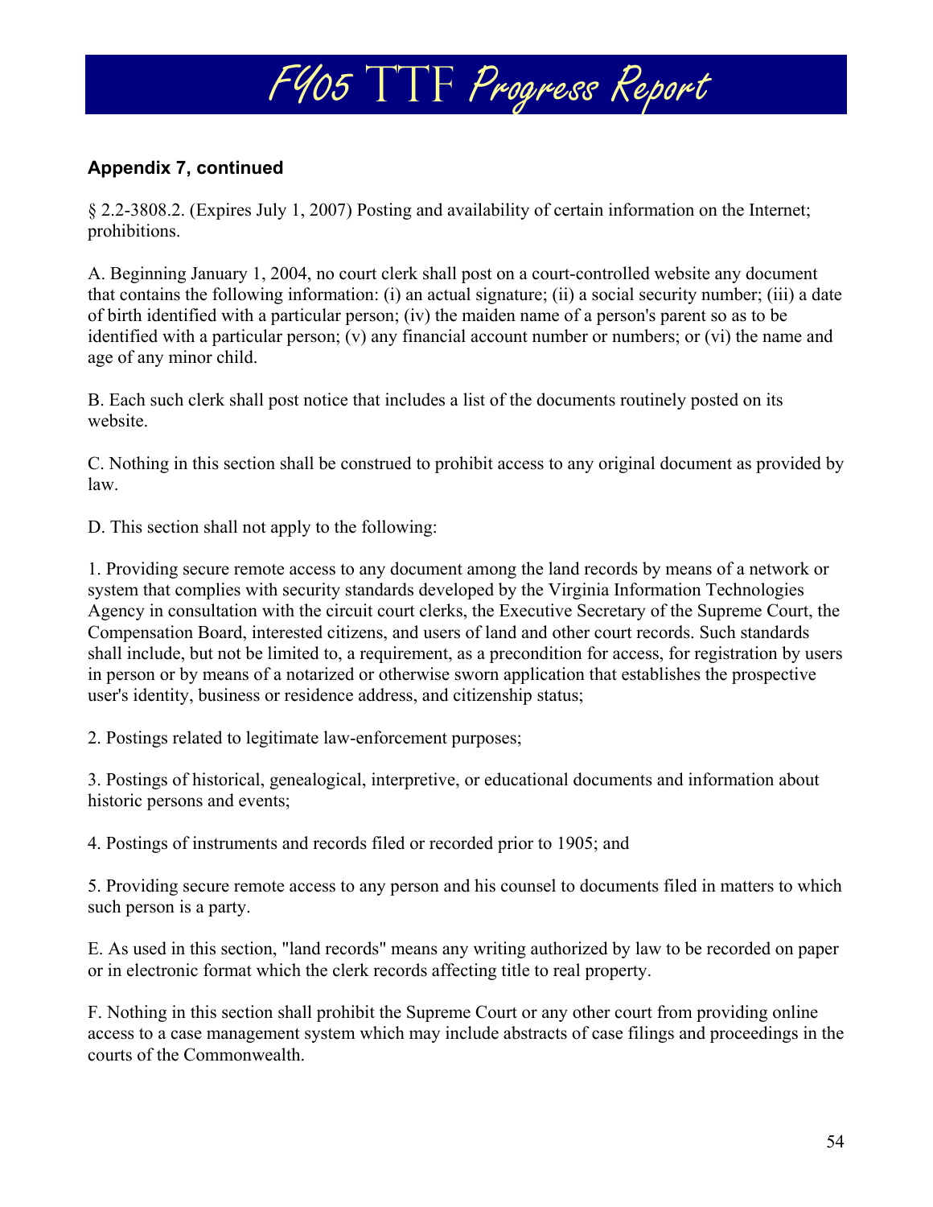**Appendix 7, continued**

§ 2.2-3808.2. (Expires July 1, 2007) Posting and availability of certain information on the Internet; prohibitions.

A. Beginning January 1, 2004, no court clerk shall post on a court-controlled website any document that contains the following information: (i) an actual signature; (ii) a social security number; (iii) a date of birth identified with a particular person; (iv) the maiden name of a person's parent so as to be identified with a particular person; (v) any financial account number or numbers; or (vi) the name and age of any minor child.

B. Each such clerk shall post notice that includes a list of the documents routinely posted on its website.

C. Nothing in this section shall be construed to prohibit access to any original document as provided by law.

D. This section shall not apply to the following:

1. Providing secure remote access to any document among the land records by means of a network or system that complies with security standards developed by the Virginia Information Technologies Agency in consultation with the circuit court clerks, the Executive Secretary of the Supreme Court, the Compensation Board, interested citizens, and users of land and other court records. Such standards shall include, but not be limited to, a requirement, as a precondition for access, for registration by users in person or by means of a notarized or otherwise sworn application that establishes the prospective user's identity, business or residence address, and citizenship status;

2. Postings related to legitimate law-enforcement purposes;

3. Postings of historical, genealogical, interpretive, or educational documents and information about historic persons and events;

4. Postings of instruments and records filed or recorded prior to 1905; and

5. Providing secure remote access to any person and his counsel to documents filed in matters to which such person is a party.

E. As used in this section, "land records" means any writing authorized by law to be recorded on paper or in electronic format which the clerk records affecting title to real property.

F. Nothing in this section shall prohibit the Supreme Court or any other court from providing online access to a case management system which may include abstracts of case filings and proceedings in the courts of the Commonwealth.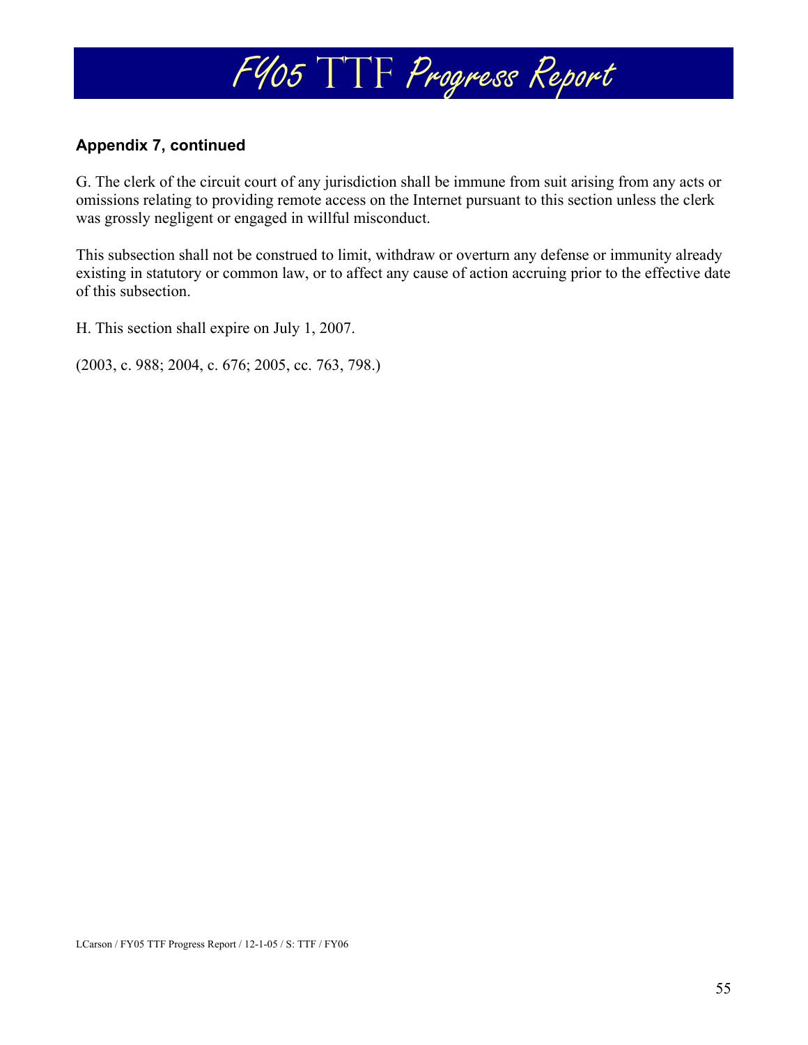### Appendix 7, continued

G. The clerk of the circuit court of any jurisdiction shall be immune from suit arising from any acts or omissions relating to providing remote access on the Internet pursuant to this section unless the clerk was grossly negligent or engaged in willful misconduct.

This subsection shall not be construed to limit, withdraw or overturn any defense or immunity already existing in statutory or common law, or to affect any cause of action accruing prior to the effective date of this subsection.

H. This section shall expire on July 1, 2007.

(2003, c. 988; 2004, c. 676; 2005, cc. 763, 798.)